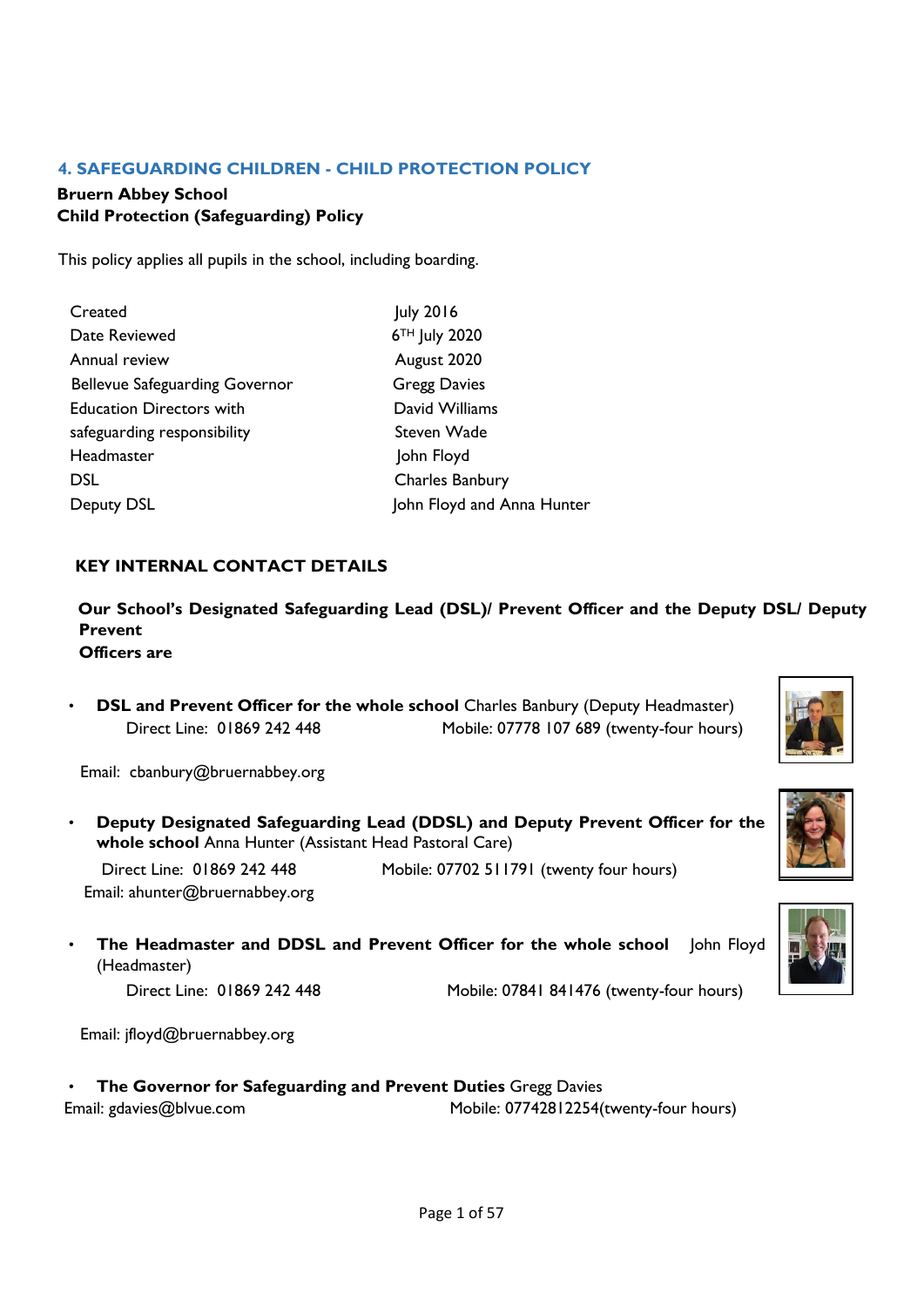## 4. SAFEGUARDING CHILDREN - CHILD PROTECTION POLICY

**Bruern Abbey School**
**Child Protection (Safeguarding) Policy**

This policy applies all pupils in the school, including boarding.

| | |
|---|---|
| Created | July 2016 |
| Date Reviewed | 6TH July 2020 |
| Annual review | August 2020 |
| Bellevue Safeguarding Governor | Gregg Davies |
| Education Directors with safeguarding responsibility | David Williams<br>Steven Wade |
| Headmaster | John Floyd |
| DSL | Charles Banbury |
| Deputy DSL | John Floyd and Anna Hunter |

### KEY INTERNAL CONTACT DETAILS

**Our School's Designated Safeguarding Lead (DSL)/ Prevent Officer and the Deputy DSL/ Deputy Prevent Officers are**

- **DSL and Prevent Officer for the whole school** Charles Banbury (Deputy Headmaster)
  Direct Line: 01869 242 448 Mobile: 07778 107 689 (twenty-four hours)

  Email: cbanbury@bruernabbey.org

- **Deputy Designated Safeguarding Lead (DDSL) and Deputy Prevent Officer for the whole school** Anna Hunter (Assistant Head Pastoral Care)
  Direct Line: 01869 242 448 Mobile: 07702 511791 (twenty four hours)
  Email: ahunter@bruernabbey.org

- **The Headmaster and DDSL and Prevent Officer for the whole school** John Floyd (Headmaster)
  Direct Line: 01869 242 448 Mobile: 07841 841476 (twenty-four hours)

  Email: jfloyd@bruernabbey.org

- **The Governor for Safeguarding and Prevent Duties** Gregg Davies
  Email: gdavies@blvue.com Mobile: 07742812254(twenty-four hours)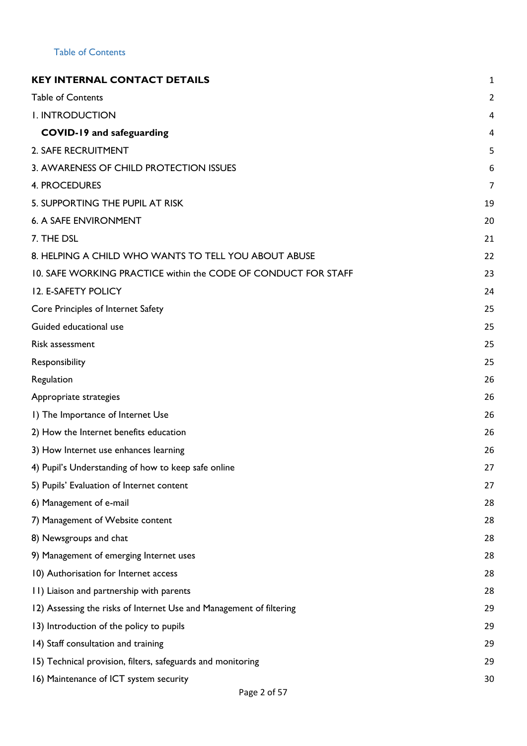Table of Contents

| | |
|---|---|
| **KEY INTERNAL CONTACT DETAILS** | 1 |
| Table of Contents | 2 |
| 1. INTRODUCTION | 4 |
| **COVID-19 and safeguarding** | 4 |
| 2. SAFE RECRUITMENT | 5 |
| 3. AWARENESS OF CHILD PROTECTION ISSUES | 6 |
| 4. PROCEDURES | 7 |
| 5. SUPPORTING THE PUPIL AT RISK | 19 |
| 6. A SAFE ENVIRONMENT | 20 |
| 7. THE DSL | 21 |
| 8. HELPING A CHILD WHO WANTS TO TELL YOU ABOUT ABUSE | 22 |
| 10. SAFE WORKING PRACTICE within the CODE OF CONDUCT FOR STAFF | 23 |
| 12. E-SAFETY POLICY | 24 |
| Core Principles of Internet Safety | 25 |
| Guided educational use | 25 |
| Risk assessment | 25 |
| Responsibility | 25 |
| Regulation | 26 |
| Appropriate strategies | 26 |
| 1) The Importance of Internet Use | 26 |
| 2) How the Internet benefits education | 26 |
| 3) How Internet use enhances learning | 26 |
| 4) Pupil's Understanding of how to keep safe online | 27 |
| 5) Pupils' Evaluation of Internet content | 27 |
| 6) Management of e-mail | 28 |
| 7) Management of Website content | 28 |
| 8) Newsgroups and chat | 28 |
| 9) Management of emerging Internet uses | 28 |
| 10) Authorisation for Internet access | 28 |
| 11) Liaison and partnership with parents | 28 |
| 12) Assessing the risks of Internet Use and Management of filtering | 29 |
| 13) Introduction of the policy to pupils | 29 |
| 14) Staff consultation and training | 29 |
| 15) Technical provision, filters, safeguards and monitoring | 29 |
| 16) Maintenance of ICT system security | 30 |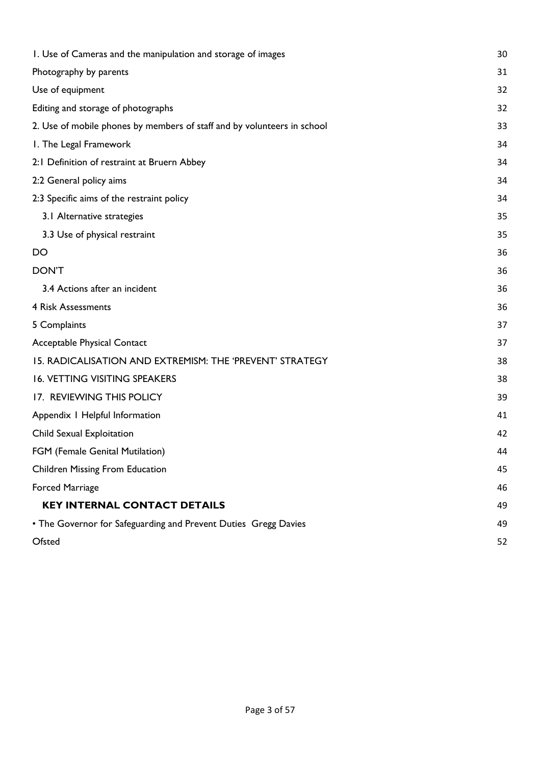1. Use of Cameras and the manipulation and storage of images 30

Photography by parents 31

Use of equipment 32

Editing and storage of photographs 32

2. Use of mobile phones by members of staff and by volunteers in school 33

1. The Legal Framework 34

2:1 Definition of restraint at Bruern Abbey 34

2:2 General policy aims 34

2:3 Specific aims of the restraint policy 34

3.1 Alternative strategies 35

3.3 Use of physical restraint 35

DO 36

DON'T 36

3.4 Actions after an incident 36

4 Risk Assessments 36

5 Complaints 37

Acceptable Physical Contact 37

15. RADICALISATION AND EXTREMISM: THE 'PREVENT' STRATEGY 38

16. VETTING VISITING SPEAKERS 38

17. REVIEWING THIS POLICY 39

Appendix 1 Helpful Information 41

Child Sexual Exploitation 42

FGM (Female Genital Mutilation) 44

Children Missing From Education 45

Forced Marriage 46

**KEY INTERNAL CONTACT DETAILS** 49

• The Governor for Safeguarding and Prevent Duties Gregg Davies 49

Ofsted 52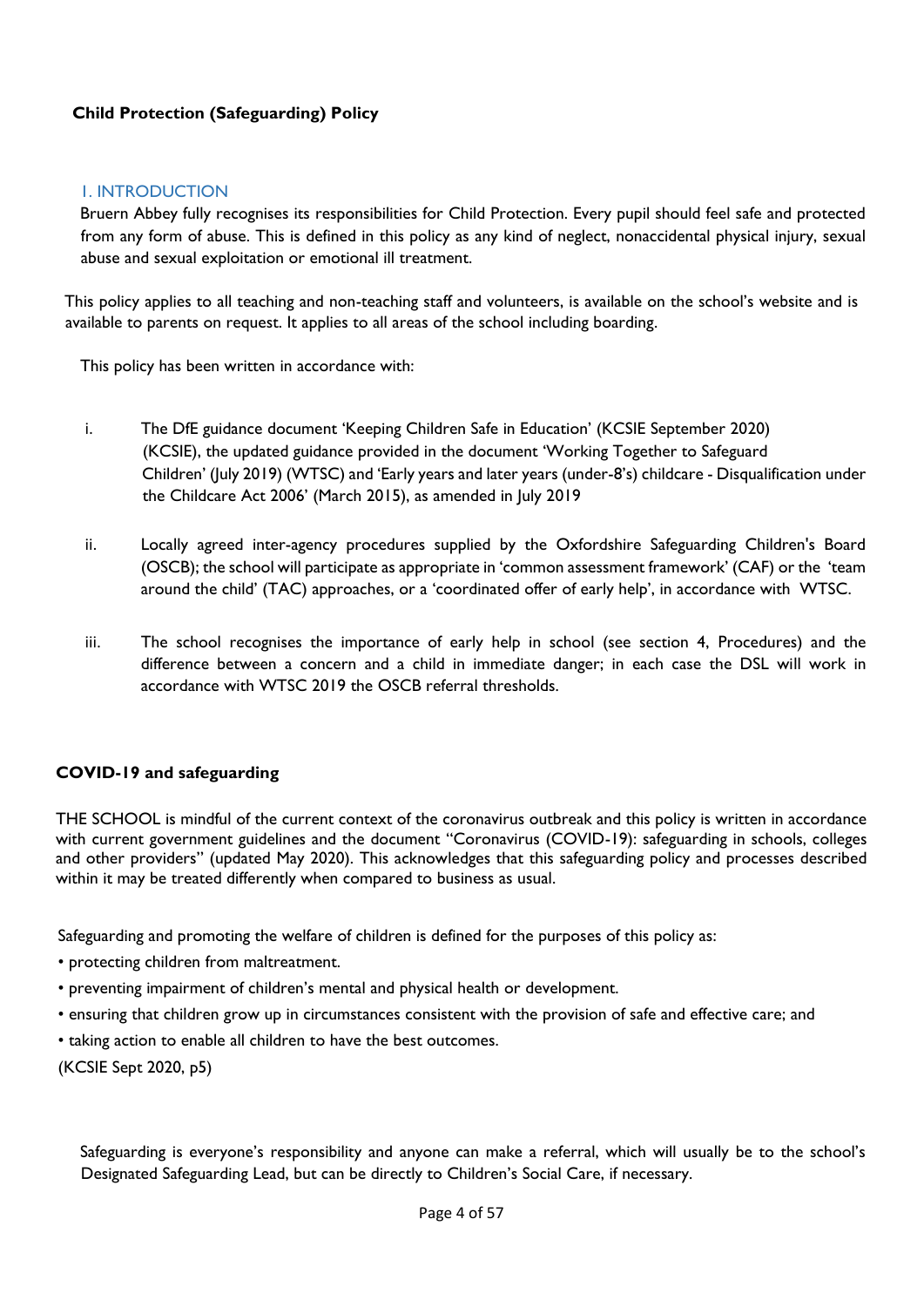**Child Protection (Safeguarding) Policy**

## 1. INTRODUCTION

Bruern Abbey fully recognises its responsibilities for Child Protection. Every pupil should feel safe and protected from any form of abuse. This is defined in this policy as any kind of neglect, nonaccidental physical injury, sexual abuse and sexual exploitation or emotional ill treatment.

This policy applies to all teaching and non-teaching staff and volunteers, is available on the school's website and is available to parents on request. It applies to all areas of the school including boarding.

This policy has been written in accordance with:

i. The DfE guidance document 'Keeping Children Safe in Education' (KCSIE September 2020) (KCSIE), the updated guidance provided in the document 'Working Together to Safeguard Children' (July 2019) (WTSC) and 'Early years and later years (under-8's) childcare - Disqualification under the Childcare Act 2006' (March 2015), as amended in July 2019

ii. Locally agreed inter-agency procedures supplied by the Oxfordshire Safeguarding Children's Board (OSCB); the school will participate as appropriate in 'common assessment framework' (CAF) or the 'team around the child' (TAC) approaches, or a 'coordinated offer of early help', in accordance with WTSC.

iii. The school recognises the importance of early help in school (see section 4, Procedures) and the difference between a concern and a child in immediate danger; in each case the DSL will work in accordance with WTSC 2019 the OSCB referral thresholds.

**COVID-19 and safeguarding**

THE SCHOOL is mindful of the current context of the coronavirus outbreak and this policy is written in accordance with current government guidelines and the document "Coronavirus (COVID-19): safeguarding in schools, colleges and other providers" (updated May 2020). This acknowledges that this safeguarding policy and processes described within it may be treated differently when compared to business as usual.

Safeguarding and promoting the welfare of children is defined for the purposes of this policy as:

- protecting children from maltreatment.
- preventing impairment of children's mental and physical health or development.
- ensuring that children grow up in circumstances consistent with the provision of safe and effective care; and
- taking action to enable all children to have the best outcomes.

(KCSIE Sept 2020, p5)

Safeguarding is everyone's responsibility and anyone can make a referral, which will usually be to the school's Designated Safeguarding Lead, but can be directly to Children's Social Care, if necessary.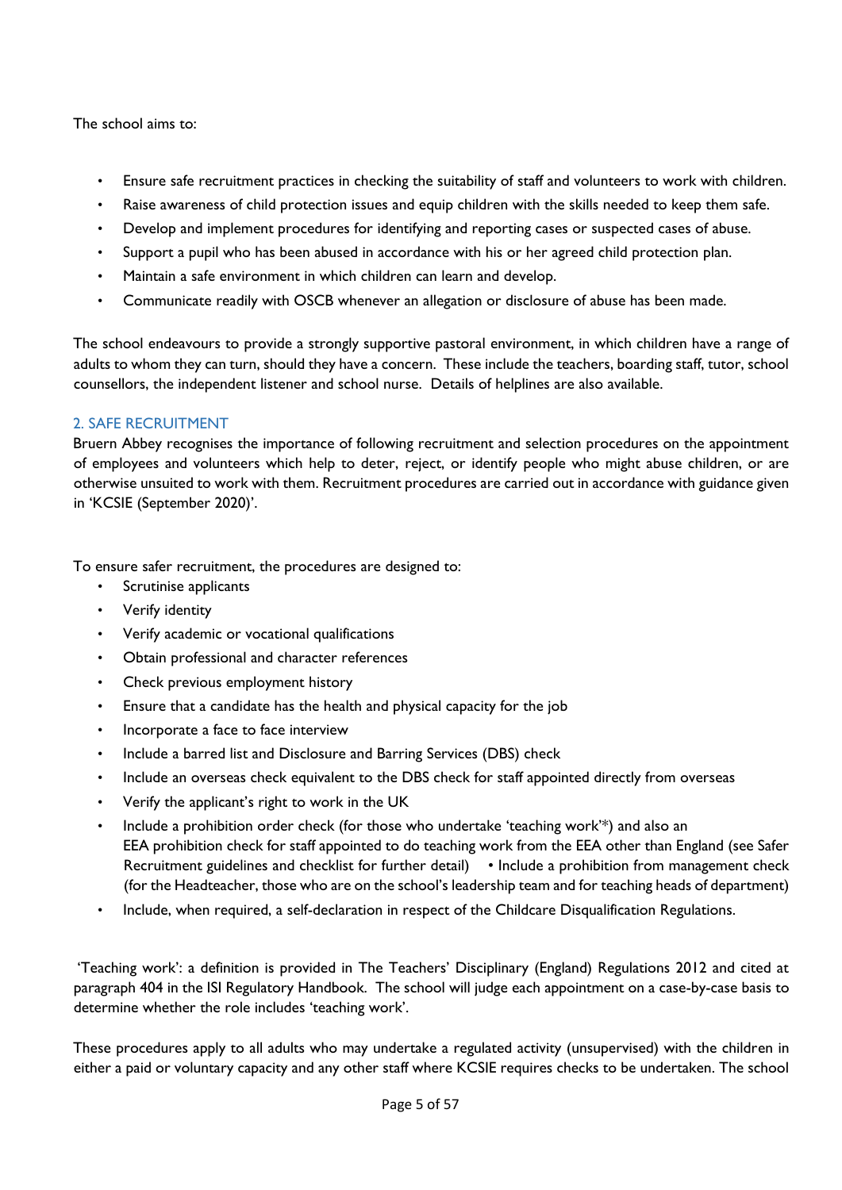The school aims to:

- Ensure safe recruitment practices in checking the suitability of staff and volunteers to work with children.
- Raise awareness of child protection issues and equip children with the skills needed to keep them safe.
- Develop and implement procedures for identifying and reporting cases or suspected cases of abuse.
- Support a pupil who has been abused in accordance with his or her agreed child protection plan.
- Maintain a safe environment in which children can learn and develop.
- Communicate readily with OSCB whenever an allegation or disclosure of abuse has been made.

The school endeavours to provide a strongly supportive pastoral environment, in which children have a range of adults to whom they can turn, should they have a concern. These include the teachers, boarding staff, tutor, school counsellors, the independent listener and school nurse. Details of helplines are also available.

## 2. SAFE RECRUITMENT

Bruern Abbey recognises the importance of following recruitment and selection procedures on the appointment of employees and volunteers which help to deter, reject, or identify people who might abuse children, or are otherwise unsuited to work with them. Recruitment procedures are carried out in accordance with guidance given in 'KCSIE (September 2020)'.

To ensure safer recruitment, the procedures are designed to:

- Scrutinise applicants
- Verify identity
- Verify academic or vocational qualifications
- Obtain professional and character references
- Check previous employment history
- Ensure that a candidate has the health and physical capacity for the job
- Incorporate a face to face interview
- Include a barred list and Disclosure and Barring Services (DBS) check
- Include an overseas check equivalent to the DBS check for staff appointed directly from overseas
- Verify the applicant's right to work in the UK
- Include a prohibition order check (for those who undertake 'teaching work'*) and also an EEA prohibition check for staff appointed to do teaching work from the EEA other than England (see Safer Recruitment guidelines and checklist for further detail) • Include a prohibition from management check (for the Headteacher, those who are on the school's leadership team and for teaching heads of department)
- Include, when required, a self-declaration in respect of the Childcare Disqualification Regulations.

'Teaching work': a definition is provided in The Teachers' Disciplinary (England) Regulations 2012 and cited at paragraph 404 in the ISI Regulatory Handbook. The school will judge each appointment on a case-by-case basis to determine whether the role includes 'teaching work'.

These procedures apply to all adults who may undertake a regulated activity (unsupervised) with the children in either a paid or voluntary capacity and any other staff where KCSIE requires checks to be undertaken. The school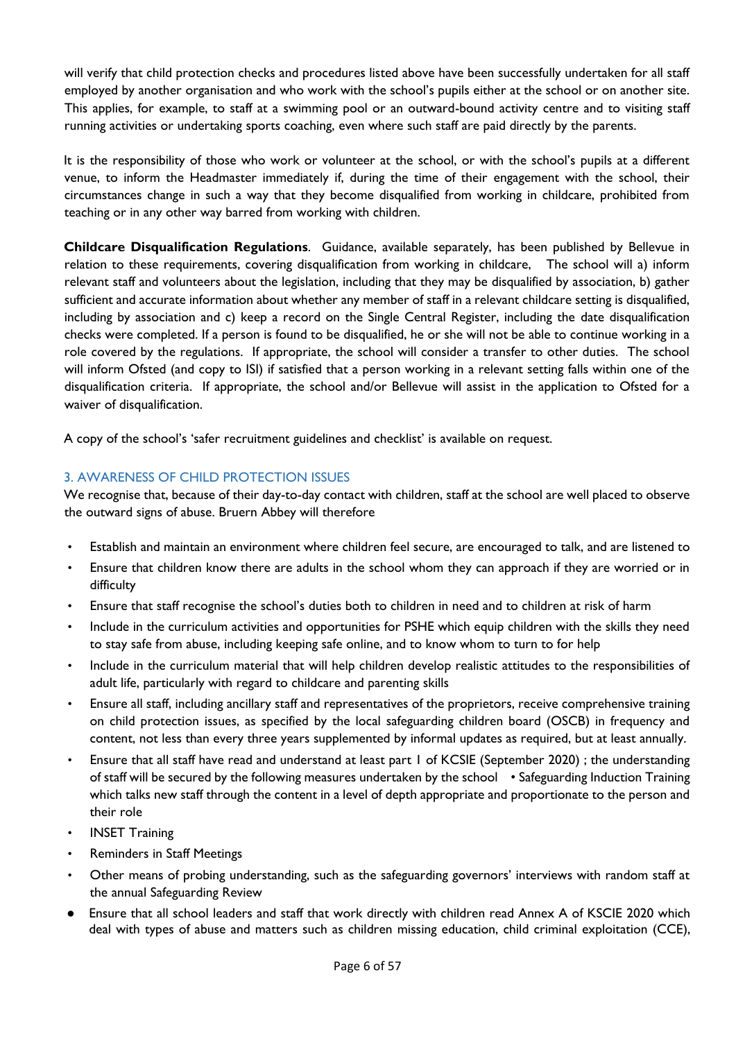will verify that child protection checks and procedures listed above have been successfully undertaken for all staff employed by another organisation and who work with the school's pupils either at the school or on another site. This applies, for example, to staff at a swimming pool or an outward-bound activity centre and to visiting staff running activities or undertaking sports coaching, even where such staff are paid directly by the parents.

It is the responsibility of those who work or volunteer at the school, or with the school's pupils at a different venue, to inform the Headmaster immediately if, during the time of their engagement with the school, their circumstances change in such a way that they become disqualified from working in childcare, prohibited from teaching or in any other way barred from working with children.

**Childcare Disqualification Regulations**. Guidance, available separately, has been published by Bellevue in relation to these requirements, covering disqualification from working in childcare, The school will a) inform relevant staff and volunteers about the legislation, including that they may be disqualified by association, b) gather sufficient and accurate information about whether any member of staff in a relevant childcare setting is disqualified, including by association and c) keep a record on the Single Central Register, including the date disqualification checks were completed. If a person is found to be disqualified, he or she will not be able to continue working in a role covered by the regulations. If appropriate, the school will consider a transfer to other duties. The school will inform Ofsted (and copy to ISI) if satisfied that a person working in a relevant setting falls within one of the disqualification criteria. If appropriate, the school and/or Bellevue will assist in the application to Ofsted for a waiver of disqualification.

A copy of the school's 'safer recruitment guidelines and checklist' is available on request.

## 3. AWARENESS OF CHILD PROTECTION ISSUES

We recognise that, because of their day-to-day contact with children, staff at the school are well placed to observe the outward signs of abuse. Bruern Abbey will therefore

- Establish and maintain an environment where children feel secure, are encouraged to talk, and are listened to
- Ensure that children know there are adults in the school whom they can approach if they are worried or in difficulty
- Ensure that staff recognise the school's duties both to children in need and to children at risk of harm
- Include in the curriculum activities and opportunities for PSHE which equip children with the skills they need to stay safe from abuse, including keeping safe online, and to know whom to turn to for help
- Include in the curriculum material that will help children develop realistic attitudes to the responsibilities of adult life, particularly with regard to childcare and parenting skills
- Ensure all staff, including ancillary staff and representatives of the proprietors, receive comprehensive training on child protection issues, as specified by the local safeguarding children board (OSCB) in frequency and content, not less than every three years supplemented by informal updates as required, but at least annually.
- Ensure that all staff have read and understand at least part 1 of KCSIE (September 2020) ; the understanding of staff will be secured by the following measures undertaken by the school • Safeguarding Induction Training which talks new staff through the content in a level of depth appropriate and proportionate to the person and their role
- INSET Training
- Reminders in Staff Meetings
- Other means of probing understanding, such as the safeguarding governors' interviews with random staff at the annual Safeguarding Review
- Ensure that all school leaders and staff that work directly with children read Annex A of KSCIE 2020 which deal with types of abuse and matters such as children missing education, child criminal exploitation (CCE),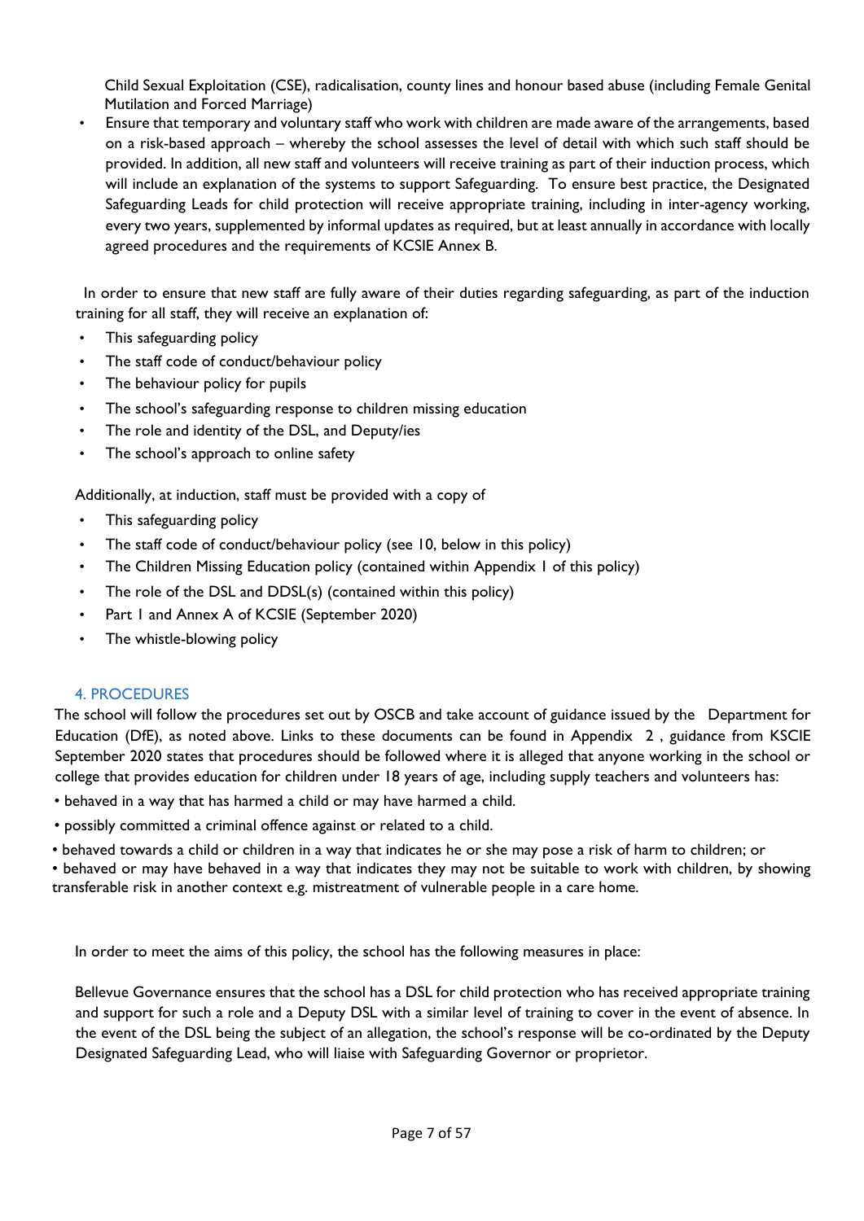Child Sexual Exploitation (CSE), radicalisation, county lines and honour based abuse (including Female Genital Mutilation and Forced Marriage)

- Ensure that temporary and voluntary staff who work with children are made aware of the arrangements, based on a risk-based approach – whereby the school assesses the level of detail with which such staff should be provided. In addition, all new staff and volunteers will receive training as part of their induction process, which will include an explanation of the systems to support Safeguarding. To ensure best practice, the Designated Safeguarding Leads for child protection will receive appropriate training, including in inter-agency working, every two years, supplemented by informal updates as required, but at least annually in accordance with locally agreed procedures and the requirements of KCSIE Annex B.

In order to ensure that new staff are fully aware of their duties regarding safeguarding, as part of the induction training for all staff, they will receive an explanation of:

- This safeguarding policy
- The staff code of conduct/behaviour policy
- The behaviour policy for pupils
- The school's safeguarding response to children missing education
- The role and identity of the DSL, and Deputy/ies
- The school's approach to online safety

Additionally, at induction, staff must be provided with a copy of

- This safeguarding policy
- The staff code of conduct/behaviour policy (see 10, below in this policy)
- The Children Missing Education policy (contained within Appendix 1 of this policy)
- The role of the DSL and DDSL(s) (contained within this policy)
- Part 1 and Annex A of KCSIE (September 2020)
- The whistle-blowing policy

## 4. PROCEDURES

The school will follow the procedures set out by OSCB and take account of guidance issued by the Department for Education (DfE), as noted above. Links to these documents can be found in Appendix 2 , guidance from KCSIE September 2020 states that procedures should be followed where it is alleged that anyone working in the school or college that provides education for children under 18 years of age, including supply teachers and volunteers has:

- behaved in a way that has harmed a child or may have harmed a child.
- possibly committed a criminal offence against or related to a child.
- behaved towards a child or children in a way that indicates he or she may pose a risk of harm to children; or
- behaved or may have behaved in a way that indicates they may not be suitable to work with children, by showing transferable risk in another context e.g. mistreatment of vulnerable people in a care home.

In order to meet the aims of this policy, the school has the following measures in place:

Bellevue Governance ensures that the school has a DSL for child protection who has received appropriate training and support for such a role and a Deputy DSL with a similar level of training to cover in the event of absence. In the event of the DSL being the subject of an allegation, the school's response will be co-ordinated by the Deputy Designated Safeguarding Lead, who will liaise with Safeguarding Governor or proprietor.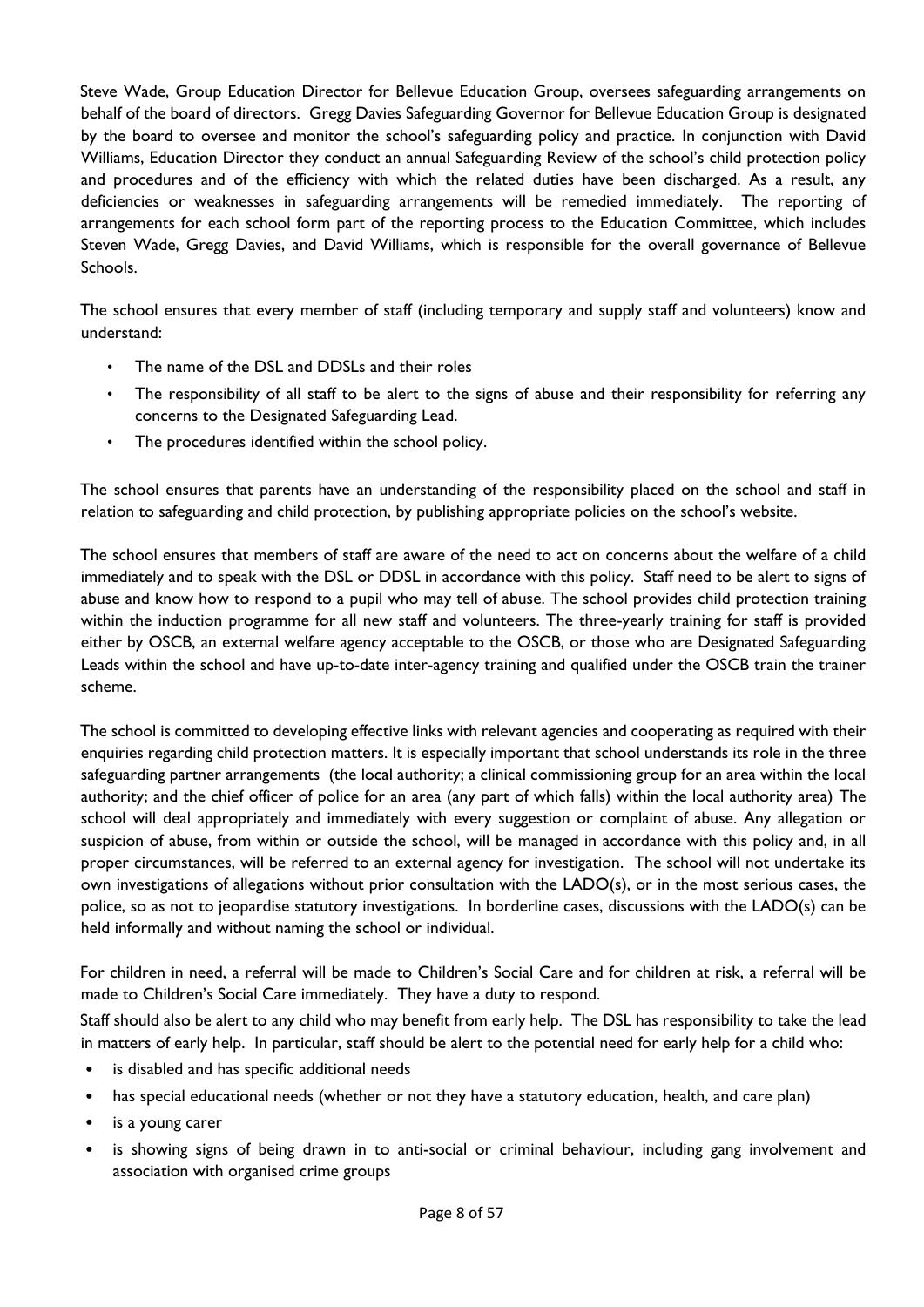Steve Wade, Group Education Director for Bellevue Education Group, oversees safeguarding arrangements on behalf of the board of directors. Gregg Davies Safeguarding Governor for Bellevue Education Group is designated by the board to oversee and monitor the school's safeguarding policy and practice. In conjunction with David Williams, Education Director they conduct an annual Safeguarding Review of the school's child protection policy and procedures and of the efficiency with which the related duties have been discharged. As a result, any deficiencies or weaknesses in safeguarding arrangements will be remedied immediately. The reporting of arrangements for each school form part of the reporting process to the Education Committee, which includes Steven Wade, Gregg Davies, and David Williams, which is responsible for the overall governance of Bellevue Schools.

The school ensures that every member of staff (including temporary and supply staff and volunteers) know and understand:

- The name of the DSL and DDSLs and their roles
- The responsibility of all staff to be alert to the signs of abuse and their responsibility for referring any concerns to the Designated Safeguarding Lead.
- The procedures identified within the school policy.

The school ensures that parents have an understanding of the responsibility placed on the school and staff in relation to safeguarding and child protection, by publishing appropriate policies on the school's website.

The school ensures that members of staff are aware of the need to act on concerns about the welfare of a child immediately and to speak with the DSL or DDSL in accordance with this policy. Staff need to be alert to signs of abuse and know how to respond to a pupil who may tell of abuse. The school provides child protection training within the induction programme for all new staff and volunteers. The three-yearly training for staff is provided either by OSCB, an external welfare agency acceptable to the OSCB, or those who are Designated Safeguarding Leads within the school and have up-to-date inter-agency training and qualified under the OSCB train the trainer scheme.

The school is committed to developing effective links with relevant agencies and cooperating as required with their enquiries regarding child protection matters. It is especially important that school understands its role in the three safeguarding partner arrangements (the local authority; a clinical commissioning group for an area within the local authority; and the chief officer of police for an area (any part of which falls) within the local authority area) The school will deal appropriately and immediately with every suggestion or complaint of abuse. Any allegation or suspicion of abuse, from within or outside the school, will be managed in accordance with this policy and, in all proper circumstances, will be referred to an external agency for investigation. The school will not undertake its own investigations of allegations without prior consultation with the LADO(s), or in the most serious cases, the police, so as not to jeopardise statutory investigations. In borderline cases, discussions with the LADO(s) can be held informally and without naming the school or individual.

For children in need, a referral will be made to Children's Social Care and for children at risk, a referral will be made to Children's Social Care immediately. They have a duty to respond.

Staff should also be alert to any child who may benefit from early help. The DSL has responsibility to take the lead in matters of early help. In particular, staff should be alert to the potential need for early help for a child who:

- is disabled and has specific additional needs
- has special educational needs (whether or not they have a statutory education, health, and care plan)
- is a young carer
- is showing signs of being drawn in to anti-social or criminal behaviour, including gang involvement and association with organised crime groups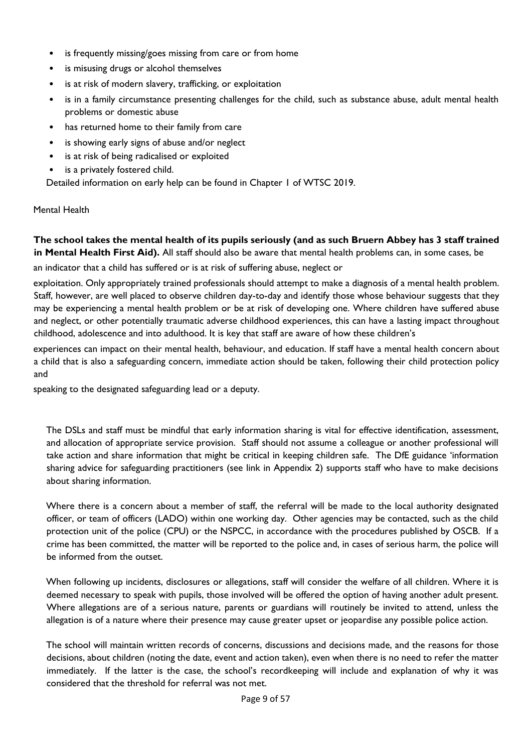- is frequently missing/goes missing from care or from home
- is misusing drugs or alcohol themselves
- is at risk of modern slavery, trafficking, or exploitation
- is in a family circumstance presenting challenges for the child, such as substance abuse, adult mental health problems or domestic abuse
- has returned home to their family from care
- is showing early signs of abuse and/or neglect
- is at risk of being radicalised or exploited
- is a privately fostered child.

Detailed information on early help can be found in Chapter 1 of WTSC 2019.

Mental Health

**The school takes the mental health of its pupils seriously (and as such Bruern Abbey has 3 staff trained in Mental Health First Aid).** All staff should also be aware that mental health problems can, in some cases, be an indicator that a child has suffered or is at risk of suffering abuse, neglect or exploitation. Only appropriately trained professionals should attempt to make a diagnosis of a mental health problem. Staff, however, are well placed to observe children day-to-day and identify those whose behaviour suggests that they may be experiencing a mental health problem or be at risk of developing one. Where children have suffered abuse and neglect, or other potentially traumatic adverse childhood experiences, this can have a lasting impact throughout childhood, adolescence and into adulthood. It is key that staff are aware of how these children's experiences can impact on their mental health, behaviour, and education. If staff have a mental health concern about a child that is also a safeguarding concern, immediate action should be taken, following their child protection policy and speaking to the designated safeguarding lead or a deputy.

The DSLs and staff must be mindful that early information sharing is vital for effective identification, assessment, and allocation of appropriate service provision. Staff should not assume a colleague or another professional will take action and share information that might be critical in keeping children safe. The DfE guidance 'information sharing advice for safeguarding practitioners (see link in Appendix 2) supports staff who have to make decisions about sharing information.

Where there is a concern about a member of staff, the referral will be made to the local authority designated officer, or team of officers (LADO) within one working day. Other agencies may be contacted, such as the child protection unit of the police (CPU) or the NSPCC, in accordance with the procedures published by OSCB. If a crime has been committed, the matter will be reported to the police and, in cases of serious harm, the police will be informed from the outset.

When following up incidents, disclosures or allegations, staff will consider the welfare of all children. Where it is deemed necessary to speak with pupils, those involved will be offered the option of having another adult present. Where allegations are of a serious nature, parents or guardians will routinely be invited to attend, unless the allegation is of a nature where their presence may cause greater upset or jeopardise any possible police action.

The school will maintain written records of concerns, discussions and decisions made, and the reasons for those decisions, about children (noting the date, event and action taken), even when there is no need to refer the matter immediately. If the latter is the case, the school's recordkeeping will include and explanation of why it was considered that the threshold for referral was not met.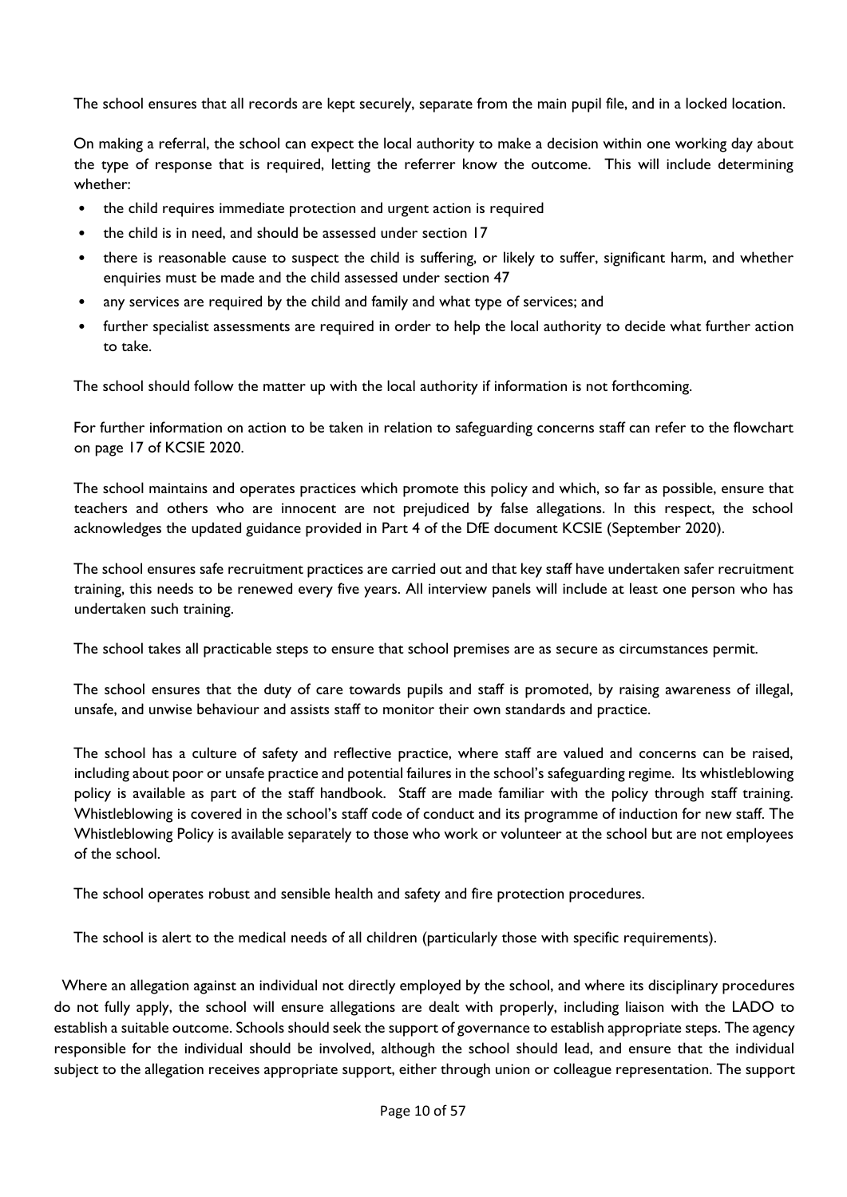The school ensures that all records are kept securely, separate from the main pupil file, and in a locked location.

On making a referral, the school can expect the local authority to make a decision within one working day about the type of response that is required, letting the referrer know the outcome. This will include determining whether:

- the child requires immediate protection and urgent action is required
- the child is in need, and should be assessed under section 17
- there is reasonable cause to suspect the child is suffering, or likely to suffer, significant harm, and whether enquiries must be made and the child assessed under section 47
- any services are required by the child and family and what type of services; and
- further specialist assessments are required in order to help the local authority to decide what further action to take.

The school should follow the matter up with the local authority if information is not forthcoming.

For further information on action to be taken in relation to safeguarding concerns staff can refer to the flowchart on page 17 of KCSIE 2020.

The school maintains and operates practices which promote this policy and which, so far as possible, ensure that teachers and others who are innocent are not prejudiced by false allegations. In this respect, the school acknowledges the updated guidance provided in Part 4 of the DfE document KCSIE (September 2020).

The school ensures safe recruitment practices are carried out and that key staff have undertaken safer recruitment training, this needs to be renewed every five years. All interview panels will include at least one person who has undertaken such training.

The school takes all practicable steps to ensure that school premises are as secure as circumstances permit.

The school ensures that the duty of care towards pupils and staff is promoted, by raising awareness of illegal, unsafe, and unwise behaviour and assists staff to monitor their own standards and practice.

The school has a culture of safety and reflective practice, where staff are valued and concerns can be raised, including about poor or unsafe practice and potential failures in the school's safeguarding regime. Its whistleblowing policy is available as part of the staff handbook. Staff are made familiar with the policy through staff training. Whistleblowing is covered in the school's staff code of conduct and its programme of induction for new staff. The Whistleblowing Policy is available separately to those who work or volunteer at the school but are not employees of the school.

The school operates robust and sensible health and safety and fire protection procedures.

The school is alert to the medical needs of all children (particularly those with specific requirements).

Where an allegation against an individual not directly employed by the school, and where its disciplinary procedures do not fully apply, the school will ensure allegations are dealt with properly, including liaison with the LADO to establish a suitable outcome. Schools should seek the support of governance to establish appropriate steps. The agency responsible for the individual should be involved, although the school should lead, and ensure that the individual subject to the allegation receives appropriate support, either through union or colleague representation. The support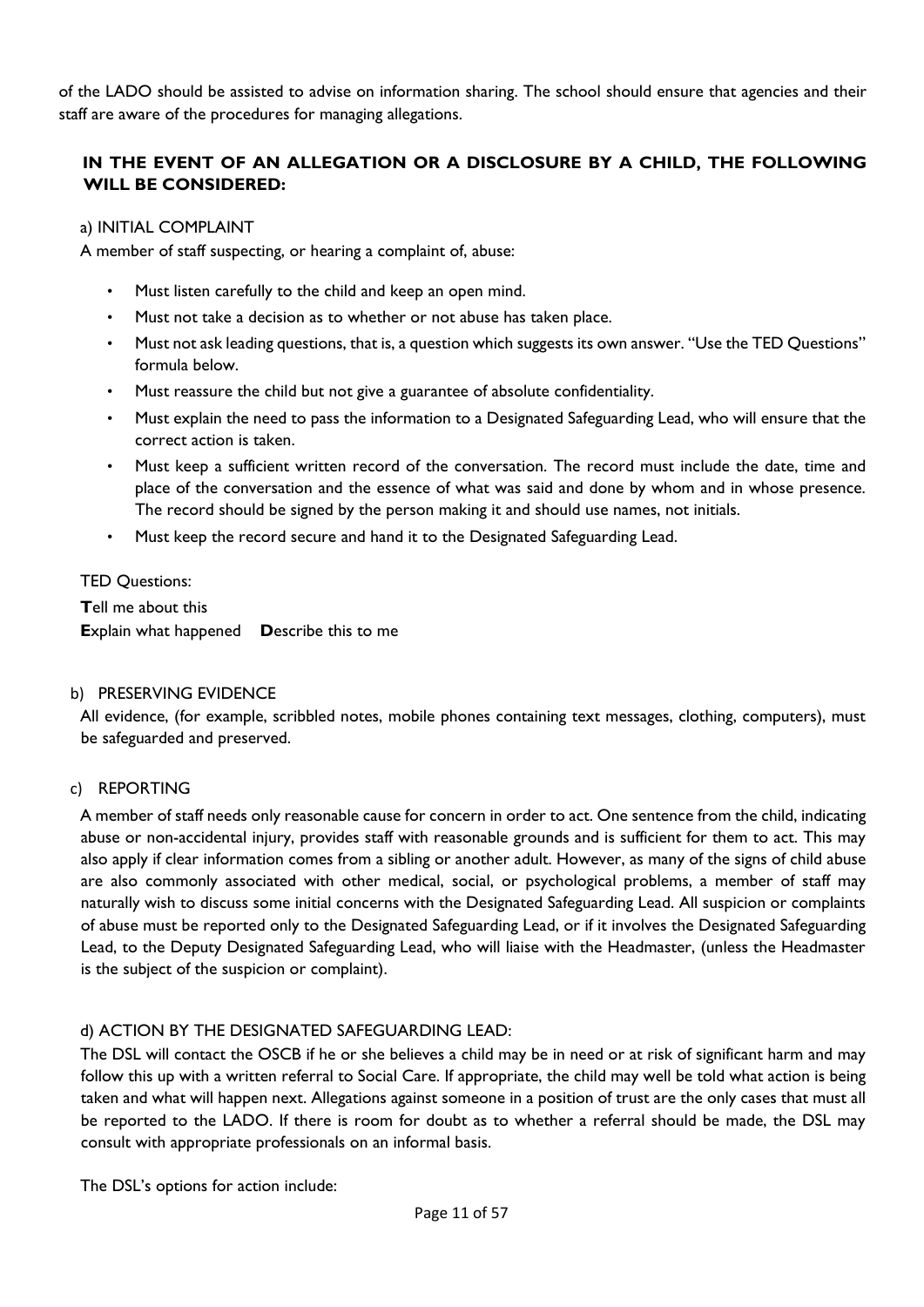of the LADO should be assisted to advise on information sharing. The school should ensure that agencies and their staff are aware of the procedures for managing allegations.

### IN THE EVENT OF AN ALLEGATION OR A DISCLOSURE BY A CHILD, THE FOLLOWING WILL BE CONSIDERED:

a) INITIAL COMPLAINT

A member of staff suspecting, or hearing a complaint of, abuse:

- Must listen carefully to the child and keep an open mind.
- Must not take a decision as to whether or not abuse has taken place.
- Must not ask leading questions, that is, a question which suggests its own answer. "Use the TED Questions" formula below.
- Must reassure the child but not give a guarantee of absolute confidentiality.
- Must explain the need to pass the information to a Designated Safeguarding Lead, who will ensure that the correct action is taken.
- Must keep a sufficient written record of the conversation. The record must include the date, time and place of the conversation and the essence of what was said and done by whom and in whose presence. The record should be signed by the person making it and should use names, not initials.
- Must keep the record secure and hand it to the Designated Safeguarding Lead.

TED Questions:

**T**ell me about this

**E**xplain what happened **D**escribe this to me

b) PRESERVING EVIDENCE

All evidence, (for example, scribbled notes, mobile phones containing text messages, clothing, computers), must be safeguarded and preserved.

c) REPORTING

A member of staff needs only reasonable cause for concern in order to act. One sentence from the child, indicating abuse or non-accidental injury, provides staff with reasonable grounds and is sufficient for them to act. This may also apply if clear information comes from a sibling or another adult. However, as many of the signs of child abuse are also commonly associated with other medical, social, or psychological problems, a member of staff may naturally wish to discuss some initial concerns with the Designated Safeguarding Lead. All suspicion or complaints of abuse must be reported only to the Designated Safeguarding Lead, or if it involves the Designated Safeguarding Lead, to the Deputy Designated Safeguarding Lead, who will liaise with the Headmaster, (unless the Headmaster is the subject of the suspicion or complaint).

d) ACTION BY THE DESIGNATED SAFEGUARDING LEAD:

The DSL will contact the OSCB if he or she believes a child may be in need or at risk of significant harm and may follow this up with a written referral to Social Care. If appropriate, the child may well be told what action is being taken and what will happen next. Allegations against someone in a position of trust are the only cases that must all be reported to the LADO. If there is room for doubt as to whether a referral should be made, the DSL may consult with appropriate professionals on an informal basis.

The DSL's options for action include: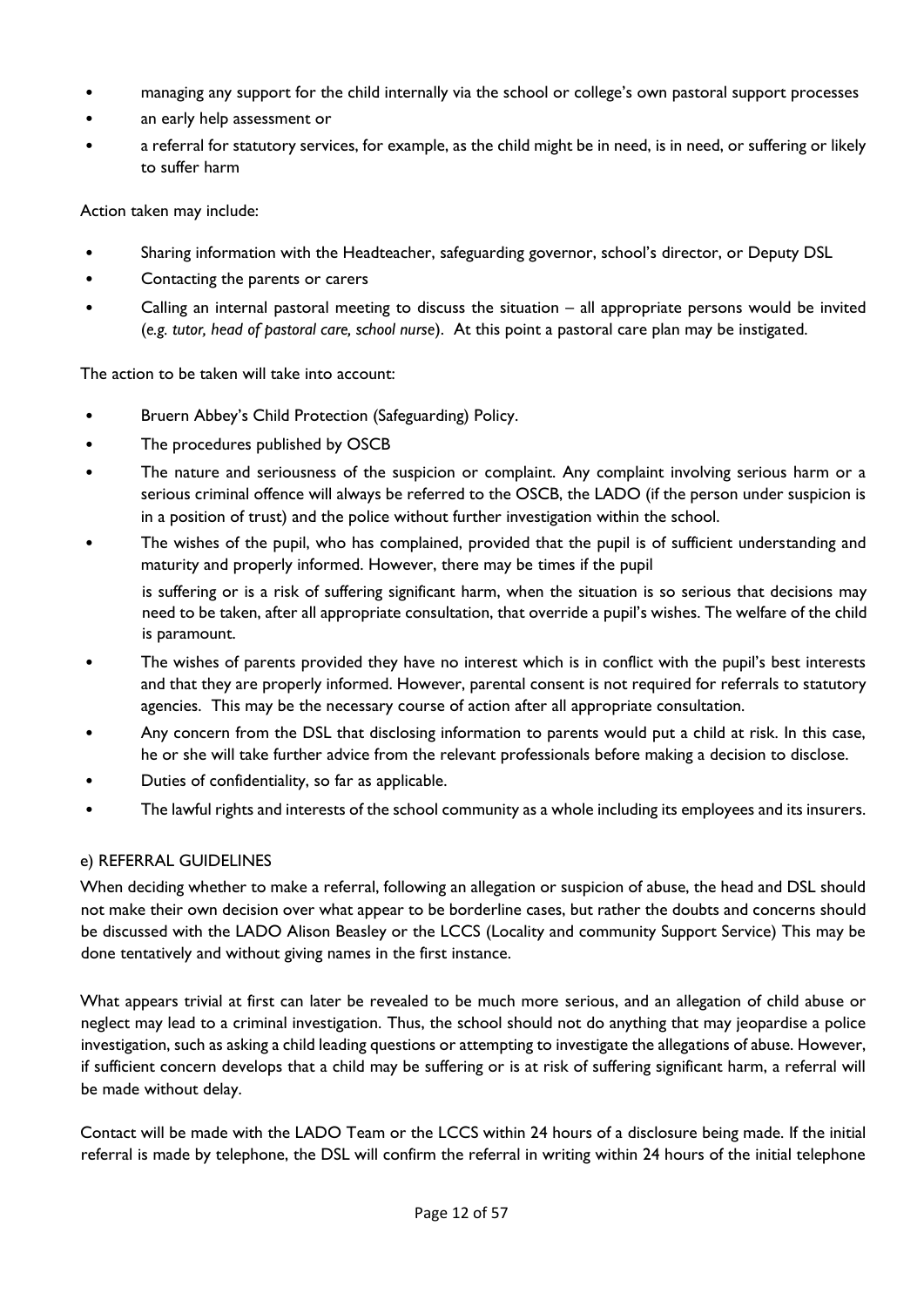- managing any support for the child internally via the school or college's own pastoral support processes
- an early help assessment or
- a referral for statutory services, for example, as the child might be in need, is in need, or suffering or likely to suffer harm

Action taken may include:

- Sharing information with the Headteacher, safeguarding governor, school's director, or Deputy DSL
- Contacting the parents or carers
- Calling an internal pastoral meeting to discuss the situation – all appropriate persons would be invited (*e.g. tutor, head of pastoral care, school nurse*). At this point a pastoral care plan may be instigated.

The action to be taken will take into account:

- Bruern Abbey's Child Protection (Safeguarding) Policy.
- The procedures published by OSCB
- The nature and seriousness of the suspicion or complaint. Any complaint involving serious harm or a serious criminal offence will always be referred to the OSCB, the LADO (if the person under suspicion is in a position of trust) and the police without further investigation within the school.
- The wishes of the pupil, who has complained, provided that the pupil is of sufficient understanding and maturity and properly informed. However, there may be times if the pupil

  is suffering or is a risk of suffering significant harm, when the situation is so serious that decisions may need to be taken, after all appropriate consultation, that override a pupil's wishes. The welfare of the child is paramount.
- The wishes of parents provided they have no interest which is in conflict with the pupil's best interests and that they are properly informed. However, parental consent is not required for referrals to statutory agencies. This may be the necessary course of action after all appropriate consultation.
- Any concern from the DSL that disclosing information to parents would put a child at risk. In this case, he or she will take further advice from the relevant professionals before making a decision to disclose.
- Duties of confidentiality, so far as applicable.
- The lawful rights and interests of the school community as a whole including its employees and its insurers.

## e) REFERRAL GUIDELINES

When deciding whether to make a referral, following an allegation or suspicion of abuse, the head and DSL should not make their own decision over what appear to be borderline cases, but rather the doubts and concerns should be discussed with the LADO Alison Beasley or the LCCS (Locality and community Support Service) This may be done tentatively and without giving names in the first instance.

What appears trivial at first can later be revealed to be much more serious, and an allegation of child abuse or neglect may lead to a criminal investigation. Thus, the school should not do anything that may jeopardise a police investigation, such as asking a child leading questions or attempting to investigate the allegations of abuse. However, if sufficient concern develops that a child may be suffering or is at risk of suffering significant harm, a referral will be made without delay.

Contact will be made with the LADO Team or the LCCS within 24 hours of a disclosure being made. If the initial referral is made by telephone, the DSL will confirm the referral in writing within 24 hours of the initial telephone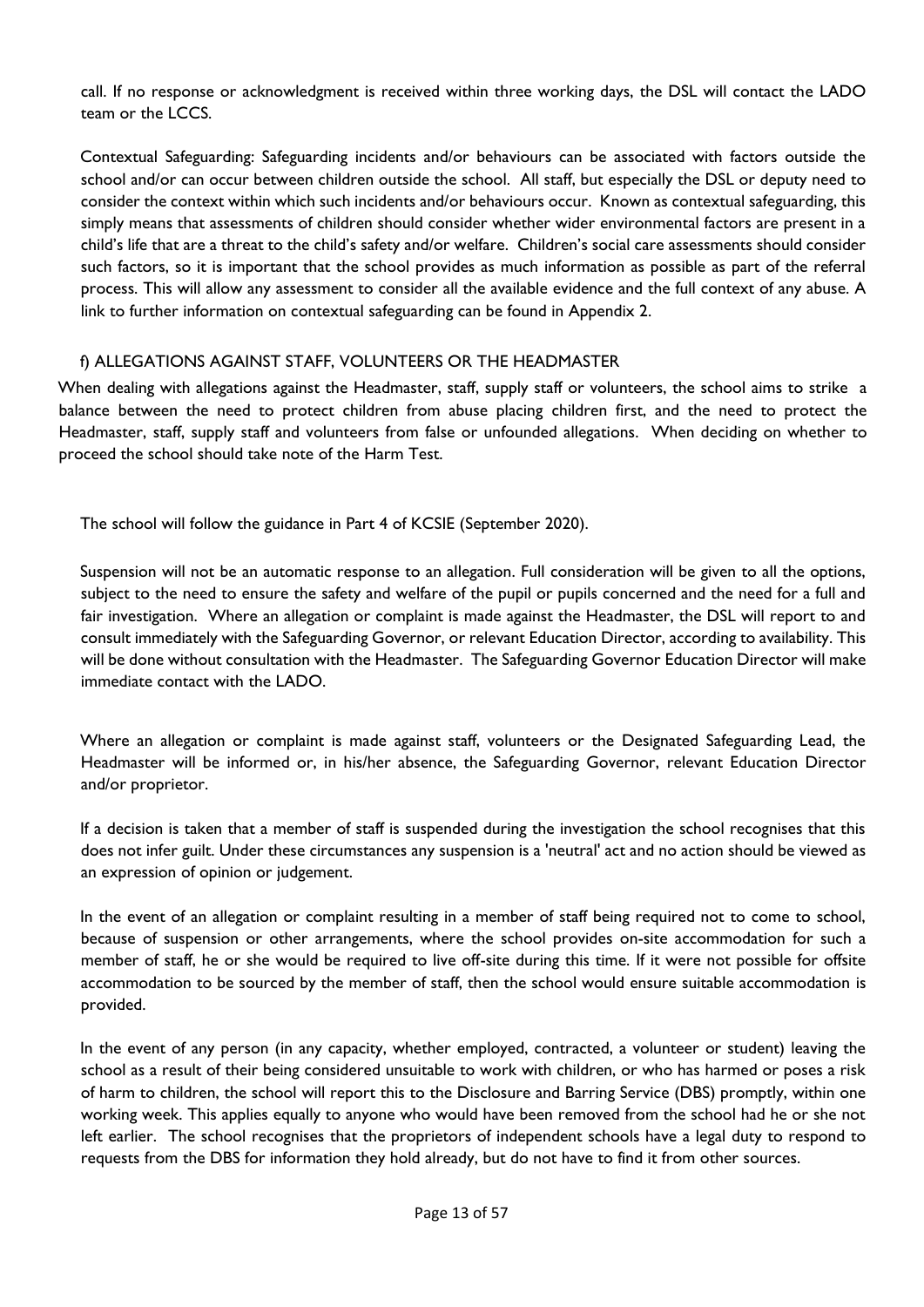call. If no response or acknowledgment is received within three working days, the DSL will contact the LADO team or the LCCS.

Contextual Safeguarding: Safeguarding incidents and/or behaviours can be associated with factors outside the school and/or can occur between children outside the school. All staff, but especially the DSL or deputy need to consider the context within which such incidents and/or behaviours occur. Known as contextual safeguarding, this simply means that assessments of children should consider whether wider environmental factors are present in a child's life that are a threat to the child's safety and/or welfare. Children's social care assessments should consider such factors, so it is important that the school provides as much information as possible as part of the referral process. This will allow any assessment to consider all the available evidence and the full context of any abuse. A link to further information on contextual safeguarding can be found in Appendix 2.

### f) ALLEGATIONS AGAINST STAFF, VOLUNTEERS OR THE HEADMASTER

When dealing with allegations against the Headmaster, staff, supply staff or volunteers, the school aims to strike a balance between the need to protect children from abuse placing children first, and the need to protect the Headmaster, staff, supply staff and volunteers from false or unfounded allegations. When deciding on whether to proceed the school should take note of the Harm Test.

The school will follow the guidance in Part 4 of KCSIE (September 2020).

Suspension will not be an automatic response to an allegation. Full consideration will be given to all the options, subject to the need to ensure the safety and welfare of the pupil or pupils concerned and the need for a full and fair investigation. Where an allegation or complaint is made against the Headmaster, the DSL will report to and consult immediately with the Safeguarding Governor, or relevant Education Director, according to availability. This will be done without consultation with the Headmaster. The Safeguarding Governor Education Director will make immediate contact with the LADO.

Where an allegation or complaint is made against staff, volunteers or the Designated Safeguarding Lead, the Headmaster will be informed or, in his/her absence, the Safeguarding Governor, relevant Education Director and/or proprietor.

If a decision is taken that a member of staff is suspended during the investigation the school recognises that this does not infer guilt. Under these circumstances any suspension is a 'neutral' act and no action should be viewed as an expression of opinion or judgement.

In the event of an allegation or complaint resulting in a member of staff being required not to come to school, because of suspension or other arrangements, where the school provides on-site accommodation for such a member of staff, he or she would be required to live off-site during this time. If it were not possible for offsite accommodation to be sourced by the member of staff, then the school would ensure suitable accommodation is provided.

In the event of any person (in any capacity, whether employed, contracted, a volunteer or student) leaving the school as a result of their being considered unsuitable to work with children, or who has harmed or poses a risk of harm to children, the school will report this to the Disclosure and Barring Service (DBS) promptly, within one working week. This applies equally to anyone who would have been removed from the school had he or she not left earlier. The school recognises that the proprietors of independent schools have a legal duty to respond to requests from the DBS for information they hold already, but do not have to find it from other sources.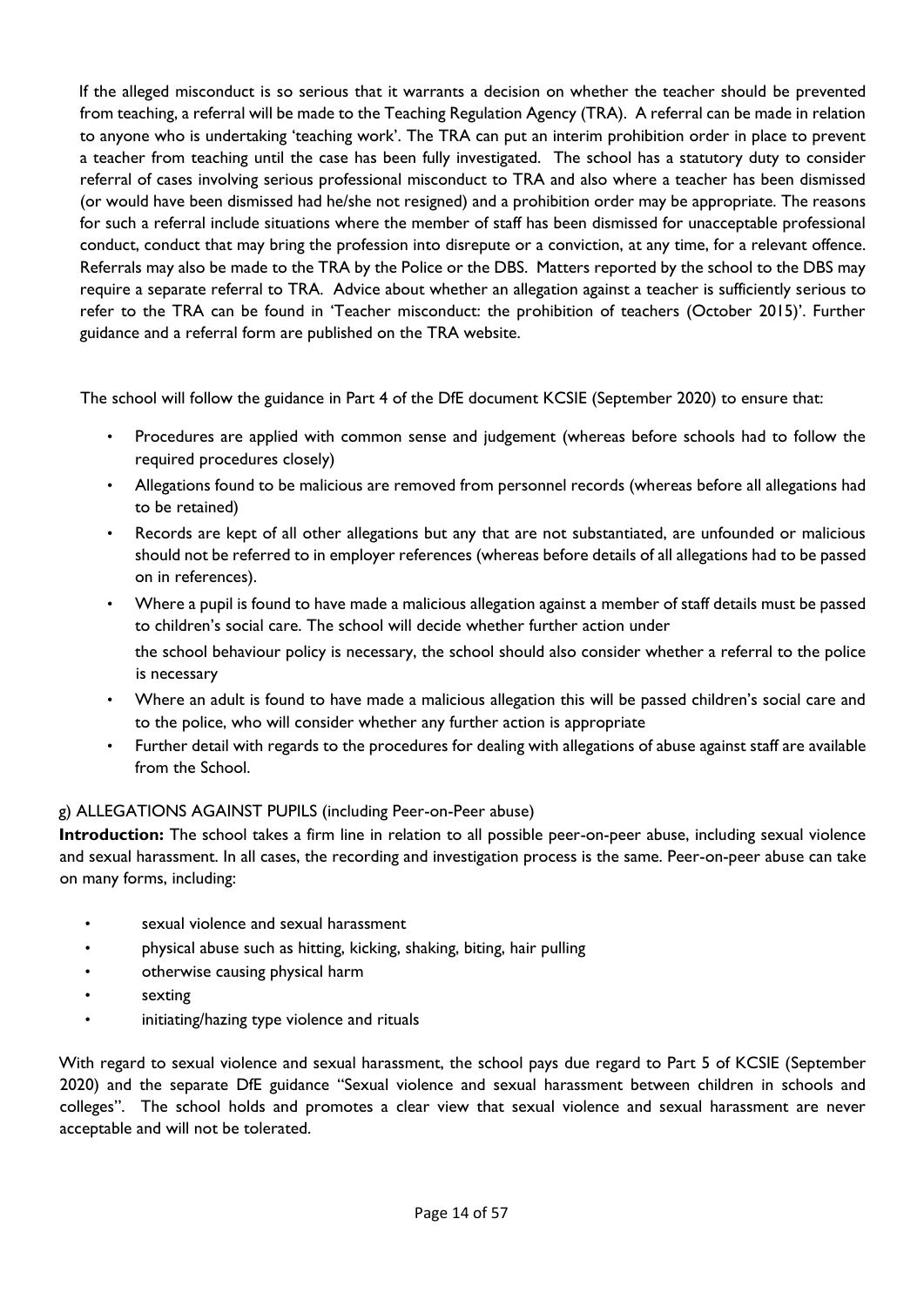If the alleged misconduct is so serious that it warrants a decision on whether the teacher should be prevented from teaching, a referral will be made to the Teaching Regulation Agency (TRA). A referral can be made in relation to anyone who is undertaking 'teaching work'. The TRA can put an interim prohibition order in place to prevent a teacher from teaching until the case has been fully investigated. The school has a statutory duty to consider referral of cases involving serious professional misconduct to TRA and also where a teacher has been dismissed (or would have been dismissed had he/she not resigned) and a prohibition order may be appropriate. The reasons for such a referral include situations where the member of staff has been dismissed for unacceptable professional conduct, conduct that may bring the profession into disrepute or a conviction, at any time, for a relevant offence. Referrals may also be made to the TRA by the Police or the DBS. Matters reported by the school to the DBS may require a separate referral to TRA. Advice about whether an allegation against a teacher is sufficiently serious to refer to the TRA can be found in 'Teacher misconduct: the prohibition of teachers (October 2015)'. Further guidance and a referral form are published on the TRA website.

The school will follow the guidance in Part 4 of the DfE document KCSIE (September 2020) to ensure that:

- Procedures are applied with common sense and judgement (whereas before schools had to follow the required procedures closely)
- Allegations found to be malicious are removed from personnel records (whereas before all allegations had to be retained)
- Records are kept of all other allegations but any that are not substantiated, are unfounded or malicious should not be referred to in employer references (whereas before details of all allegations had to be passed on in references).
- Where a pupil is found to have made a malicious allegation against a member of staff details must be passed to children's social care. The school will decide whether further action under

  the school behaviour policy is necessary, the school should also consider whether a referral to the police is necessary
- Where an adult is found to have made a malicious allegation this will be passed children's social care and to the police, who will consider whether any further action is appropriate
- Further detail with regards to the procedures for dealing with allegations of abuse against staff are available from the School.

g) ALLEGATIONS AGAINST PUPILS (including Peer-on-Peer abuse)

**Introduction:** The school takes a firm line in relation to all possible peer-on-peer abuse, including sexual violence and sexual harassment. In all cases, the recording and investigation process is the same. Peer-on-peer abuse can take on many forms, including:

- sexual violence and sexual harassment
- physical abuse such as hitting, kicking, shaking, biting, hair pulling
- otherwise causing physical harm
- sexting
- initiating/hazing type violence and rituals

With regard to sexual violence and sexual harassment, the school pays due regard to Part 5 of KCSIE (September 2020) and the separate DfE guidance "Sexual violence and sexual harassment between children in schools and colleges". The school holds and promotes a clear view that sexual violence and sexual harassment are never acceptable and will not be tolerated.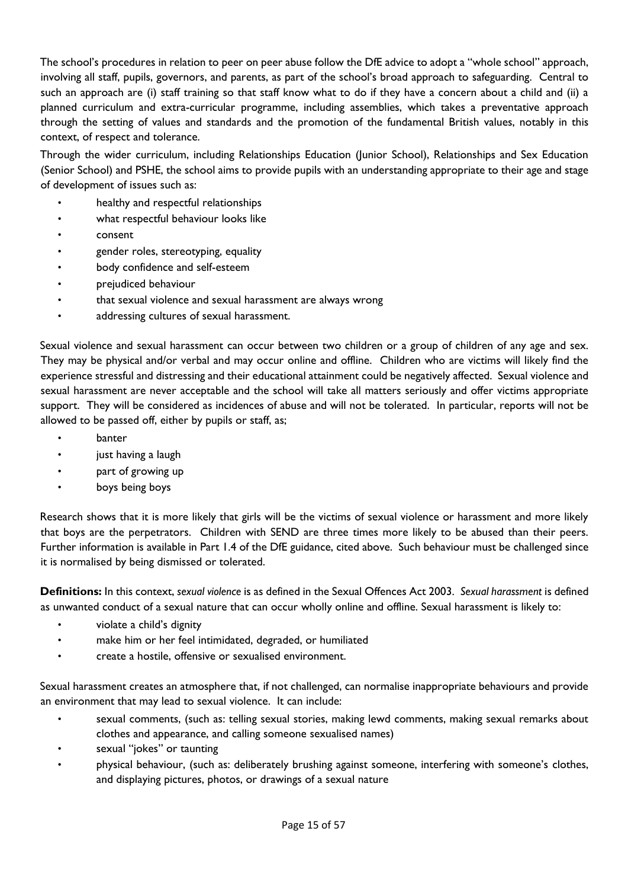The school's procedures in relation to peer on peer abuse follow the DfE advice to adopt a "whole school" approach, involving all staff, pupils, governors, and parents, as part of the school's broad approach to safeguarding. Central to such an approach are (i) staff training so that staff know what to do if they have a concern about a child and (ii) a planned curriculum and extra-curricular programme, including assemblies, which takes a preventative approach through the setting of values and standards and the promotion of the fundamental British values, notably in this context, of respect and tolerance.

Through the wider curriculum, including Relationships Education (Junior School), Relationships and Sex Education (Senior School) and PSHE, the school aims to provide pupils with an understanding appropriate to their age and stage of development of issues such as:

- healthy and respectful relationships
- what respectful behaviour looks like
- consent
- gender roles, stereotyping, equality
- body confidence and self-esteem
- prejudiced behaviour
- that sexual violence and sexual harassment are always wrong
- addressing cultures of sexual harassment.

Sexual violence and sexual harassment can occur between two children or a group of children of any age and sex. They may be physical and/or verbal and may occur online and offline. Children who are victims will likely find the experience stressful and distressing and their educational attainment could be negatively affected. Sexual violence and sexual harassment are never acceptable and the school will take all matters seriously and offer victims appropriate support. They will be considered as incidences of abuse and will not be tolerated. In particular, reports will not be allowed to be passed off, either by pupils or staff, as;

- banter
- just having a laugh
- part of growing up
- boys being boys

Research shows that it is more likely that girls will be the victims of sexual violence or harassment and more likely that boys are the perpetrators. Children with SEND are three times more likely to be abused than their peers. Further information is available in Part 1.4 of the DfE guidance, cited above. Such behaviour must be challenged since it is normalised by being dismissed or tolerated.

**Definitions:** In this context, *sexual violence* is as defined in the Sexual Offences Act 2003. *Sexual harassment* is defined as unwanted conduct of a sexual nature that can occur wholly online and offline. Sexual harassment is likely to:

- violate a child's dignity
- make him or her feel intimidated, degraded, or humiliated
- create a hostile, offensive or sexualised environment.

Sexual harassment creates an atmosphere that, if not challenged, can normalise inappropriate behaviours and provide an environment that may lead to sexual violence. It can include:

- sexual comments, (such as: telling sexual stories, making lewd comments, making sexual remarks about clothes and appearance, and calling someone sexualised names)
- sexual "jokes" or taunting
- physical behaviour, (such as: deliberately brushing against someone, interfering with someone's clothes, and displaying pictures, photos, or drawings of a sexual nature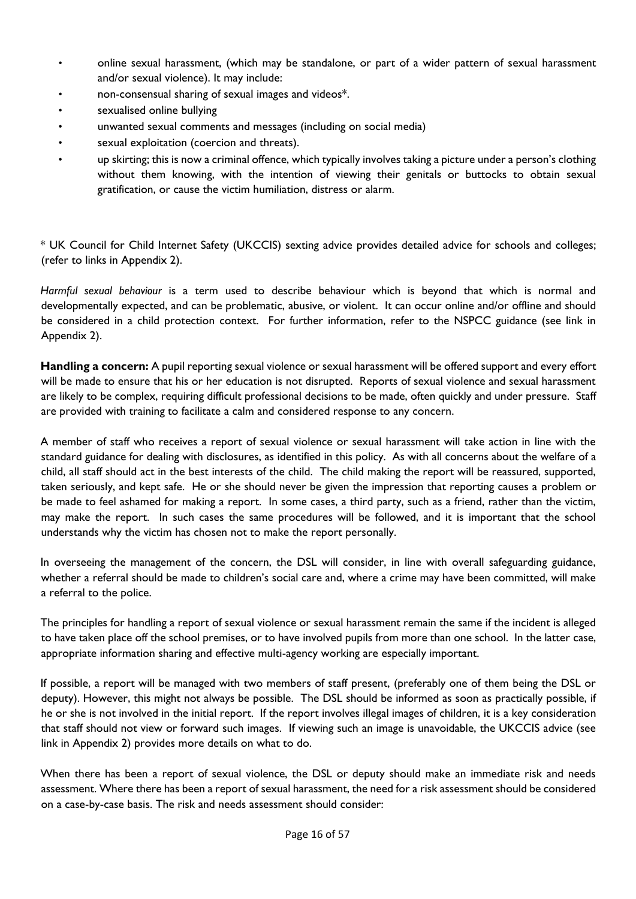- online sexual harassment, (which may be standalone, or part of a wider pattern of sexual harassment and/or sexual violence). It may include:
- non-consensual sharing of sexual images and videos*.
- sexualised online bullying
- unwanted sexual comments and messages (including on social media)
- sexual exploitation (coercion and threats).
- up skirting; this is now a criminal offence, which typically involves taking a picture under a person's clothing without them knowing, with the intention of viewing their genitals or buttocks to obtain sexual gratification, or cause the victim humiliation, distress or alarm.

* UK Council for Child Internet Safety (UKCCIS) sexting advice provides detailed advice for schools and colleges; (refer to links in Appendix 2).

*Harmful sexual behaviour* is a term used to describe behaviour which is beyond that which is normal and developmentally expected, and can be problematic, abusive, or violent. It can occur online and/or offline and should be considered in a child protection context. For further information, refer to the NSPCC guidance (see link in Appendix 2).

**Handling a concern:** A pupil reporting sexual violence or sexual harassment will be offered support and every effort will be made to ensure that his or her education is not disrupted. Reports of sexual violence and sexual harassment are likely to be complex, requiring difficult professional decisions to be made, often quickly and under pressure. Staff are provided with training to facilitate a calm and considered response to any concern.

A member of staff who receives a report of sexual violence or sexual harassment will take action in line with the standard guidance for dealing with disclosures, as identified in this policy. As with all concerns about the welfare of a child, all staff should act in the best interests of the child. The child making the report will be reassured, supported, taken seriously, and kept safe. He or she should never be given the impression that reporting causes a problem or be made to feel ashamed for making a report. In some cases, a third party, such as a friend, rather than the victim, may make the report. In such cases the same procedures will be followed, and it is important that the school understands why the victim has chosen not to make the report personally.

In overseeing the management of the concern, the DSL will consider, in line with overall safeguarding guidance, whether a referral should be made to children's social care and, where a crime may have been committed, will make a referral to the police.

The principles for handling a report of sexual violence or sexual harassment remain the same if the incident is alleged to have taken place off the school premises, or to have involved pupils from more than one school. In the latter case, appropriate information sharing and effective multi-agency working are especially important.

If possible, a report will be managed with two members of staff present, (preferably one of them being the DSL or deputy). However, this might not always be possible. The DSL should be informed as soon as practically possible, if he or she is not involved in the initial report. If the report involves illegal images of children, it is a key consideration that staff should not view or forward such images. If viewing such an image is unavoidable, the UKCCIS advice (see link in Appendix 2) provides more details on what to do.

When there has been a report of sexual violence, the DSL or deputy should make an immediate risk and needs assessment. Where there has been a report of sexual harassment, the need for a risk assessment should be considered on a case-by-case basis. The risk and needs assessment should consider: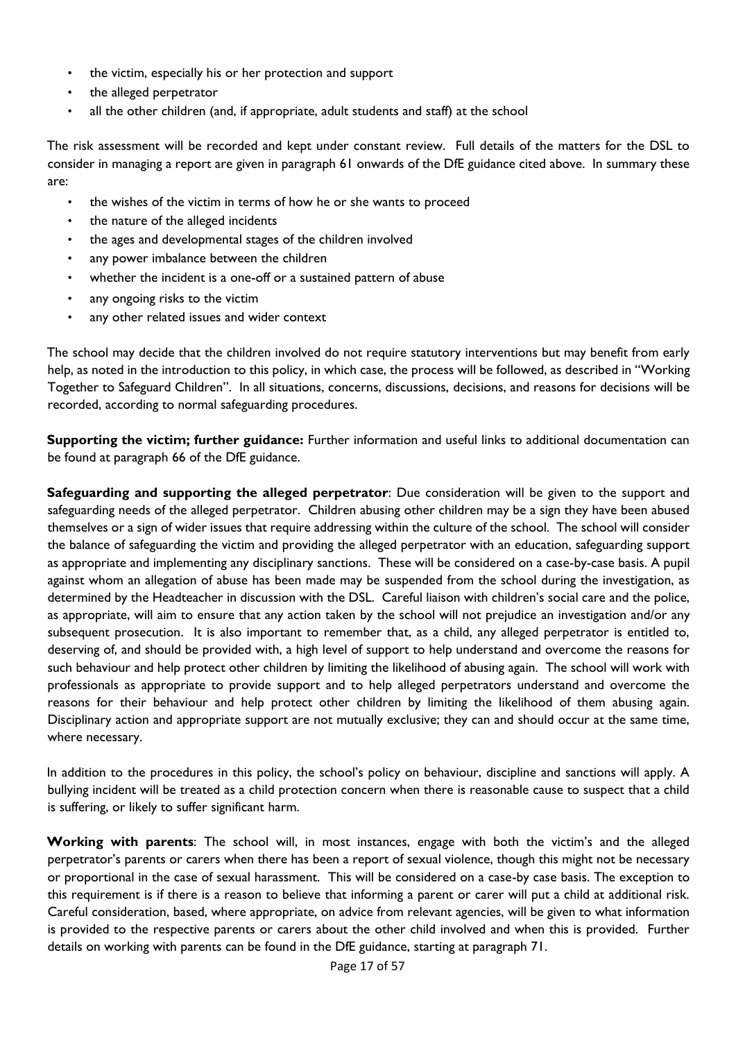- the victim, especially his or her protection and support
- the alleged perpetrator
- all the other children (and, if appropriate, adult students and staff) at the school

The risk assessment will be recorded and kept under constant review. Full details of the matters for the DSL to consider in managing a report are given in paragraph 61 onwards of the DfE guidance cited above. In summary these are:

- the wishes of the victim in terms of how he or she wants to proceed
- the nature of the alleged incidents
- the ages and developmental stages of the children involved
- any power imbalance between the children
- whether the incident is a one-off or a sustained pattern of abuse
- any ongoing risks to the victim
- any other related issues and wider context

The school may decide that the children involved do not require statutory interventions but may benefit from early help, as noted in the introduction to this policy, in which case, the process will be followed, as described in "Working Together to Safeguard Children". In all situations, concerns, discussions, decisions, and reasons for decisions will be recorded, according to normal safeguarding procedures.

**Supporting the victim; further guidance:** Further information and useful links to additional documentation can be found at paragraph 66 of the DfE guidance.

**Safeguarding and supporting the alleged perpetrator**: Due consideration will be given to the support and safeguarding needs of the alleged perpetrator. Children abusing other children may be a sign they have been abused themselves or a sign of wider issues that require addressing within the culture of the school. The school will consider the balance of safeguarding the victim and providing the alleged perpetrator with an education, safeguarding support as appropriate and implementing any disciplinary sanctions. These will be considered on a case-by-case basis. A pupil against whom an allegation of abuse has been made may be suspended from the school during the investigation, as determined by the Headteacher in discussion with the DSL. Careful liaison with children's social care and the police, as appropriate, will aim to ensure that any action taken by the school will not prejudice an investigation and/or any subsequent prosecution. It is also important to remember that, as a child, any alleged perpetrator is entitled to, deserving of, and should be provided with, a high level of support to help understand and overcome the reasons for such behaviour and help protect other children by limiting the likelihood of abusing again. The school will work with professionals as appropriate to provide support and to help alleged perpetrators understand and overcome the reasons for their behaviour and help protect other children by limiting the likelihood of them abusing again. Disciplinary action and appropriate support are not mutually exclusive; they can and should occur at the same time, where necessary.

In addition to the procedures in this policy, the school's policy on behaviour, discipline and sanctions will apply. A bullying incident will be treated as a child protection concern when there is reasonable cause to suspect that a child is suffering, or likely to suffer significant harm.

**Working with parents**: The school will, in most instances, engage with both the victim's and the alleged perpetrator's parents or carers when there has been a report of sexual violence, though this might not be necessary or proportional in the case of sexual harassment. This will be considered on a case-by case basis. The exception to this requirement is if there is a reason to believe that informing a parent or carer will put a child at additional risk. Careful consideration, based, where appropriate, on advice from relevant agencies, will be given to what information is provided to the respective parents or carers about the other child involved and when this is provided. Further details on working with parents can be found in the DfE guidance, starting at paragraph 71.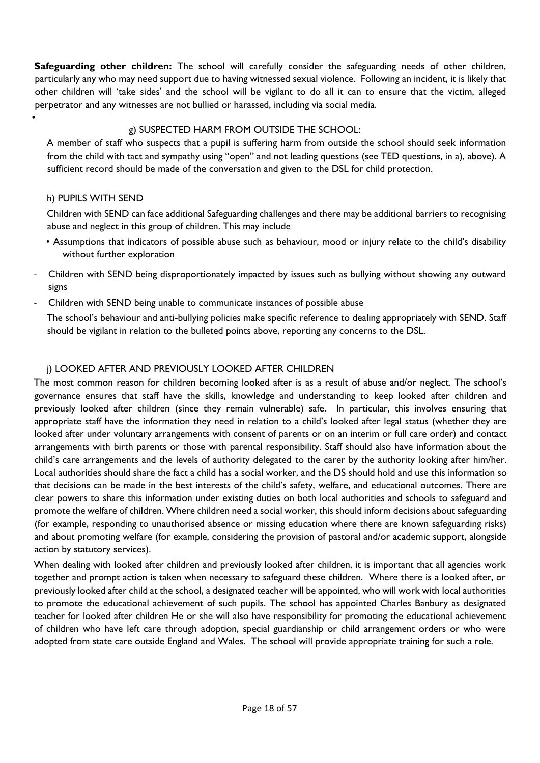**Safeguarding other children:** The school will carefully consider the safeguarding needs of other children, particularly any who may need support due to having witnessed sexual violence. Following an incident, it is likely that other children will 'take sides' and the school will be vigilant to do all it can to ensure that the victim, alleged perpetrator and any witnesses are not bullied or harassed, including via social media.

### g) SUSPECTED HARM FROM OUTSIDE THE SCHOOL:

A member of staff who suspects that a pupil is suffering harm from outside the school should seek information from the child with tact and sympathy using "open" and not leading questions (see TED questions, in a), above). A sufficient record should be made of the conversation and given to the DSL for child protection.

### h) PUPILS WITH SEND

Children with SEND can face additional Safeguarding challenges and there may be additional barriers to recognising abuse and neglect in this group of children. This may include

- Assumptions that indicators of possible abuse such as behaviour, mood or injury relate to the child's disability without further exploration
- Children with SEND being disproportionately impacted by issues such as bullying without showing any outward signs
- Children with SEND being unable to communicate instances of possible abuse

The school's behaviour and anti-bullying policies make specific reference to dealing appropriately with SEND. Staff should be vigilant in relation to the bulleted points above, reporting any concerns to the DSL.

### j) LOOKED AFTER AND PREVIOUSLY LOOKED AFTER CHILDREN

The most common reason for children becoming looked after is as a result of abuse and/or neglect. The school's governance ensures that staff have the skills, knowledge and understanding to keep looked after children and previously looked after children (since they remain vulnerable) safe. In particular, this involves ensuring that appropriate staff have the information they need in relation to a child's looked after legal status (whether they are looked after under voluntary arrangements with consent of parents or on an interim or full care order) and contact arrangements with birth parents or those with parental responsibility. Staff should also have information about the child's care arrangements and the levels of authority delegated to the carer by the authority looking after him/her. Local authorities should share the fact a child has a social worker, and the DS should hold and use this information so that decisions can be made in the best interests of the child's safety, welfare, and educational outcomes. There are clear powers to share this information under existing duties on both local authorities and schools to safeguard and promote the welfare of children. Where children need a social worker, this should inform decisions about safeguarding (for example, responding to unauthorised absence or missing education where there are known safeguarding risks) and about promoting welfare (for example, considering the provision of pastoral and/or academic support, alongside action by statutory services).

When dealing with looked after children and previously looked after children, it is important that all agencies work together and prompt action is taken when necessary to safeguard these children. Where there is a looked after, or previously looked after child at the school, a designated teacher will be appointed, who will work with local authorities to promote the educational achievement of such pupils. The school has appointed Charles Banbury as designated teacher for looked after children He or she will also have responsibility for promoting the educational achievement of children who have left care through adoption, special guardianship or child arrangement orders or who were adopted from state care outside England and Wales. The school will provide appropriate training for such a role.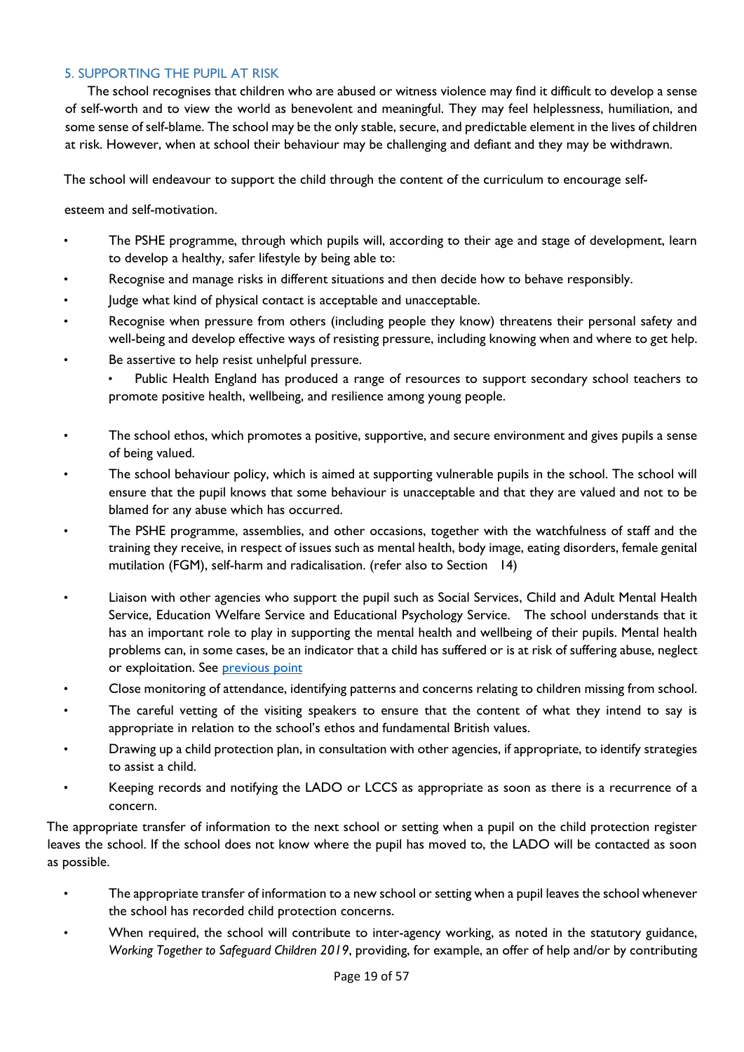## 5. SUPPORTING THE PUPIL AT RISK

The school recognises that children who are abused or witness violence may find it difficult to develop a sense of self-worth and to view the world as benevolent and meaningful. They may feel helplessness, humiliation, and some sense of self-blame. The school may be the only stable, secure, and predictable element in the lives of children at risk. However, when at school their behaviour may be challenging and defiant and they may be withdrawn.

The school will endeavour to support the child through the content of the curriculum to encourage self-

esteem and self-motivation.

- The PSHE programme, through which pupils will, according to their age and stage of development, learn to develop a healthy, safer lifestyle by being able to:
- Recognise and manage risks in different situations and then decide how to behave responsibly.
- Judge what kind of physical contact is acceptable and unacceptable.
- Recognise when pressure from others (including people they know) threatens their personal safety and well-being and develop effective ways of resisting pressure, including knowing when and where to get help.
- Be assertive to help resist unhelpful pressure.
  - Public Health England has produced a range of resources to support secondary school teachers to promote positive health, wellbeing, and resilience among young people.

- The school ethos, which promotes a positive, supportive, and secure environment and gives pupils a sense of being valued.
- The school behaviour policy, which is aimed at supporting vulnerable pupils in the school. The school will ensure that the pupil knows that some behaviour is unacceptable and that they are valued and not to be blamed for any abuse which has occurred.
- The PSHE programme, assemblies, and other occasions, together with the watchfulness of staff and the training they receive, in respect of issues such as mental health, body image, eating disorders, female genital mutilation (FGM), self-harm and radicalisation. (refer also to Section 14)

- Liaison with other agencies who support the pupil such as Social Services, Child and Adult Mental Health Service, Education Welfare Service and Educational Psychology Service. The school understands that it has an important role to play in supporting the mental health and wellbeing of their pupils. Mental health problems can, in some cases, be an indicator that a child has suffered or is at risk of suffering abuse, neglect or exploitation. See [previous point]
- Close monitoring of attendance, identifying patterns and concerns relating to children missing from school.
- The careful vetting of the visiting speakers to ensure that the content of what they intend to say is appropriate in relation to the school's ethos and fundamental British values.
- Drawing up a child protection plan, in consultation with other agencies, if appropriate, to identify strategies to assist a child.
- Keeping records and notifying the LADO or LCCS as appropriate as soon as there is a recurrence of a concern.

The appropriate transfer of information to the next school or setting when a pupil on the child protection register leaves the school. If the school does not know where the pupil has moved to, the LADO will be contacted as soon as possible.

- The appropriate transfer of information to a new school or setting when a pupil leaves the school whenever the school has recorded child protection concerns.
- When required, the school will contribute to inter-agency working, as noted in the statutory guidance, *Working Together to Safeguard Children 2019*, providing, for example, an offer of help and/or by contributing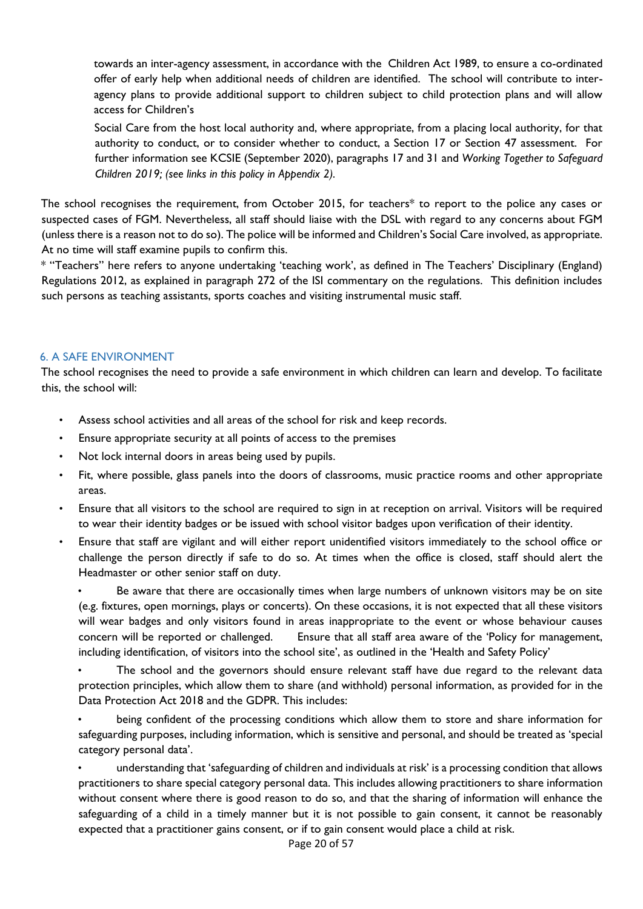towards an inter-agency assessment, in accordance with the Children Act 1989, to ensure a co-ordinated offer of early help when additional needs of children are identified. The school will contribute to inter-agency plans to provide additional support to children subject to child protection plans and will allow access for Children's

Social Care from the host local authority and, where appropriate, from a placing local authority, for that authority to conduct, or to consider whether to conduct, a Section 17 or Section 47 assessment. For further information see KCSIE (September 2020), paragraphs 17 and 31 and *Working Together to Safeguard Children 2019; (see links in this policy in Appendix 2).*

The school recognises the requirement, from October 2015, for teachers* to report to the police any cases or suspected cases of FGM. Nevertheless, all staff should liaise with the DSL with regard to any concerns about FGM (unless there is a reason not to do so). The police will be informed and Children's Social Care involved, as appropriate. At no time will staff examine pupils to confirm this.

* "Teachers" here refers to anyone undertaking 'teaching work', as defined in The Teachers' Disciplinary (England) Regulations 2012, as explained in paragraph 272 of the ISI commentary on the regulations. This definition includes such persons as teaching assistants, sports coaches and visiting instrumental music staff.

## 6. A SAFE ENVIRONMENT

The school recognises the need to provide a safe environment in which children can learn and develop. To facilitate this, the school will:

- Assess school activities and all areas of the school for risk and keep records.
- Ensure appropriate security at all points of access to the premises
- Not lock internal doors in areas being used by pupils.
- Fit, where possible, glass panels into the doors of classrooms, music practice rooms and other appropriate areas.
- Ensure that all visitors to the school are required to sign in at reception on arrival. Visitors will be required to wear their identity badges or be issued with school visitor badges upon verification of their identity.
- Ensure that staff are vigilant and will either report unidentified visitors immediately to the school office or challenge the person directly if safe to do so. At times when the office is closed, staff should alert the Headmaster or other senior staff on duty.
- Be aware that there are occasionally times when large numbers of unknown visitors may be on site (e.g. fixtures, open mornings, plays or concerts). On these occasions, it is not expected that all these visitors will wear badges and only visitors found in areas inappropriate to the event or whose behaviour causes concern will be reported or challenged. Ensure that all staff area aware of the 'Policy for management, including identification, of visitors into the school site', as outlined in the 'Health and Safety Policy'
- The school and the governors should ensure relevant staff have due regard to the relevant data protection principles, which allow them to share (and withhold) personal information, as provided for in the Data Protection Act 2018 and the GDPR. This includes:
- being confident of the processing conditions which allow them to store and share information for safeguarding purposes, including information, which is sensitive and personal, and should be treated as 'special category personal data'.
- understanding that 'safeguarding of children and individuals at risk' is a processing condition that allows practitioners to share special category personal data. This includes allowing practitioners to share information without consent where there is good reason to do so, and that the sharing of information will enhance the safeguarding of a child in a timely manner but it is not possible to gain consent, it cannot be reasonably expected that a practitioner gains consent, or if to gain consent would place a child at risk.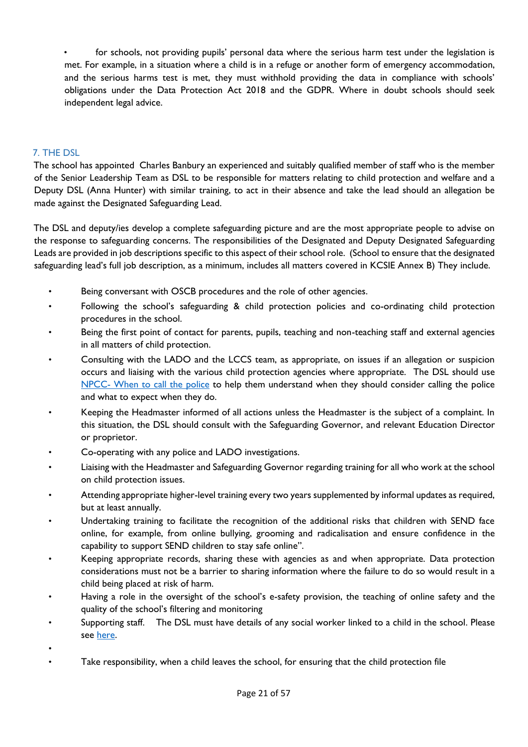- for schools, not providing pupils' personal data where the serious harm test under the legislation is met. For example, in a situation where a child is in a refuge or another form of emergency accommodation, and the serious harms test is met, they must withhold providing the data in compliance with schools' obligations under the Data Protection Act 2018 and the GDPR. Where in doubt schools should seek independent legal advice.

## 7. THE DSL

The school has appointed Charles Banbury an experienced and suitably qualified member of staff who is the member of the Senior Leadership Team as DSL to be responsible for matters relating to child protection and welfare and a Deputy DSL (Anna Hunter) with similar training, to act in their absence and take the lead should an allegation be made against the Designated Safeguarding Lead.

The DSL and deputy/ies develop a complete safeguarding picture and are the most appropriate people to advise on the response to safeguarding concerns. The responsibilities of the Designated and Deputy Designated Safeguarding Leads are provided in job descriptions specific to this aspect of their school role. (School to ensure that the designated safeguarding lead's full job description, as a minimum, includes all matters covered in KCSIE Annex B) They include.

- Being conversant with OSCB procedures and the role of other agencies.
- Following the school's safeguarding & child protection policies and co-ordinating child protection procedures in the school.
- Being the first point of contact for parents, pupils, teaching and non-teaching staff and external agencies in all matters of child protection.
- Consulting with the LADO and the LCCS team, as appropriate, on issues if an allegation or suspicion occurs and liaising with the various child protection agencies where appropriate. The DSL should use NPCC- When to call the police to help them understand when they should consider calling the police and what to expect when they do.
- Keeping the Headmaster informed of all actions unless the Headmaster is the subject of a complaint. In this situation, the DSL should consult with the Safeguarding Governor, and relevant Education Director or proprietor.
- Co-operating with any police and LADO investigations.
- Liaising with the Headmaster and Safeguarding Governor regarding training for all who work at the school on child protection issues.
- Attending appropriate higher-level training every two years supplemented by informal updates as required, but at least annually.
- Undertaking training to facilitate the recognition of the additional risks that children with SEND face online, for example, from online bullying, grooming and radicalisation and ensure confidence in the capability to support SEND children to stay safe online".
- Keeping appropriate records, sharing these with agencies as and when appropriate. Data protection considerations must not be a barrier to sharing information where the failure to do so would result in a child being placed at risk of harm.
- Having a role in the oversight of the school's e-safety provision, the teaching of online safety and the quality of the school's filtering and monitoring
- Supporting staff. The DSL must have details of any social worker linked to a child in the school. Please see here.
- 
- Take responsibility, when a child leaves the school, for ensuring that the child protection file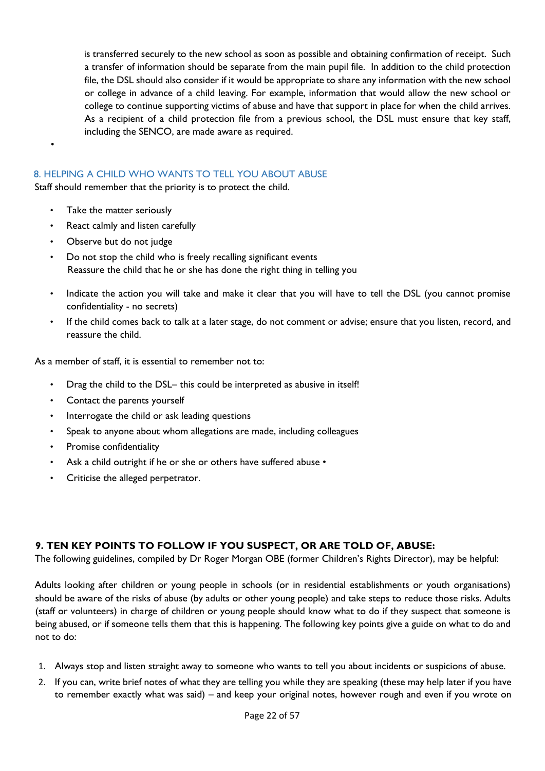is transferred securely to the new school as soon as possible and obtaining confirmation of receipt. Such a transfer of information should be separate from the main pupil file. In addition to the child protection file, the DSL should also consider if it would be appropriate to share any information with the new school or college in advance of a child leaving. For example, information that would allow the new school or college to continue supporting victims of abuse and have that support in place for when the child arrives. As a recipient of a child protection file from a previous school, the DSL must ensure that key staff, including the SENCO, are made aware as required.

## 8. HELPING A CHILD WHO WANTS TO TELL YOU ABOUT ABUSE

Staff should remember that the priority is to protect the child.

- Take the matter seriously
- React calmly and listen carefully
- Observe but do not judge
- Do not stop the child who is freely recalling significant events
  Reassure the child that he or she has done the right thing in telling you
- Indicate the action you will take and make it clear that you will have to tell the DSL (you cannot promise confidentiality - no secrets)
- If the child comes back to talk at a later stage, do not comment or advise; ensure that you listen, record, and reassure the child.

As a member of staff, it is essential to remember not to:

- Drag the child to the DSL– this could be interpreted as abusive in itself!
- Contact the parents yourself
- Interrogate the child or ask leading questions
- Speak to anyone about whom allegations are made, including colleagues
- Promise confidentiality
- Ask a child outright if he or she or others have suffered abuse •
- Criticise the alleged perpetrator.

## 9. TEN KEY POINTS TO FOLLOW IF YOU SUSPECT, OR ARE TOLD OF, ABUSE:

The following guidelines, compiled by Dr Roger Morgan OBE (former Children's Rights Director), may be helpful:

Adults looking after children or young people in schools (or in residential establishments or youth organisations) should be aware of the risks of abuse (by adults or other young people) and take steps to reduce those risks. Adults (staff or volunteers) in charge of children or young people should know what to do if they suspect that someone is being abused, or if someone tells them that this is happening. The following key points give a guide on what to do and not to do:

1. Always stop and listen straight away to someone who wants to tell you about incidents or suspicions of abuse.
2. If you can, write brief notes of what they are telling you while they are speaking (these may help later if you have to remember exactly what was said) – and keep your original notes, however rough and even if you wrote on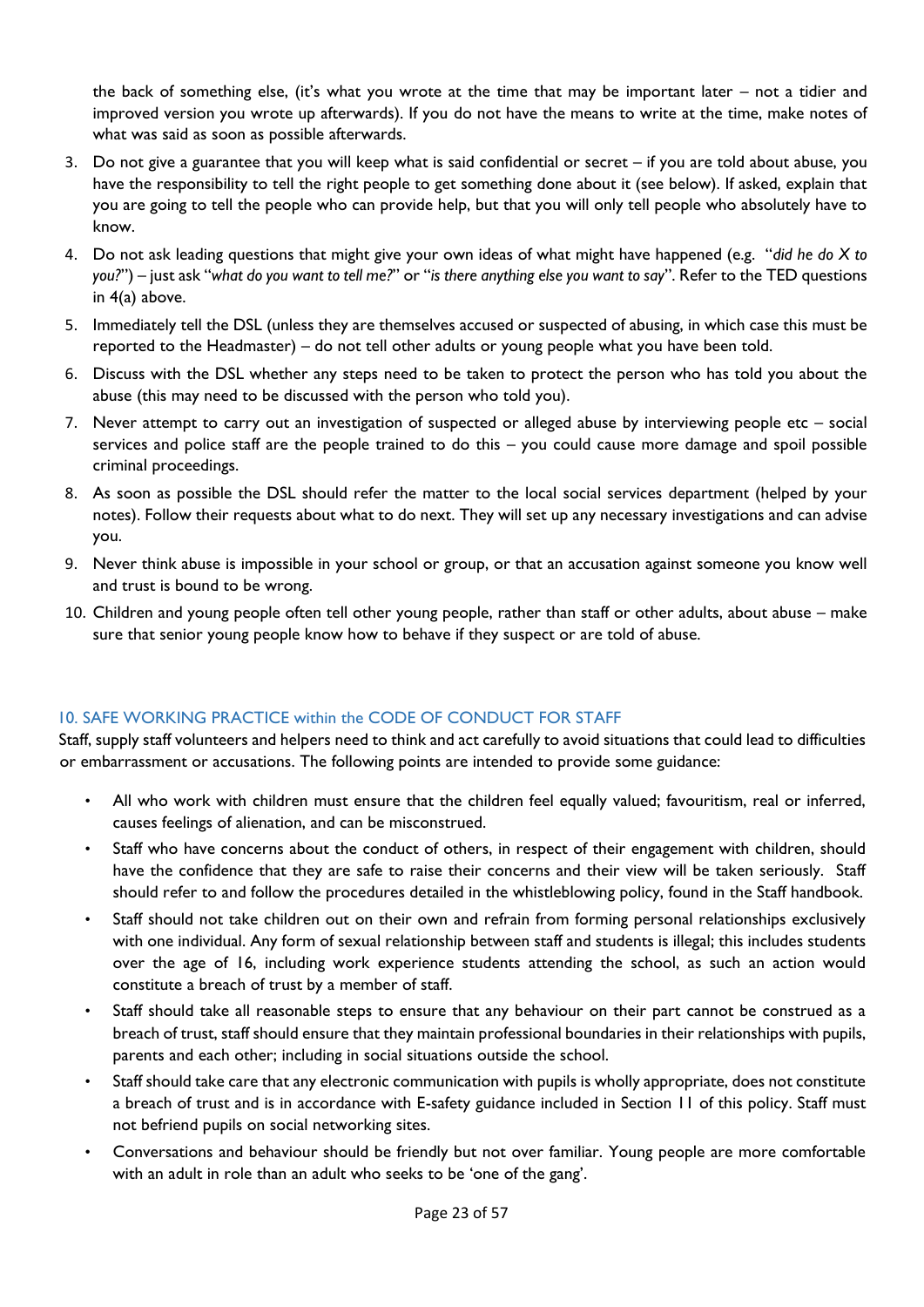the back of something else, (it's what you wrote at the time that may be important later – not a tidier and improved version you wrote up afterwards). If you do not have the means to write at the time, make notes of what was said as soon as possible afterwards.

3. Do not give a guarantee that you will keep what is said confidential or secret – if you are told about abuse, you have the responsibility to tell the right people to get something done about it (see below). If asked, explain that you are going to tell the people who can provide help, but that you will only tell people who absolutely have to know.
4. Do not ask leading questions that might give your own ideas of what might have happened (e.g. "*did he do X to you?*") – just ask "*what do you want to tell me?*" or "*is there anything else you want to say*". Refer to the TED questions in 4(a) above.
5. Immediately tell the DSL (unless they are themselves accused or suspected of abusing, in which case this must be reported to the Headmaster) – do not tell other adults or young people what you have been told.
6. Discuss with the DSL whether any steps need to be taken to protect the person who has told you about the abuse (this may need to be discussed with the person who told you).
7. Never attempt to carry out an investigation of suspected or alleged abuse by interviewing people etc – social services and police staff are the people trained to do this – you could cause more damage and spoil possible criminal proceedings.
8. As soon as possible the DSL should refer the matter to the local social services department (helped by your notes). Follow their requests about what to do next. They will set up any necessary investigations and can advise you.
9. Never think abuse is impossible in your school or group, or that an accusation against someone you know well and trust is bound to be wrong.
10. Children and young people often tell other young people, rather than staff or other adults, about abuse – make sure that senior young people know how to behave if they suspect or are told of abuse.

## 10. SAFE WORKING PRACTICE within the CODE OF CONDUCT FOR STAFF

Staff, supply staff volunteers and helpers need to think and act carefully to avoid situations that could lead to difficulties or embarrassment or accusations. The following points are intended to provide some guidance:

- All who work with children must ensure that the children feel equally valued; favouritism, real or inferred, causes feelings of alienation, and can be misconstrued.
- Staff who have concerns about the conduct of others, in respect of their engagement with children, should have the confidence that they are safe to raise their concerns and their view will be taken seriously. Staff should refer to and follow the procedures detailed in the whistleblowing policy, found in the Staff handbook.
- Staff should not take children out on their own and refrain from forming personal relationships exclusively with one individual. Any form of sexual relationship between staff and students is illegal; this includes students over the age of 16, including work experience students attending the school, as such an action would constitute a breach of trust by a member of staff.
- Staff should take all reasonable steps to ensure that any behaviour on their part cannot be construed as a breach of trust, staff should ensure that they maintain professional boundaries in their relationships with pupils, parents and each other; including in social situations outside the school.
- Staff should take care that any electronic communication with pupils is wholly appropriate, does not constitute a breach of trust and is in accordance with E-safety guidance included in Section 11 of this policy. Staff must not befriend pupils on social networking sites.
- Conversations and behaviour should be friendly but not over familiar. Young people are more comfortable with an adult in role than an adult who seeks to be 'one of the gang'.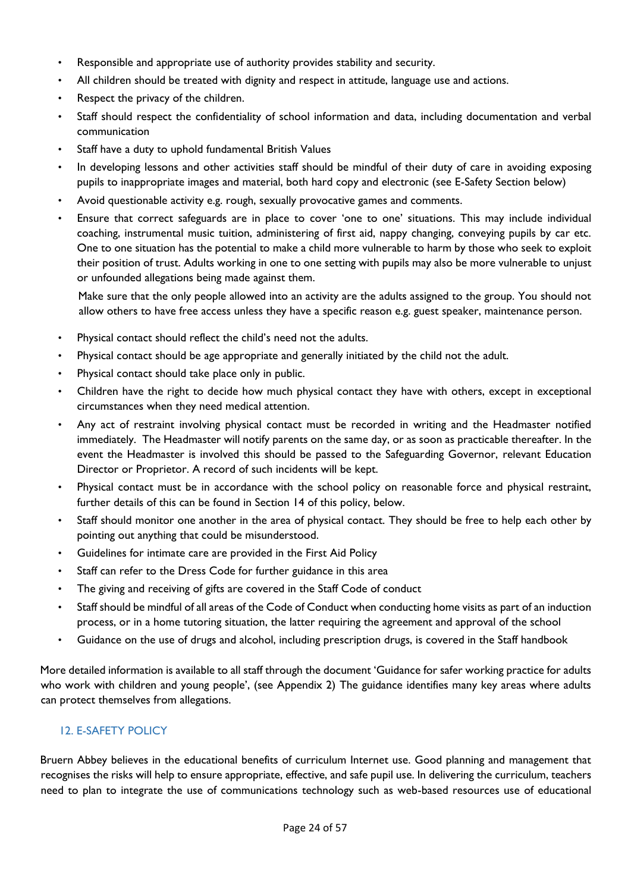- Responsible and appropriate use of authority provides stability and security.
- All children should be treated with dignity and respect in attitude, language use and actions.
- Respect the privacy of the children.
- Staff should respect the confidentiality of school information and data, including documentation and verbal communication
- Staff have a duty to uphold fundamental British Values
- In developing lessons and other activities staff should be mindful of their duty of care in avoiding exposing pupils to inappropriate images and material, both hard copy and electronic (see E-Safety Section below)
- Avoid questionable activity e.g. rough, sexually provocative games and comments.
- Ensure that correct safeguards are in place to cover 'one to one' situations. This may include individual coaching, instrumental music tuition, administering of first aid, nappy changing, conveying pupils by car etc. One to one situation has the potential to make a child more vulnerable to harm by those who seek to exploit their position of trust. Adults working in one to one setting with pupils may also be more vulnerable to unjust or unfounded allegations being made against them.

  Make sure that the only people allowed into an activity are the adults assigned to the group. You should not allow others to have free access unless they have a specific reason e.g. guest speaker, maintenance person.

- Physical contact should reflect the child's need not the adults.
- Physical contact should be age appropriate and generally initiated by the child not the adult.
- Physical contact should take place only in public.
- Children have the right to decide how much physical contact they have with others, except in exceptional circumstances when they need medical attention.
- Any act of restraint involving physical contact must be recorded in writing and the Headmaster notified immediately. The Headmaster will notify parents on the same day, or as soon as practicable thereafter. In the event the Headmaster is involved this should be passed to the Safeguarding Governor, relevant Education Director or Proprietor. A record of such incidents will be kept.
- Physical contact must be in accordance with the school policy on reasonable force and physical restraint, further details of this can be found in Section 14 of this policy, below.
- Staff should monitor one another in the area of physical contact. They should be free to help each other by pointing out anything that could be misunderstood.
- Guidelines for intimate care are provided in the First Aid Policy
- Staff can refer to the Dress Code for further guidance in this area
- The giving and receiving of gifts are covered in the Staff Code of conduct
- Staff should be mindful of all areas of the Code of Conduct when conducting home visits as part of an induction process, or in a home tutoring situation, the latter requiring the agreement and approval of the school
- Guidance on the use of drugs and alcohol, including prescription drugs, is covered in the Staff handbook

More detailed information is available to all staff through the document 'Guidance for safer working practice for adults who work with children and young people', (see Appendix 2) The guidance identifies many key areas where adults can protect themselves from allegations.

## 12. E-SAFETY POLICY

Bruern Abbey believes in the educational benefits of curriculum Internet use. Good planning and management that recognises the risks will help to ensure appropriate, effective, and safe pupil use. In delivering the curriculum, teachers need to plan to integrate the use of communications technology such as web-based resources use of educational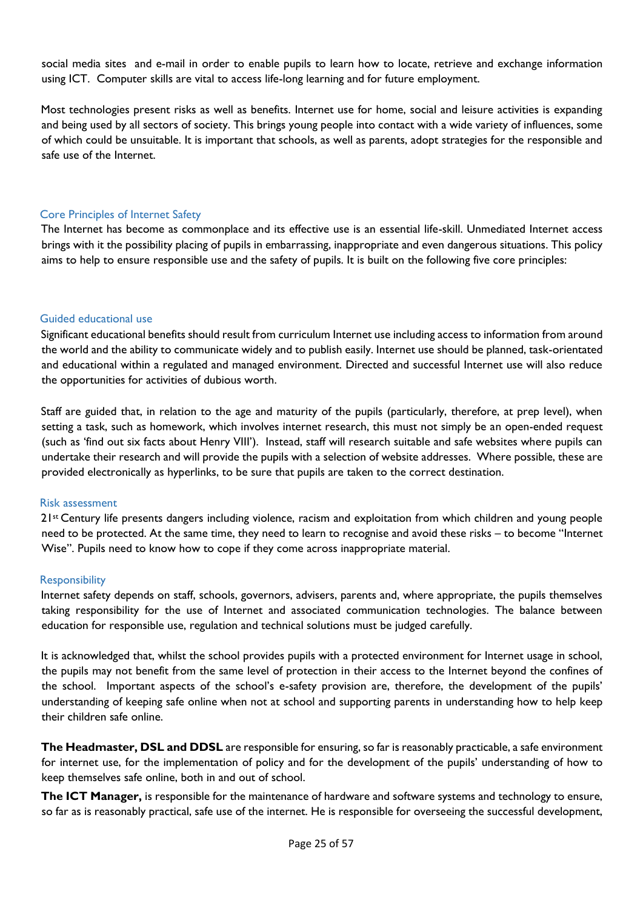social media sites and e-mail in order to enable pupils to learn how to locate, retrieve and exchange information using ICT. Computer skills are vital to access life-long learning and for future employment.

Most technologies present risks as well as benefits. Internet use for home, social and leisure activities is expanding and being used by all sectors of society. This brings young people into contact with a wide variety of influences, some of which could be unsuitable. It is important that schools, as well as parents, adopt strategies for the responsible and safe use of the Internet.

### Core Principles of Internet Safety

The Internet has become as commonplace and its effective use is an essential life-skill. Unmediated Internet access brings with it the possibility placing of pupils in embarrassing, inappropriate and even dangerous situations. This policy aims to help to ensure responsible use and the safety of pupils. It is built on the following five core principles:

### Guided educational use

Significant educational benefits should result from curriculum Internet use including access to information from around the world and the ability to communicate widely and to publish easily. Internet use should be planned, task-orientated and educational within a regulated and managed environment. Directed and successful Internet use will also reduce the opportunities for activities of dubious worth.

Staff are guided that, in relation to the age and maturity of the pupils (particularly, therefore, at prep level), when setting a task, such as homework, which involves internet research, this must not simply be an open-ended request (such as 'find out six facts about Henry VIII'). Instead, staff will research suitable and safe websites where pupils can undertake their research and will provide the pupils with a selection of website addresses. Where possible, these are provided electronically as hyperlinks, to be sure that pupils are taken to the correct destination.

### Risk assessment

21st Century life presents dangers including violence, racism and exploitation from which children and young people need to be protected. At the same time, they need to learn to recognise and avoid these risks – to become "Internet Wise". Pupils need to know how to cope if they come across inappropriate material.

### Responsibility

Internet safety depends on staff, schools, governors, advisers, parents and, where appropriate, the pupils themselves taking responsibility for the use of Internet and associated communication technologies. The balance between education for responsible use, regulation and technical solutions must be judged carefully.

It is acknowledged that, whilst the school provides pupils with a protected environment for Internet usage in school, the pupils may not benefit from the same level of protection in their access to the Internet beyond the confines of the school. Important aspects of the school's e-safety provision are, therefore, the development of the pupils' understanding of keeping safe online when not at school and supporting parents in understanding how to help keep their children safe online.

**The Headmaster, DSL and DDSL** are responsible for ensuring, so far is reasonably practicable, a safe environment for internet use, for the implementation of policy and for the development of the pupils' understanding of how to keep themselves safe online, both in and out of school.

**The ICT Manager,** is responsible for the maintenance of hardware and software systems and technology to ensure, so far as is reasonably practical, safe use of the internet. He is responsible for overseeing the successful development,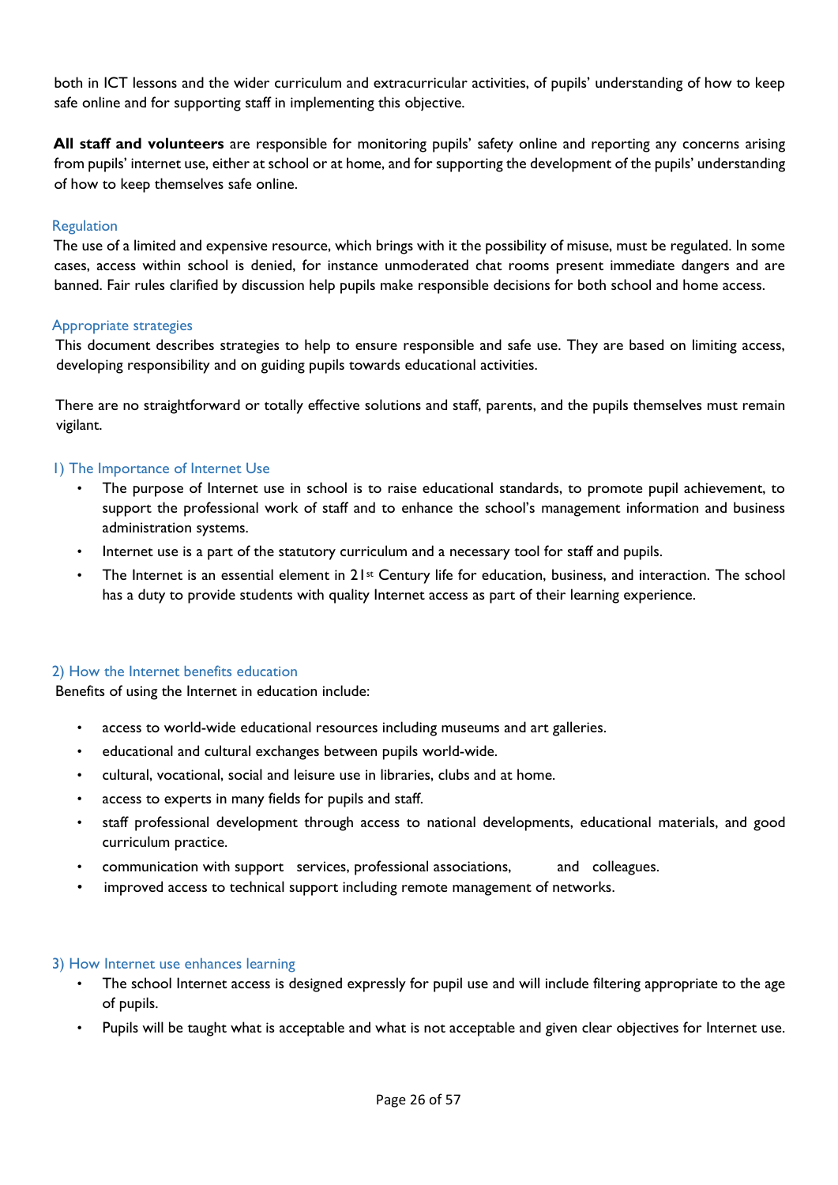both in ICT lessons and the wider curriculum and extracurricular activities, of pupils' understanding of how to keep safe online and for supporting staff in implementing this objective.

**All staff and volunteers** are responsible for monitoring pupils' safety online and reporting any concerns arising from pupils' internet use, either at school or at home, and for supporting the development of the pupils' understanding of how to keep themselves safe online.

### Regulation

The use of a limited and expensive resource, which brings with it the possibility of misuse, must be regulated. In some cases, access within school is denied, for instance unmoderated chat rooms present immediate dangers and are banned. Fair rules clarified by discussion help pupils make responsible decisions for both school and home access.

### Appropriate strategies

This document describes strategies to help to ensure responsible and safe use. They are based on limiting access, developing responsibility and on guiding pupils towards educational activities.

There are no straightforward or totally effective solutions and staff, parents, and the pupils themselves must remain vigilant.

### 1) The Importance of Internet Use

- The purpose of Internet use in school is to raise educational standards, to promote pupil achievement, to support the professional work of staff and to enhance the school's management information and business administration systems.
- Internet use is a part of the statutory curriculum and a necessary tool for staff and pupils.
- The Internet is an essential element in 21st Century life for education, business, and interaction. The school has a duty to provide students with quality Internet access as part of their learning experience.

### 2) How the Internet benefits education

Benefits of using the Internet in education include:

- access to world-wide educational resources including museums and art galleries.
- educational and cultural exchanges between pupils world-wide.
- cultural, vocational, social and leisure use in libraries, clubs and at home.
- access to experts in many fields for pupils and staff.
- staff professional development through access to national developments, educational materials, and good curriculum practice.
- communication with support services, professional associations, and colleagues.
- improved access to technical support including remote management of networks.

### 3) How Internet use enhances learning

- The school Internet access is designed expressly for pupil use and will include filtering appropriate to the age of pupils.
- Pupils will be taught what is acceptable and what is not acceptable and given clear objectives for Internet use.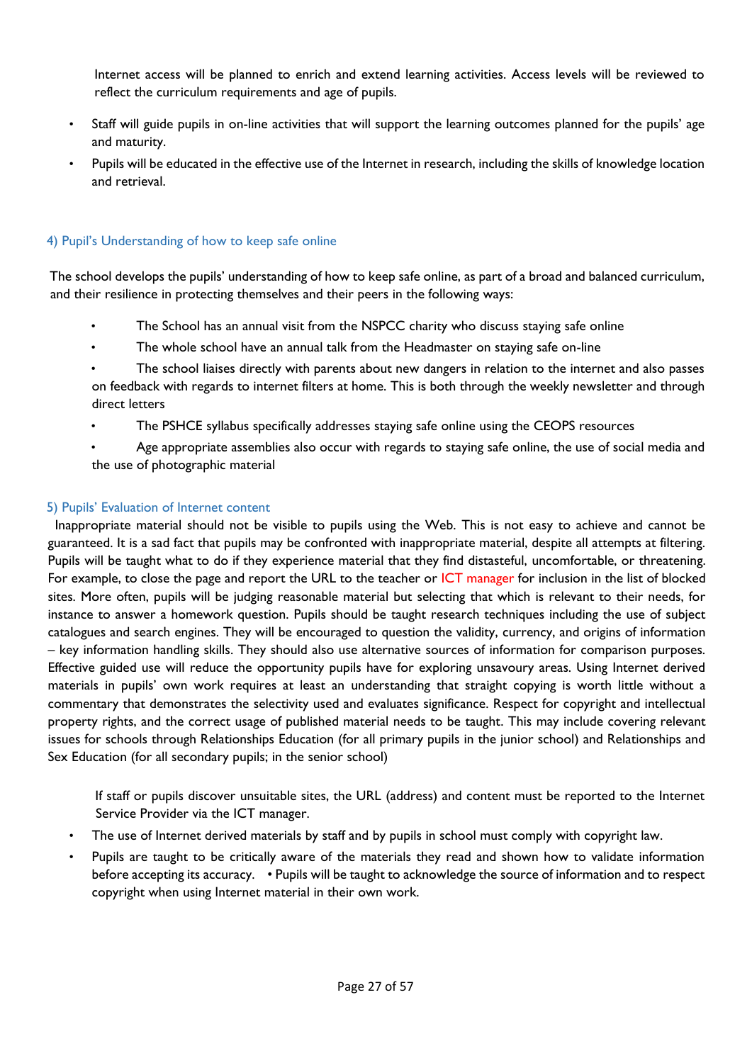Internet access will be planned to enrich and extend learning activities. Access levels will be reviewed to reflect the curriculum requirements and age of pupils.

- Staff will guide pupils in on-line activities that will support the learning outcomes planned for the pupils' age and maturity.
- Pupils will be educated in the effective use of the Internet in research, including the skills of knowledge location and retrieval.

### 4) Pupil's Understanding of how to keep safe online

The school develops the pupils' understanding of how to keep safe online, as part of a broad and balanced curriculum, and their resilience in protecting themselves and their peers in the following ways:

- The School has an annual visit from the NSPCC charity who discuss staying safe online
- The whole school have an annual talk from the Headmaster on staying safe on-line
- The school liaises directly with parents about new dangers in relation to the internet and also passes on feedback with regards to internet filters at home. This is both through the weekly newsletter and through direct letters
- The PSHCE syllabus specifically addresses staying safe online using the CEOPS resources
- Age appropriate assemblies also occur with regards to staying safe online, the use of social media and the use of photographic material

### 5) Pupils' Evaluation of Internet content

Inappropriate material should not be visible to pupils using the Web. This is not easy to achieve and cannot be guaranteed. It is a sad fact that pupils may be confronted with inappropriate material, despite all attempts at filtering. Pupils will be taught what to do if they experience material that they find distasteful, uncomfortable, or threatening. For example, to close the page and report the URL to the teacher or ICT manager for inclusion in the list of blocked sites. More often, pupils will be judging reasonable material but selecting that which is relevant to their needs, for instance to answer a homework question. Pupils should be taught research techniques including the use of subject catalogues and search engines. They will be encouraged to question the validity, currency, and origins of information – key information handling skills. They should also use alternative sources of information for comparison purposes. Effective guided use will reduce the opportunity pupils have for exploring unsavoury areas. Using Internet derived materials in pupils' own work requires at least an understanding that straight copying is worth little without a commentary that demonstrates the selectivity used and evaluates significance. Respect for copyright and intellectual property rights, and the correct usage of published material needs to be taught. This may include covering relevant issues for schools through Relationships Education (for all primary pupils in the junior school) and Relationships and Sex Education (for all secondary pupils; in the senior school)

If staff or pupils discover unsuitable sites, the URL (address) and content must be reported to the Internet Service Provider via the ICT manager.

- The use of Internet derived materials by staff and by pupils in school must comply with copyright law.
- Pupils are taught to be critically aware of the materials they read and shown how to validate information before accepting its accuracy. • Pupils will be taught to acknowledge the source of information and to respect copyright when using Internet material in their own work.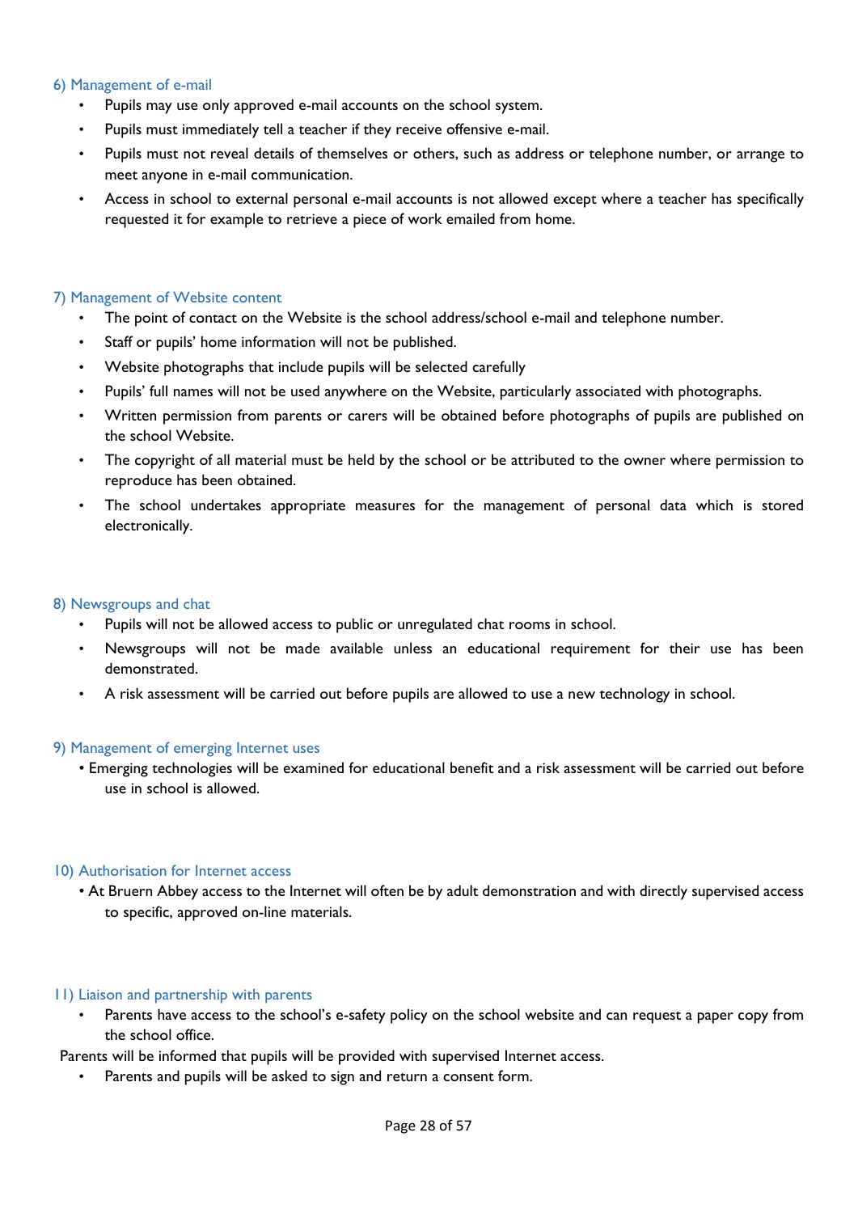### 6) Management of e-mail

- Pupils may use only approved e-mail accounts on the school system.
- Pupils must immediately tell a teacher if they receive offensive e-mail.
- Pupils must not reveal details of themselves or others, such as address or telephone number, or arrange to meet anyone in e-mail communication.
- Access in school to external personal e-mail accounts is not allowed except where a teacher has specifically requested it for example to retrieve a piece of work emailed from home.

### 7) Management of Website content

- The point of contact on the Website is the school address/school e-mail and telephone number.
- Staff or pupils' home information will not be published.
- Website photographs that include pupils will be selected carefully
- Pupils' full names will not be used anywhere on the Website, particularly associated with photographs.
- Written permission from parents or carers will be obtained before photographs of pupils are published on the school Website.
- The copyright of all material must be held by the school or be attributed to the owner where permission to reproduce has been obtained.
- The school undertakes appropriate measures for the management of personal data which is stored electronically.

### 8) Newsgroups and chat

- Pupils will not be allowed access to public or unregulated chat rooms in school.
- Newsgroups will not be made available unless an educational requirement for their use has been demonstrated.
- A risk assessment will be carried out before pupils are allowed to use a new technology in school.

### 9) Management of emerging Internet uses

- Emerging technologies will be examined for educational benefit and a risk assessment will be carried out before use in school is allowed.

### 10) Authorisation for Internet access

- At Bruern Abbey access to the Internet will often be by adult demonstration and with directly supervised access to specific, approved on-line materials.

### 11) Liaison and partnership with parents

- Parents have access to the school's e-safety policy on the school website and can request a paper copy from the school office.

Parents will be informed that pupils will be provided with supervised Internet access.

- Parents and pupils will be asked to sign and return a consent form.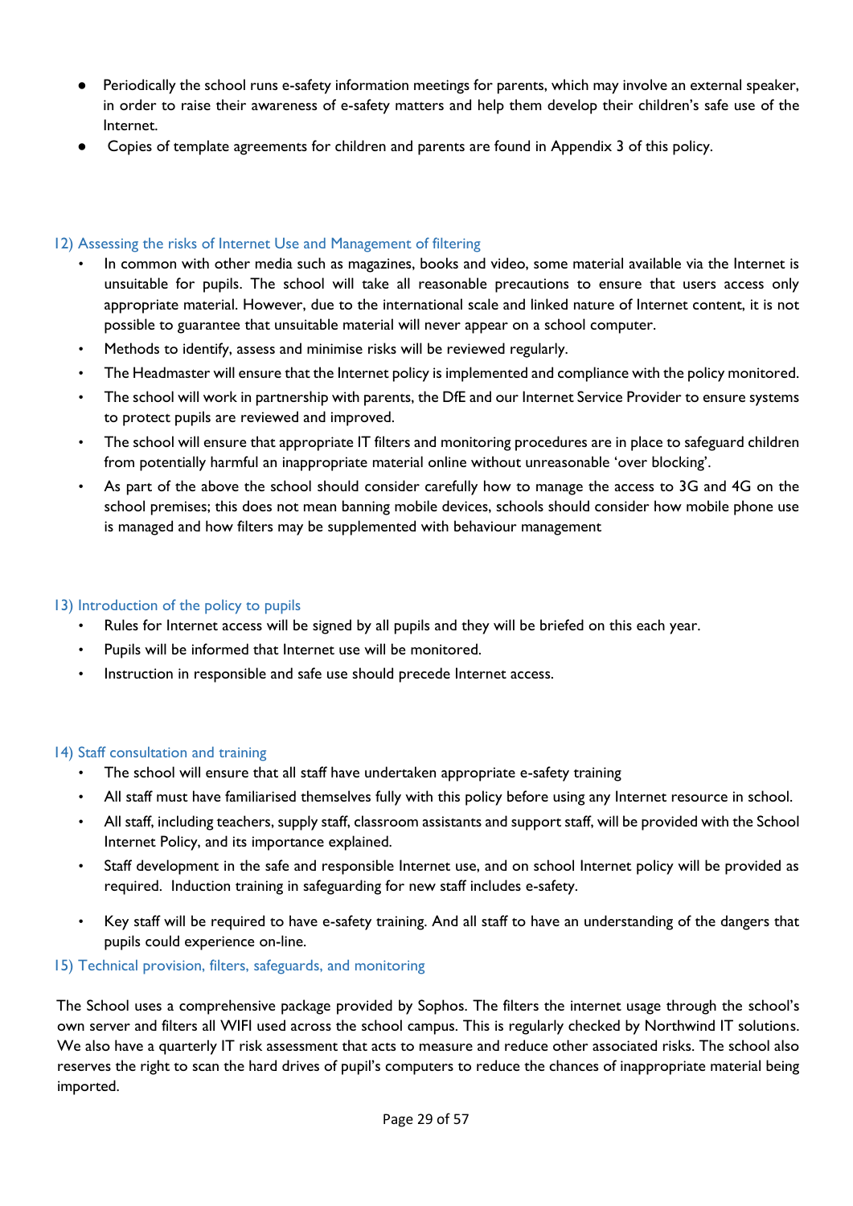- Periodically the school runs e-safety information meetings for parents, which may involve an external speaker, in order to raise their awareness of e-safety matters and help them develop their children's safe use of the Internet.
- Copies of template agreements for children and parents are found in Appendix 3 of this policy.

## 12) Assessing the risks of Internet Use and Management of filtering

- In common with other media such as magazines, books and video, some material available via the Internet is unsuitable for pupils. The school will take all reasonable precautions to ensure that users access only appropriate material. However, due to the international scale and linked nature of Internet content, it is not possible to guarantee that unsuitable material will never appear on a school computer.
- Methods to identify, assess and minimise risks will be reviewed regularly.
- The Headmaster will ensure that the Internet policy is implemented and compliance with the policy monitored.
- The school will work in partnership with parents, the DfE and our Internet Service Provider to ensure systems to protect pupils are reviewed and improved.
- The school will ensure that appropriate IT filters and monitoring procedures are in place to safeguard children from potentially harmful an inappropriate material online without unreasonable 'over blocking'.
- As part of the above the school should consider carefully how to manage the access to 3G and 4G on the school premises; this does not mean banning mobile devices, schools should consider how mobile phone use is managed and how filters may be supplemented with behaviour management

## 13) Introduction of the policy to pupils

- Rules for Internet access will be signed by all pupils and they will be briefed on this each year.
- Pupils will be informed that Internet use will be monitored.
- Instruction in responsible and safe use should precede Internet access.

## 14) Staff consultation and training

- The school will ensure that all staff have undertaken appropriate e-safety training
- All staff must have familiarised themselves fully with this policy before using any Internet resource in school.
- All staff, including teachers, supply staff, classroom assistants and support staff, will be provided with the School Internet Policy, and its importance explained.
- Staff development in the safe and responsible Internet use, and on school Internet policy will be provided as required. Induction training in safeguarding for new staff includes e-safety.
- Key staff will be required to have e-safety training. And all staff to have an understanding of the dangers that pupils could experience on-line.

## 15) Technical provision, filters, safeguards, and monitoring

The School uses a comprehensive package provided by Sophos. The filters the internet usage through the school's own server and filters all WIFI used across the school campus. This is regularly checked by Northwind IT solutions. We also have a quarterly IT risk assessment that acts to measure and reduce other associated risks. The school also reserves the right to scan the hard drives of pupil's computers to reduce the chances of inappropriate material being imported.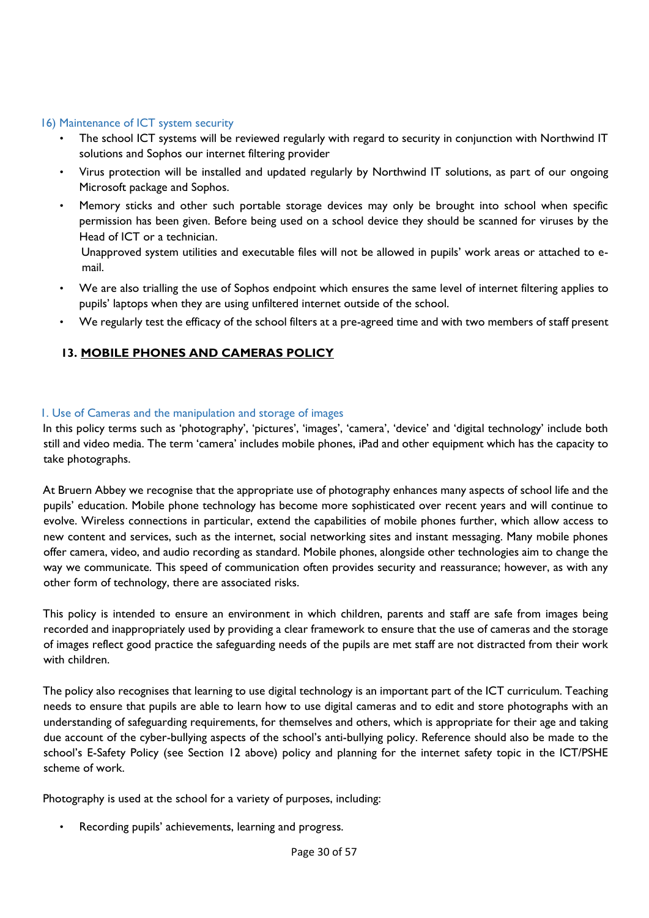### 16) Maintenance of ICT system security

- The school ICT systems will be reviewed regularly with regard to security in conjunction with Northwind IT solutions and Sophos our internet filtering provider
- Virus protection will be installed and updated regularly by Northwind IT solutions, as part of our ongoing Microsoft package and Sophos.
- Memory sticks and other such portable storage devices may only be brought into school when specific permission has been given. Before being used on a school device they should be scanned for viruses by the Head of ICT or a technician.
  Unapproved system utilities and executable files will not be allowed in pupils' work areas or attached to e-mail.
- We are also trialling the use of Sophos endpoint which ensures the same level of internet filtering applies to pupils' laptops when they are using unfiltered internet outside of the school.
- We regularly test the efficacy of the school filters at a pre-agreed time and with two members of staff present

## 13. MOBILE PHONES AND CAMERAS POLICY

### 1. Use of Cameras and the manipulation and storage of images

In this policy terms such as 'photography', 'pictures', 'images', 'camera', 'device' and 'digital technology' include both still and video media. The term 'camera' includes mobile phones, iPad and other equipment which has the capacity to take photographs.

At Bruern Abbey we recognise that the appropriate use of photography enhances many aspects of school life and the pupils' education. Mobile phone technology has become more sophisticated over recent years and will continue to evolve. Wireless connections in particular, extend the capabilities of mobile phones further, which allow access to new content and services, such as the internet, social networking sites and instant messaging. Many mobile phones offer camera, video, and audio recording as standard. Mobile phones, alongside other technologies aim to change the way we communicate. This speed of communication often provides security and reassurance; however, as with any other form of technology, there are associated risks.

This policy is intended to ensure an environment in which children, parents and staff are safe from images being recorded and inappropriately used by providing a clear framework to ensure that the use of cameras and the storage of images reflect good practice the safeguarding needs of the pupils are met staff are not distracted from their work with children.

The policy also recognises that learning to use digital technology is an important part of the ICT curriculum. Teaching needs to ensure that pupils are able to learn how to use digital cameras and to edit and store photographs with an understanding of safeguarding requirements, for themselves and others, which is appropriate for their age and taking due account of the cyber-bullying aspects of the school's anti-bullying policy. Reference should also be made to the school's E-Safety Policy (see Section 12 above) policy and planning for the internet safety topic in the ICT/PSHE scheme of work.

Photography is used at the school for a variety of purposes, including:

- Recording pupils' achievements, learning and progress.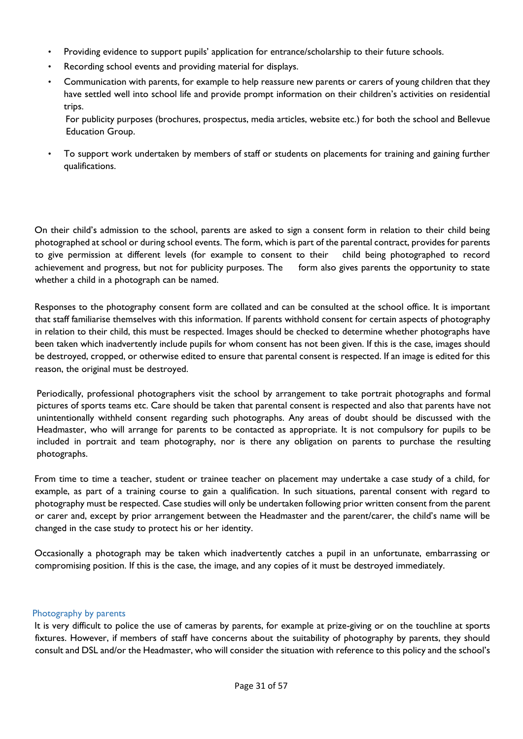- Providing evidence to support pupils' application for entrance/scholarship to their future schools.
- Recording school events and providing material for displays.
- Communication with parents, for example to help reassure new parents or carers of young children that they have settled well into school life and provide prompt information on their children's activities on residential trips.

  For publicity purposes (brochures, prospectus, media articles, website etc.) for both the school and Bellevue Education Group.
- To support work undertaken by members of staff or students on placements for training and gaining further qualifications.

On their child's admission to the school, parents are asked to sign a consent form in relation to their child being photographed at school or during school events. The form, which is part of the parental contract, provides for parents to give permission at different levels (for example to consent to their child being photographed to record achievement and progress, but not for publicity purposes. The form also gives parents the opportunity to state whether a child in a photograph can be named.

Responses to the photography consent form are collated and can be consulted at the school office. It is important that staff familiarise themselves with this information. If parents withhold consent for certain aspects of photography in relation to their child, this must be respected. Images should be checked to determine whether photographs have been taken which inadvertently include pupils for whom consent has not been given. If this is the case, images should be destroyed, cropped, or otherwise edited to ensure that parental consent is respected. If an image is edited for this reason, the original must be destroyed.

Periodically, professional photographers visit the school by arrangement to take portrait photographs and formal pictures of sports teams etc. Care should be taken that parental consent is respected and also that parents have not unintentionally withheld consent regarding such photographs. Any areas of doubt should be discussed with the Headmaster, who will arrange for parents to be contacted as appropriate. It is not compulsory for pupils to be included in portrait and team photography, nor is there any obligation on parents to purchase the resulting photographs.

From time to time a teacher, student or trainee teacher on placement may undertake a case study of a child, for example, as part of a training course to gain a qualification. In such situations, parental consent with regard to photography must be respected. Case studies will only be undertaken following prior written consent from the parent or carer and, except by prior arrangement between the Headmaster and the parent/carer, the child's name will be changed in the case study to protect his or her identity.

Occasionally a photograph may be taken which inadvertently catches a pupil in an unfortunate, embarrassing or compromising position. If this is the case, the image, and any copies of it must be destroyed immediately.

### Photography by parents

It is very difficult to police the use of cameras by parents, for example at prize-giving or on the touchline at sports fixtures. However, if members of staff have concerns about the suitability of photography by parents, they should consult and DSL and/or the Headmaster, who will consider the situation with reference to this policy and the school's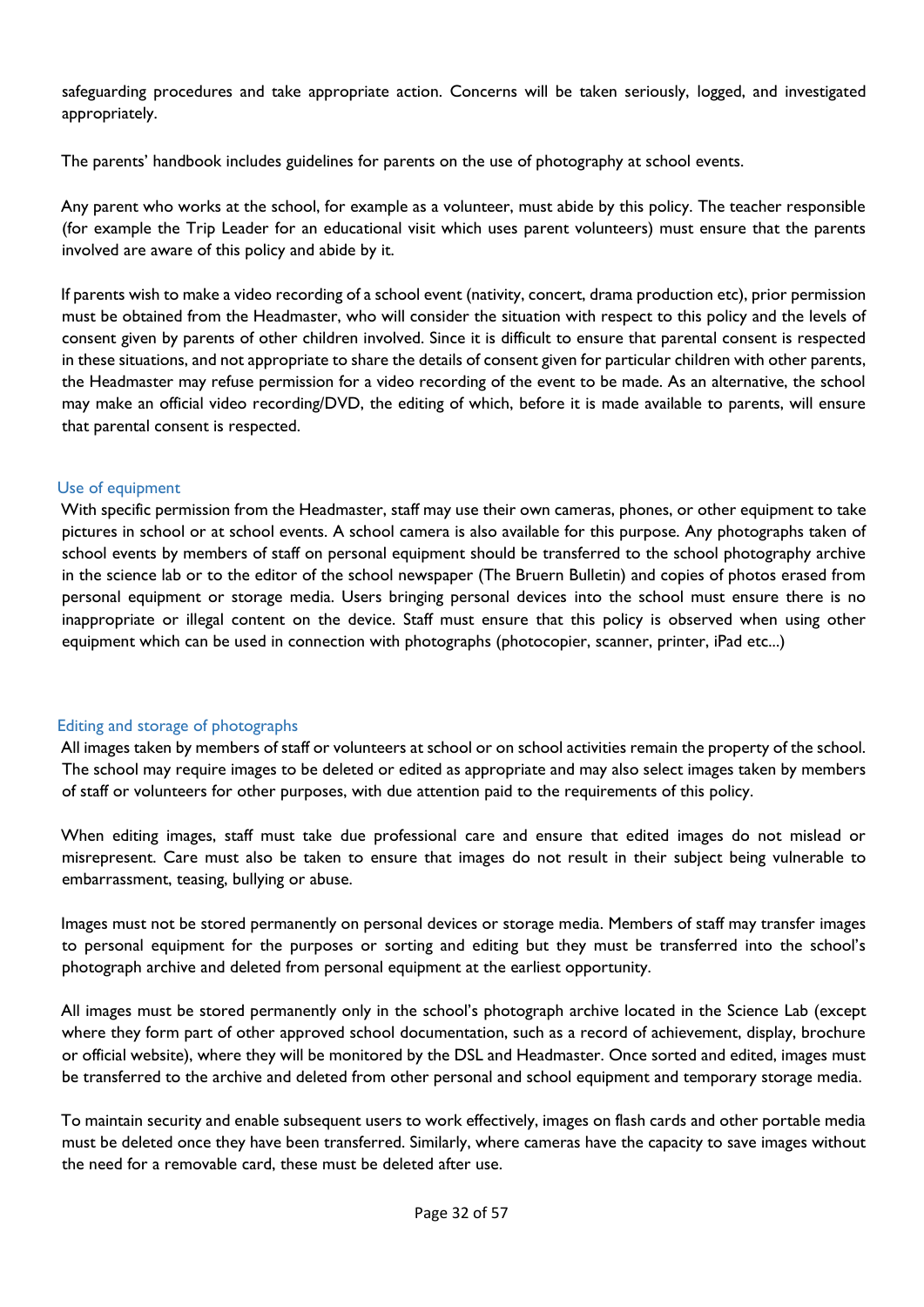safeguarding procedures and take appropriate action. Concerns will be taken seriously, logged, and investigated appropriately.

The parents' handbook includes guidelines for parents on the use of photography at school events.

Any parent who works at the school, for example as a volunteer, must abide by this policy. The teacher responsible (for example the Trip Leader for an educational visit which uses parent volunteers) must ensure that the parents involved are aware of this policy and abide by it.

If parents wish to make a video recording of a school event (nativity, concert, drama production etc), prior permission must be obtained from the Headmaster, who will consider the situation with respect to this policy and the levels of consent given by parents of other children involved. Since it is difficult to ensure that parental consent is respected in these situations, and not appropriate to share the details of consent given for particular children with other parents, the Headmaster may refuse permission for a video recording of the event to be made. As an alternative, the school may make an official video recording/DVD, the editing of which, before it is made available to parents, will ensure that parental consent is respected.

### Use of equipment

With specific permission from the Headmaster, staff may use their own cameras, phones, or other equipment to take pictures in school or at school events. A school camera is also available for this purpose. Any photographs taken of school events by members of staff on personal equipment should be transferred to the school photography archive in the science lab or to the editor of the school newspaper (The Bruern Bulletin) and copies of photos erased from personal equipment or storage media. Users bringing personal devices into the school must ensure there is no inappropriate or illegal content on the device. Staff must ensure that this policy is observed when using other equipment which can be used in connection with photographs (photocopier, scanner, printer, iPad etc...)

### Editing and storage of photographs

All images taken by members of staff or volunteers at school or on school activities remain the property of the school. The school may require images to be deleted or edited as appropriate and may also select images taken by members of staff or volunteers for other purposes, with due attention paid to the requirements of this policy.

When editing images, staff must take due professional care and ensure that edited images do not mislead or misrepresent. Care must also be taken to ensure that images do not result in their subject being vulnerable to embarrassment, teasing, bullying or abuse.

Images must not be stored permanently on personal devices or storage media. Members of staff may transfer images to personal equipment for the purposes or sorting and editing but they must be transferred into the school's photograph archive and deleted from personal equipment at the earliest opportunity.

All images must be stored permanently only in the school's photograph archive located in the Science Lab (except where they form part of other approved school documentation, such as a record of achievement, display, brochure or official website), where they will be monitored by the DSL and Headmaster. Once sorted and edited, images must be transferred to the archive and deleted from other personal and school equipment and temporary storage media.

To maintain security and enable subsequent users to work effectively, images on flash cards and other portable media must be deleted once they have been transferred. Similarly, where cameras have the capacity to save images without the need for a removable card, these must be deleted after use.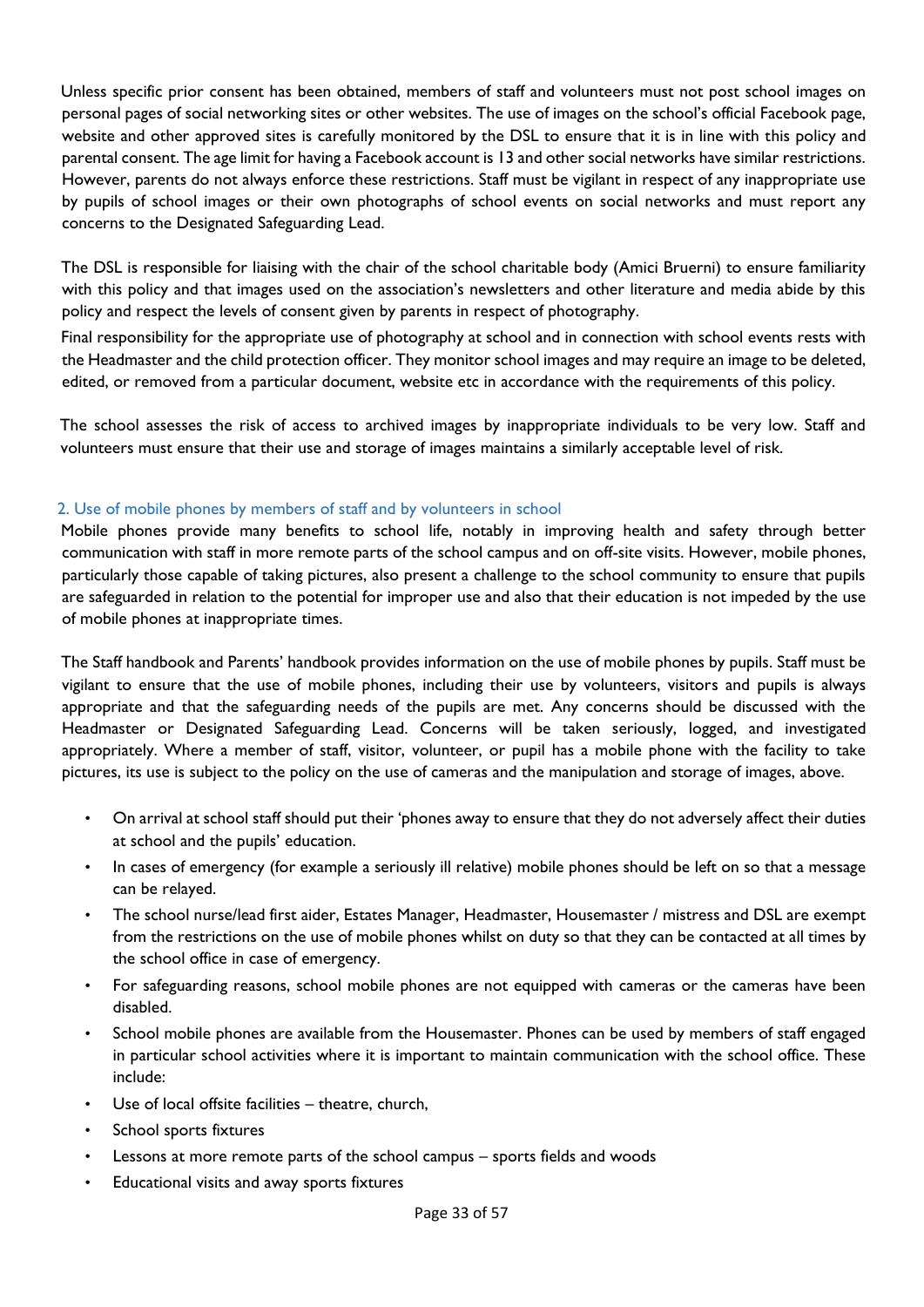Unless specific prior consent has been obtained, members of staff and volunteers must not post school images on personal pages of social networking sites or other websites. The use of images on the school's official Facebook page, website and other approved sites is carefully monitored by the DSL to ensure that it is in line with this policy and parental consent. The age limit for having a Facebook account is 13 and other social networks have similar restrictions. However, parents do not always enforce these restrictions. Staff must be vigilant in respect of any inappropriate use by pupils of school images or their own photographs of school events on social networks and must report any concerns to the Designated Safeguarding Lead.

The DSL is responsible for liaising with the chair of the school charitable body (Amici Bruerni) to ensure familiarity with this policy and that images used on the association's newsletters and other literature and media abide by this policy and respect the levels of consent given by parents in respect of photography.

Final responsibility for the appropriate use of photography at school and in connection with school events rests with the Headmaster and the child protection officer. They monitor school images and may require an image to be deleted, edited, or removed from a particular document, website etc in accordance with the requirements of this policy.

The school assesses the risk of access to archived images by inappropriate individuals to be very low. Staff and volunteers must ensure that their use and storage of images maintains a similarly acceptable level of risk.

## 2. Use of mobile phones by members of staff and by volunteers in school

Mobile phones provide many benefits to school life, notably in improving health and safety through better communication with staff in more remote parts of the school campus and on off-site visits. However, mobile phones, particularly those capable of taking pictures, also present a challenge to the school community to ensure that pupils are safeguarded in relation to the potential for improper use and also that their education is not impeded by the use of mobile phones at inappropriate times.

The Staff handbook and Parents' handbook provides information on the use of mobile phones by pupils. Staff must be vigilant to ensure that the use of mobile phones, including their use by volunteers, visitors and pupils is always appropriate and that the safeguarding needs of the pupils are met. Any concerns should be discussed with the Headmaster or Designated Safeguarding Lead. Concerns will be taken seriously, logged, and investigated appropriately. Where a member of staff, visitor, volunteer, or pupil has a mobile phone with the facility to take pictures, its use is subject to the policy on the use of cameras and the manipulation and storage of images, above.

- On arrival at school staff should put their 'phones away to ensure that they do not adversely affect their duties at school and the pupils' education.
- In cases of emergency (for example a seriously ill relative) mobile phones should be left on so that a message can be relayed.
- The school nurse/lead first aider, Estates Manager, Headmaster, Housemaster / mistress and DSL are exempt from the restrictions on the use of mobile phones whilst on duty so that they can be contacted at all times by the school office in case of emergency.
- For safeguarding reasons, school mobile phones are not equipped with cameras or the cameras have been disabled.
- School mobile phones are available from the Housemaster. Phones can be used by members of staff engaged in particular school activities where it is important to maintain communication with the school office. These include:
- Use of local offsite facilities – theatre, church,
- School sports fixtures
- Lessons at more remote parts of the school campus – sports fields and woods
- Educational visits and away sports fixtures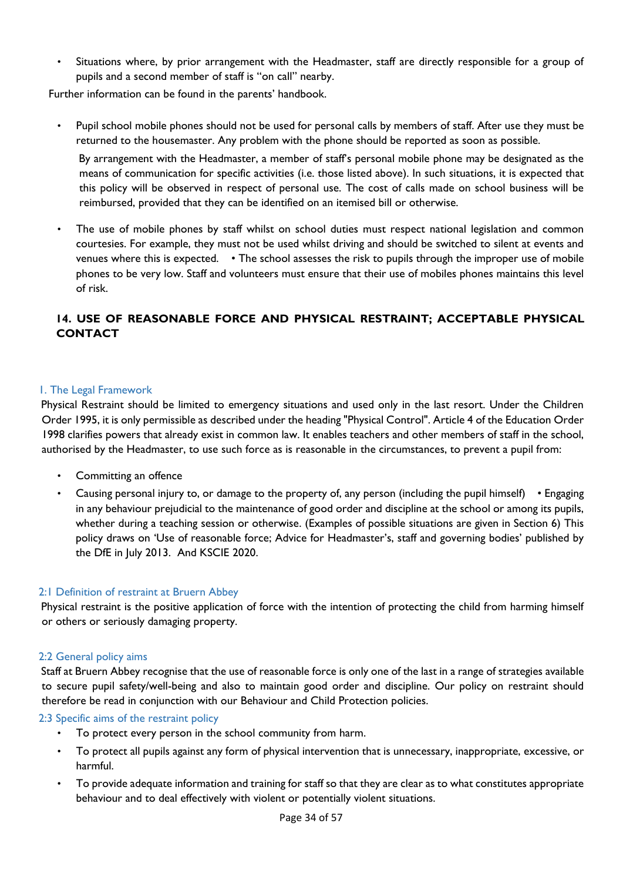- Situations where, by prior arrangement with the Headmaster, staff are directly responsible for a group of pupils and a second member of staff is "on call" nearby.

Further information can be found in the parents' handbook.

- Pupil school mobile phones should not be used for personal calls by members of staff. After use they must be returned to the housemaster. Any problem with the phone should be reported as soon as possible.

  By arrangement with the Headmaster, a member of staff's personal mobile phone may be designated as the means of communication for specific activities (i.e. those listed above). In such situations, it is expected that this policy will be observed in respect of personal use. The cost of calls made on school business will be reimbursed, provided that they can be identified on an itemised bill or otherwise.

- The use of mobile phones by staff whilst on school duties must respect national legislation and common courtesies. For example, they must not be used whilst driving and should be switched to silent at events and venues where this is expected. • The school assesses the risk to pupils through the improper use of mobile phones to be very low. Staff and volunteers must ensure that their use of mobiles phones maintains this level of risk.

## 14. USE OF REASONABLE FORCE AND PHYSICAL RESTRAINT; ACCEPTABLE PHYSICAL CONTACT

### 1. The Legal Framework

Physical Restraint should be limited to emergency situations and used only in the last resort. Under the Children Order 1995, it is only permissible as described under the heading "Physical Control". Article 4 of the Education Order 1998 clarifies powers that already exist in common law. It enables teachers and other members of staff in the school, authorised by the Headmaster, to use such force as is reasonable in the circumstances, to prevent a pupil from:

- Committing an offence
- Causing personal injury to, or damage to the property of, any person (including the pupil himself) • Engaging in any behaviour prejudicial to the maintenance of good order and discipline at the school or among its pupils, whether during a teaching session or otherwise. (Examples of possible situations are given in Section 6) This policy draws on 'Use of reasonable force; Advice for Headmaster's, staff and governing bodies' published by the DfE in July 2013. And KSCIE 2020.

### 2:1 Definition of restraint at Bruern Abbey

Physical restraint is the positive application of force with the intention of protecting the child from harming himself or others or seriously damaging property.

### 2:2 General policy aims

Staff at Bruern Abbey recognise that the use of reasonable force is only one of the last in a range of strategies available to secure pupil safety/well-being and also to maintain good order and discipline. Our policy on restraint should therefore be read in conjunction with our Behaviour and Child Protection policies.

### 2:3 Specific aims of the restraint policy

- To protect every person in the school community from harm.
- To protect all pupils against any form of physical intervention that is unnecessary, inappropriate, excessive, or harmful.
- To provide adequate information and training for staff so that they are clear as to what constitutes appropriate behaviour and to deal effectively with violent or potentially violent situations.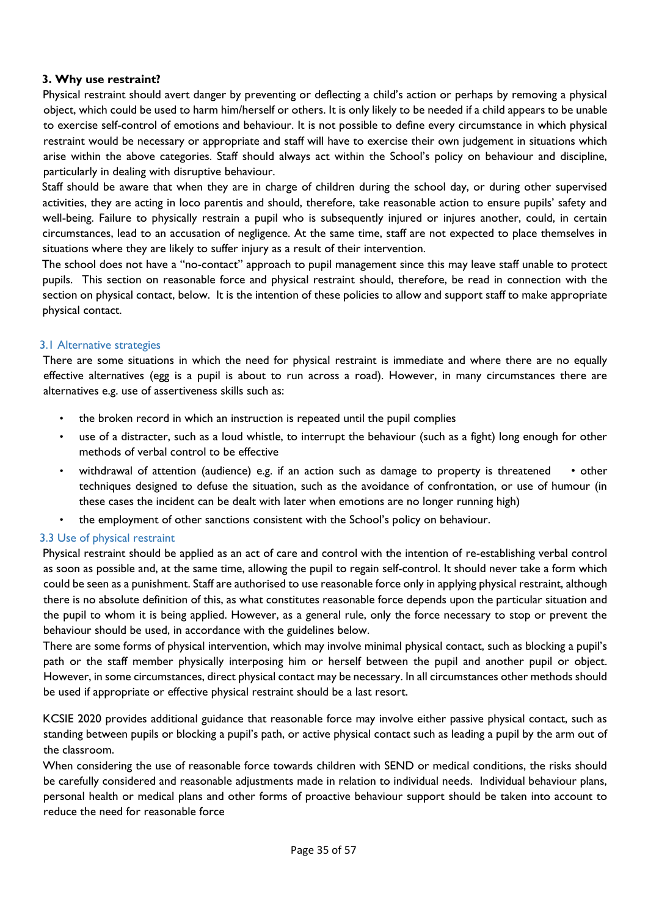**3. Why use restraint?**

Physical restraint should avert danger by preventing or deflecting a child's action or perhaps by removing a physical object, which could be used to harm him/herself or others. It is only likely to be needed if a child appears to be unable to exercise self-control of emotions and behaviour. It is not possible to define every circumstance in which physical restraint would be necessary or appropriate and staff will have to exercise their own judgement in situations which arise within the above categories. Staff should always act within the School's policy on behaviour and discipline, particularly in dealing with disruptive behaviour.

Staff should be aware that when they are in charge of children during the school day, or during other supervised activities, they are acting in loco parentis and should, therefore, take reasonable action to ensure pupils' safety and well-being. Failure to physically restrain a pupil who is subsequently injured or injures another, could, in certain circumstances, lead to an accusation of negligence. At the same time, staff are not expected to place themselves in situations where they are likely to suffer injury as a result of their intervention.

The school does not have a "no-contact" approach to pupil management since this may leave staff unable to protect pupils. This section on reasonable force and physical restraint should, therefore, be read in connection with the section on physical contact, below. It is the intention of these policies to allow and support staff to make appropriate physical contact.

### 3.1 Alternative strategies

There are some situations in which the need for physical restraint is immediate and where there are no equally effective alternatives (egg is a pupil is about to run across a road). However, in many circumstances there are alternatives e.g. use of assertiveness skills such as:

- the broken record in which an instruction is repeated until the pupil complies
- use of a distracter, such as a loud whistle, to interrupt the behaviour (such as a fight) long enough for other methods of verbal control to be effective
- withdrawal of attention (audience) e.g. if an action such as damage to property is threatened • other techniques designed to defuse the situation, such as the avoidance of confrontation, or use of humour (in these cases the incident can be dealt with later when emotions are no longer running high)
- the employment of other sanctions consistent with the School's policy on behaviour.

### 3.3 Use of physical restraint

Physical restraint should be applied as an act of care and control with the intention of re-establishing verbal control as soon as possible and, at the same time, allowing the pupil to regain self-control. It should never take a form which could be seen as a punishment. Staff are authorised to use reasonable force only in applying physical restraint, although there is no absolute definition of this, as what constitutes reasonable force depends upon the particular situation and the pupil to whom it is being applied. However, as a general rule, only the force necessary to stop or prevent the behaviour should be used, in accordance with the guidelines below.

There are some forms of physical intervention, which may involve minimal physical contact, such as blocking a pupil's path or the staff member physically interposing him or herself between the pupil and another pupil or object. However, in some circumstances, direct physical contact may be necessary. In all circumstances other methods should be used if appropriate or effective physical restraint should be a last resort.

KCSIE 2020 provides additional guidance that reasonable force may involve either passive physical contact, such as standing between pupils or blocking a pupil's path, or active physical contact such as leading a pupil by the arm out of the classroom.

When considering the use of reasonable force towards children with SEND or medical conditions, the risks should be carefully considered and reasonable adjustments made in relation to individual needs. Individual behaviour plans, personal health or medical plans and other forms of proactive behaviour support should be taken into account to reduce the need for reasonable force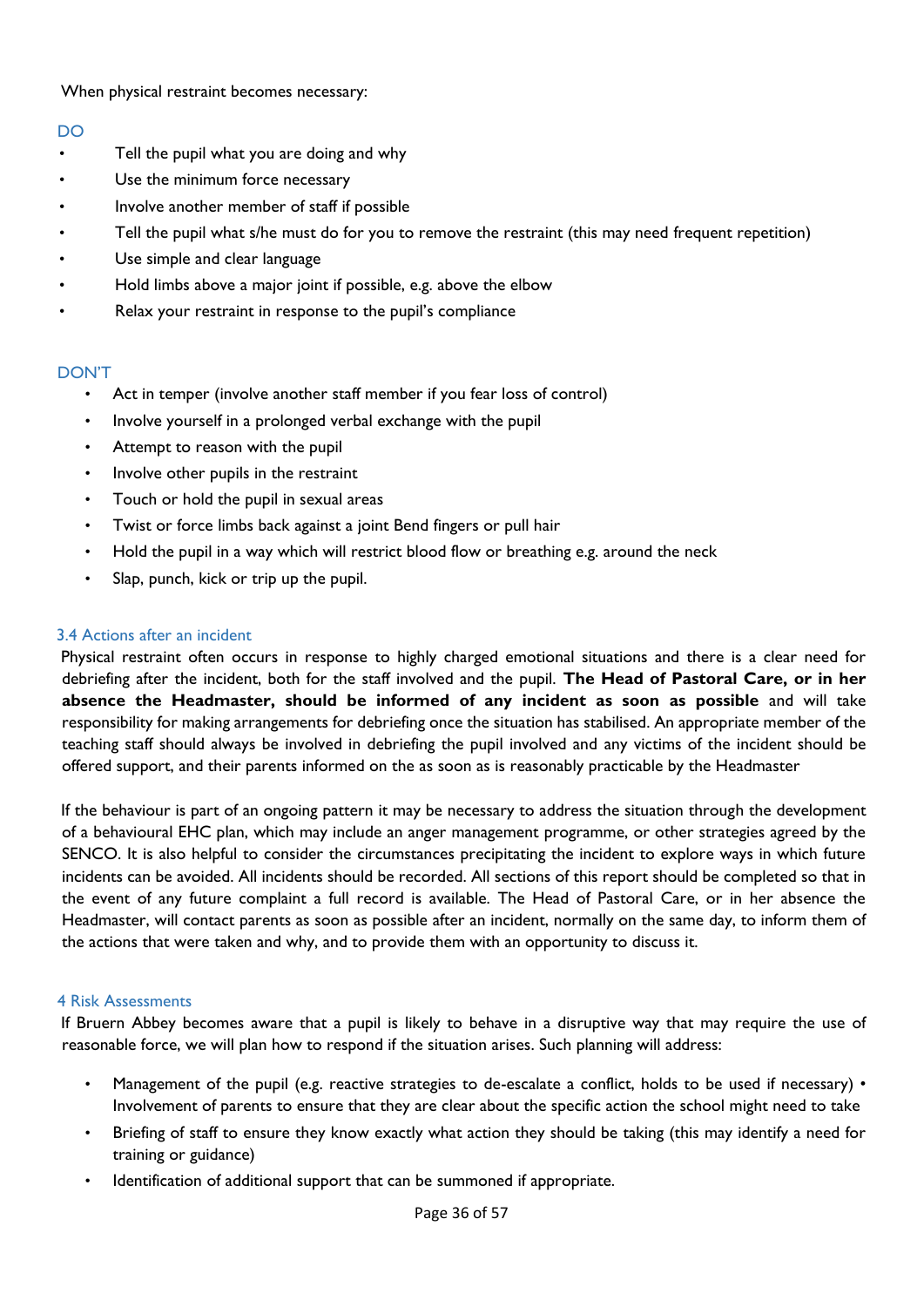When physical restraint becomes necessary:

DO

- Tell the pupil what you are doing and why
- Use the minimum force necessary
- Involve another member of staff if possible
- Tell the pupil what s/he must do for you to remove the restraint (this may need frequent repetition)
- Use simple and clear language
- Hold limbs above a major joint if possible, e.g. above the elbow
- Relax your restraint in response to the pupil's compliance

DON'T

- Act in temper (involve another staff member if you fear loss of control)
- Involve yourself in a prolonged verbal exchange with the pupil
- Attempt to reason with the pupil
- Involve other pupils in the restraint
- Touch or hold the pupil in sexual areas
- Twist or force limbs back against a joint Bend fingers or pull hair
- Hold the pupil in a way which will restrict blood flow or breathing e.g. around the neck
- Slap, punch, kick or trip up the pupil.

### 3.4 Actions after an incident

Physical restraint often occurs in response to highly charged emotional situations and there is a clear need for debriefing after the incident, both for the staff involved and the pupil. **The Head of Pastoral Care, or in her absence the Headmaster, should be informed of any incident as soon as possible** and will take responsibility for making arrangements for debriefing once the situation has stabilised. An appropriate member of the teaching staff should always be involved in debriefing the pupil involved and any victims of the incident should be offered support, and their parents informed on the as soon as is reasonably practicable by the Headmaster

If the behaviour is part of an ongoing pattern it may be necessary to address the situation through the development of a behavioural EHC plan, which may include an anger management programme, or other strategies agreed by the SENCO. It is also helpful to consider the circumstances precipitating the incident to explore ways in which future incidents can be avoided. All incidents should be recorded. All sections of this report should be completed so that in the event of any future complaint a full record is available. The Head of Pastoral Care, or in her absence the Headmaster, will contact parents as soon as possible after an incident, normally on the same day, to inform them of the actions that were taken and why, and to provide them with an opportunity to discuss it.

## 4 Risk Assessments

If Bruern Abbey becomes aware that a pupil is likely to behave in a disruptive way that may require the use of reasonable force, we will plan how to respond if the situation arises. Such planning will address:

- Management of the pupil (e.g. reactive strategies to de-escalate a conflict, holds to be used if necessary) • Involvement of parents to ensure that they are clear about the specific action the school might need to take
- Briefing of staff to ensure they know exactly what action they should be taking (this may identify a need for training or guidance)
- Identification of additional support that can be summoned if appropriate.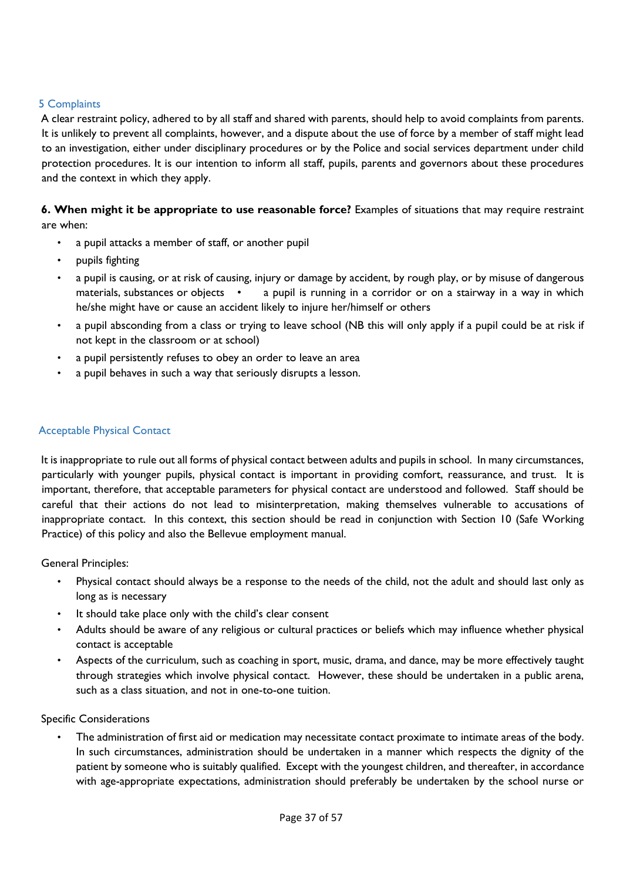## 5 Complaints

A clear restraint policy, adhered to by all staff and shared with parents, should help to avoid complaints from parents. It is unlikely to prevent all complaints, however, and a dispute about the use of force by a member of staff might lead to an investigation, either under disciplinary procedures or by the Police and social services department under child protection procedures. It is our intention to inform all staff, pupils, parents and governors about these procedures and the context in which they apply.

**6. When might it be appropriate to use reasonable force?** Examples of situations that may require restraint are when:

- a pupil attacks a member of staff, or another pupil
- pupils fighting
- a pupil is causing, or at risk of causing, injury or damage by accident, by rough play, or by misuse of dangerous materials, substances or objects
- a pupil is running in a corridor or on a stairway in a way in which he/she might have or cause an accident likely to injure her/himself or others
- a pupil absconding from a class or trying to leave school (NB this will only apply if a pupil could be at risk if not kept in the classroom or at school)
- a pupil persistently refuses to obey an order to leave an area
- a pupil behaves in such a way that seriously disrupts a lesson.

## Acceptable Physical Contact

It is inappropriate to rule out all forms of physical contact between adults and pupils in school. In many circumstances, particularly with younger pupils, physical contact is important in providing comfort, reassurance, and trust. It is important, therefore, that acceptable parameters for physical contact are understood and followed. Staff should be careful that their actions do not lead to misinterpretation, making themselves vulnerable to accusations of inappropriate contact. In this context, this section should be read in conjunction with Section 10 (Safe Working Practice) of this policy and also the Bellevue employment manual.

General Principles:

- Physical contact should always be a response to the needs of the child, not the adult and should last only as long as is necessary
- It should take place only with the child's clear consent
- Adults should be aware of any religious or cultural practices or beliefs which may influence whether physical contact is acceptable
- Aspects of the curriculum, such as coaching in sport, music, drama, and dance, may be more effectively taught through strategies which involve physical contact. However, these should be undertaken in a public arena, such as a class situation, and not in one-to-one tuition.

Specific Considerations

- The administration of first aid or medication may necessitate contact proximate to intimate areas of the body. In such circumstances, administration should be undertaken in a manner which respects the dignity of the patient by someone who is suitably qualified. Except with the youngest children, and thereafter, in accordance with age-appropriate expectations, administration should preferably be undertaken by the school nurse or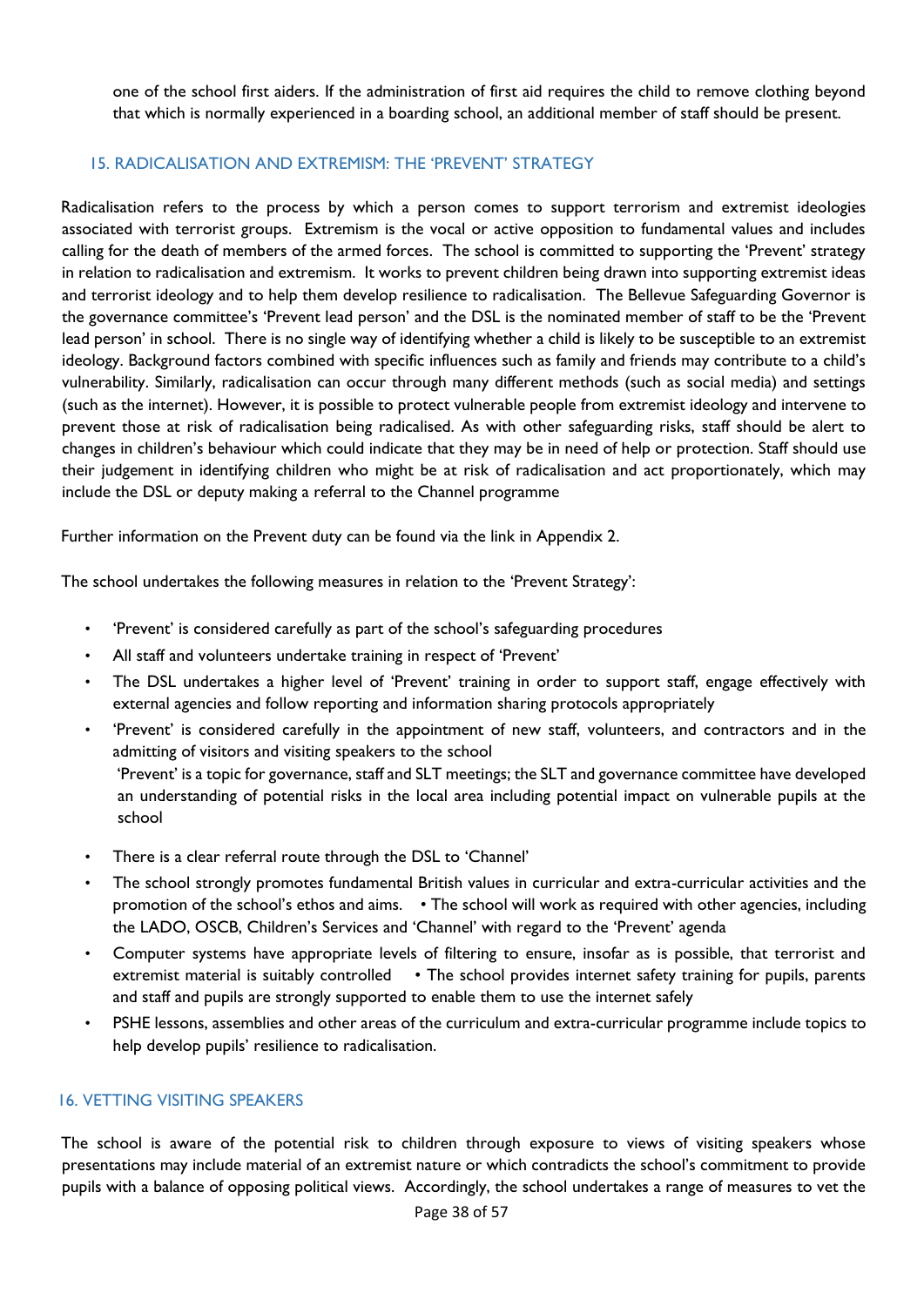one of the school first aiders. If the administration of first aid requires the child to remove clothing beyond that which is normally experienced in a boarding school, an additional member of staff should be present.

## 15. RADICALISATION AND EXTREMISM: THE 'PREVENT' STRATEGY

Radicalisation refers to the process by which a person comes to support terrorism and extremist ideologies associated with terrorist groups. Extremism is the vocal or active opposition to fundamental values and includes calling for the death of members of the armed forces. The school is committed to supporting the 'Prevent' strategy in relation to radicalisation and extremism. It works to prevent children being drawn into supporting extremist ideas and terrorist ideology and to help them develop resilience to radicalisation. The Bellevue Safeguarding Governor is the governance committee's 'Prevent lead person' and the DSL is the nominated member of staff to be the 'Prevent lead person' in school. There is no single way of identifying whether a child is likely to be susceptible to an extremist ideology. Background factors combined with specific influences such as family and friends may contribute to a child's vulnerability. Similarly, radicalisation can occur through many different methods (such as social media) and settings (such as the internet). However, it is possible to protect vulnerable people from extremist ideology and intervene to prevent those at risk of radicalisation being radicalised. As with other safeguarding risks, staff should be alert to changes in children's behaviour which could indicate that they may be in need of help or protection. Staff should use their judgement in identifying children who might be at risk of radicalisation and act proportionately, which may include the DSL or deputy making a referral to the Channel programme

Further information on the Prevent duty can be found via the link in Appendix 2.

The school undertakes the following measures in relation to the 'Prevent Strategy':

- 'Prevent' is considered carefully as part of the school's safeguarding procedures
- All staff and volunteers undertake training in respect of 'Prevent'
- The DSL undertakes a higher level of 'Prevent' training in order to support staff, engage effectively with external agencies and follow reporting and information sharing protocols appropriately
- 'Prevent' is considered carefully in the appointment of new staff, volunteers, and contractors and in the admitting of visitors and visiting speakers to the school
  'Prevent' is a topic for governance, staff and SLT meetings; the SLT and governance committee have developed an understanding of potential risks in the local area including potential impact on vulnerable pupils at the school
- There is a clear referral route through the DSL to 'Channel'
- The school strongly promotes fundamental British values in curricular and extra-curricular activities and the promotion of the school's ethos and aims. • The school will work as required with other agencies, including the LADO, OSCB, Children's Services and 'Channel' with regard to the 'Prevent' agenda
- Computer systems have appropriate levels of filtering to ensure, insofar as is possible, that terrorist and extremist material is suitably controlled • The school provides internet safety training for pupils, parents and staff and pupils are strongly supported to enable them to use the internet safely
- PSHE lessons, assemblies and other areas of the curriculum and extra-curricular programme include topics to help develop pupils' resilience to radicalisation.

## 16. VETTING VISITING SPEAKERS

The school is aware of the potential risk to children through exposure to views of visiting speakers whose presentations may include material of an extremist nature or which contradicts the school's commitment to provide pupils with a balance of opposing political views. Accordingly, the school undertakes a range of measures to vet the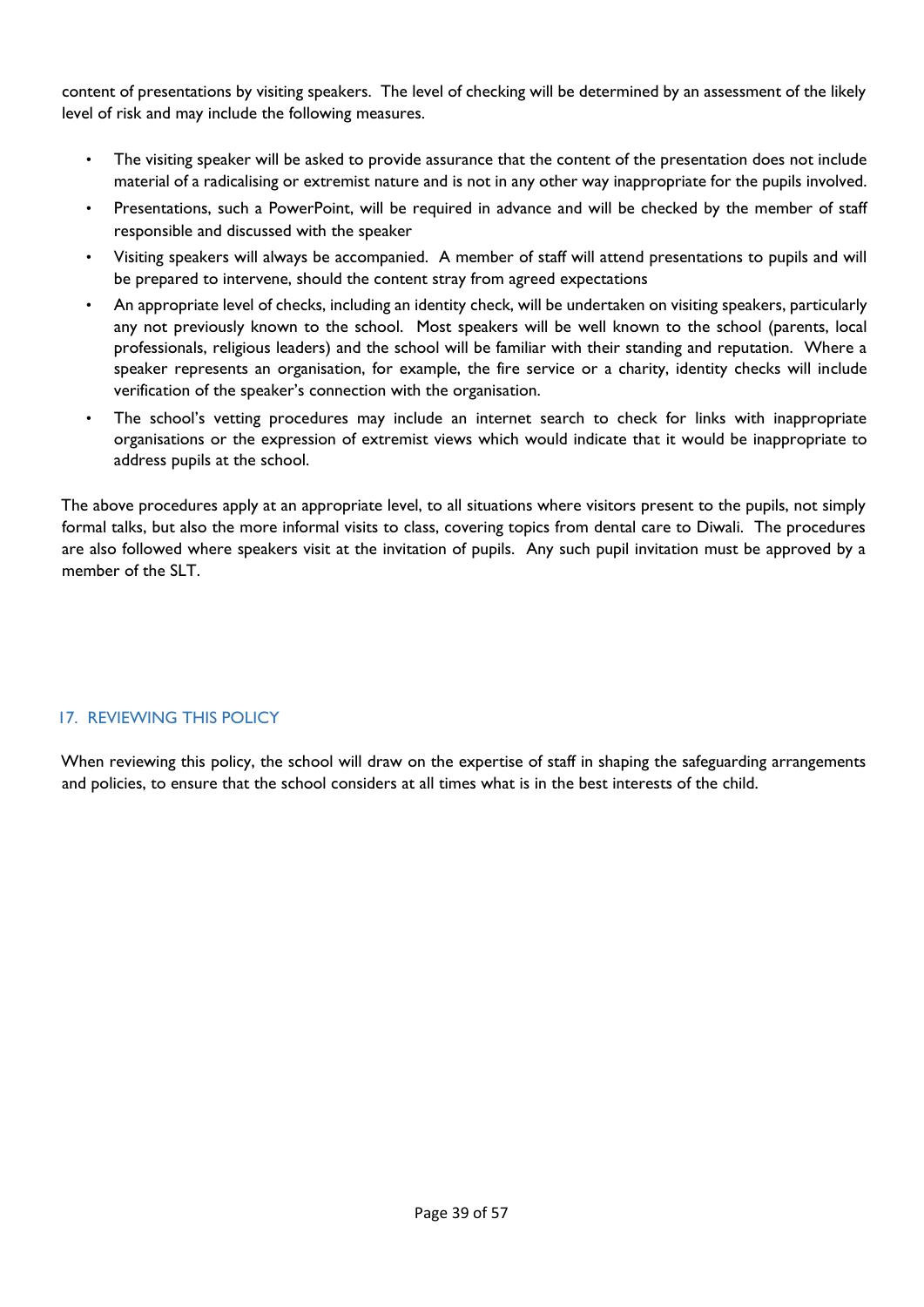content of presentations by visiting speakers. The level of checking will be determined by an assessment of the likely level of risk and may include the following measures.

- The visiting speaker will be asked to provide assurance that the content of the presentation does not include material of a radicalising or extremist nature and is not in any other way inappropriate for the pupils involved.
- Presentations, such a PowerPoint, will be required in advance and will be checked by the member of staff responsible and discussed with the speaker
- Visiting speakers will always be accompanied. A member of staff will attend presentations to pupils and will be prepared to intervene, should the content stray from agreed expectations
- An appropriate level of checks, including an identity check, will be undertaken on visiting speakers, particularly any not previously known to the school. Most speakers will be well known to the school (parents, local professionals, religious leaders) and the school will be familiar with their standing and reputation. Where a speaker represents an organisation, for example, the fire service or a charity, identity checks will include verification of the speaker's connection with the organisation.
- The school's vetting procedures may include an internet search to check for links with inappropriate organisations or the expression of extremist views which would indicate that it would be inappropriate to address pupils at the school.

The above procedures apply at an appropriate level, to all situations where visitors present to the pupils, not simply formal talks, but also the more informal visits to class, covering topics from dental care to Diwali. The procedures are also followed where speakers visit at the invitation of pupils. Any such pupil invitation must be approved by a member of the SLT.

## 17. REVIEWING THIS POLICY

When reviewing this policy, the school will draw on the expertise of staff in shaping the safeguarding arrangements and policies, to ensure that the school considers at all times what is in the best interests of the child.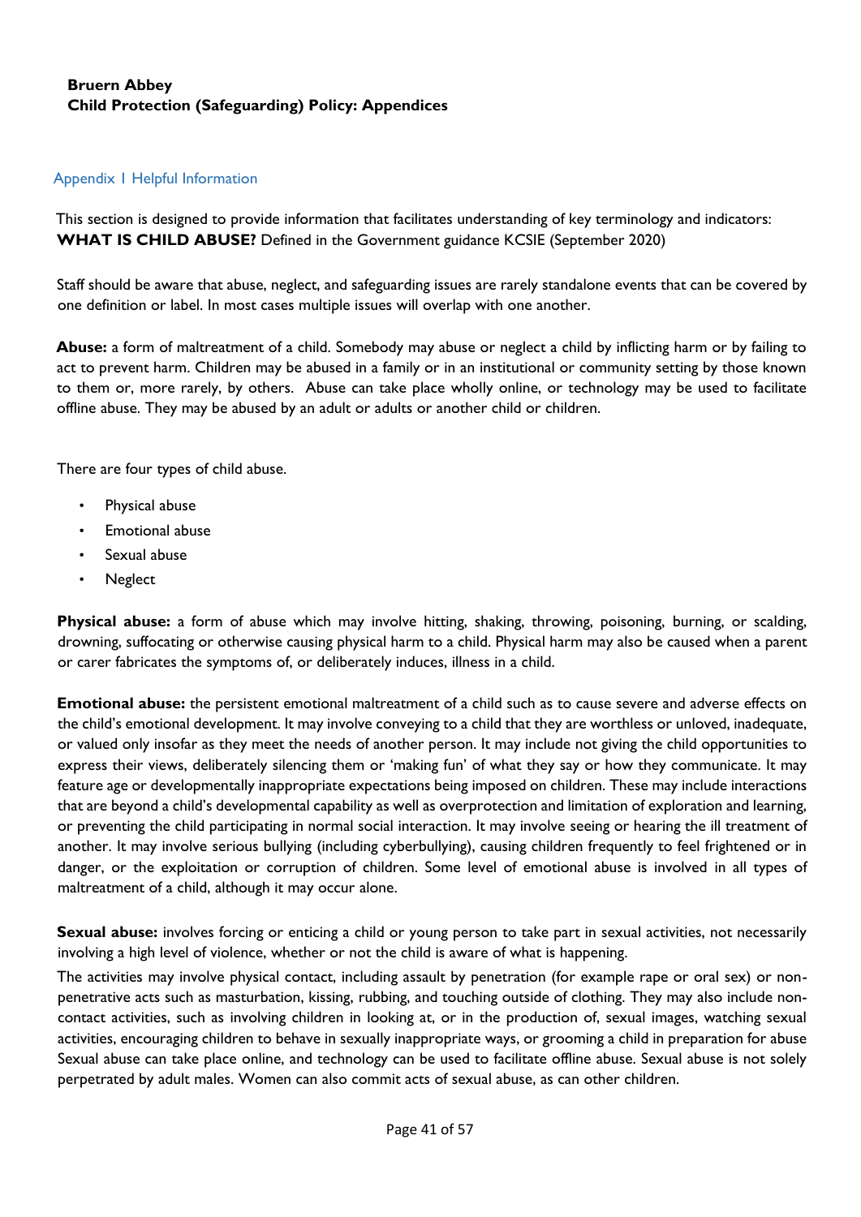**Bruern Abbey**
**Child Protection (Safeguarding) Policy: Appendices**

## Appendix 1 Helpful Information

This section is designed to provide information that facilitates understanding of key terminology and indicators: **WHAT IS CHILD ABUSE?** Defined in the Government guidance KCSIE (September 2020)

Staff should be aware that abuse, neglect, and safeguarding issues are rarely standalone events that can be covered by one definition or label. In most cases multiple issues will overlap with one another.

**Abuse:** a form of maltreatment of a child. Somebody may abuse or neglect a child by inflicting harm or by failing to act to prevent harm. Children may be abused in a family or in an institutional or community setting by those known to them or, more rarely, by others. Abuse can take place wholly online, or technology may be used to facilitate offline abuse. They may be abused by an adult or adults or another child or children.

There are four types of child abuse.

- Physical abuse
- Emotional abuse
- Sexual abuse
- Neglect

**Physical abuse:** a form of abuse which may involve hitting, shaking, throwing, poisoning, burning, or scalding, drowning, suffocating or otherwise causing physical harm to a child. Physical harm may also be caused when a parent or carer fabricates the symptoms of, or deliberately induces, illness in a child.

**Emotional abuse:** the persistent emotional maltreatment of a child such as to cause severe and adverse effects on the child's emotional development. It may involve conveying to a child that they are worthless or unloved, inadequate, or valued only insofar as they meet the needs of another person. It may include not giving the child opportunities to express their views, deliberately silencing them or 'making fun' of what they say or how they communicate. It may feature age or developmentally inappropriate expectations being imposed on children. These may include interactions that are beyond a child's developmental capability as well as overprotection and limitation of exploration and learning, or preventing the child participating in normal social interaction. It may involve seeing or hearing the ill treatment of another. It may involve serious bullying (including cyberbullying), causing children frequently to feel frightened or in danger, or the exploitation or corruption of children. Some level of emotional abuse is involved in all types of maltreatment of a child, although it may occur alone.

**Sexual abuse:** involves forcing or enticing a child or young person to take part in sexual activities, not necessarily involving a high level of violence, whether or not the child is aware of what is happening.

The activities may involve physical contact, including assault by penetration (for example rape or oral sex) or non-penetrative acts such as masturbation, kissing, rubbing, and touching outside of clothing. They may also include non-contact activities, such as involving children in looking at, or in the production of, sexual images, watching sexual activities, encouraging children to behave in sexually inappropriate ways, or grooming a child in preparation for abuse Sexual abuse can take place online, and technology can be used to facilitate offline abuse. Sexual abuse is not solely perpetrated by adult males. Women can also commit acts of sexual abuse, as can other children.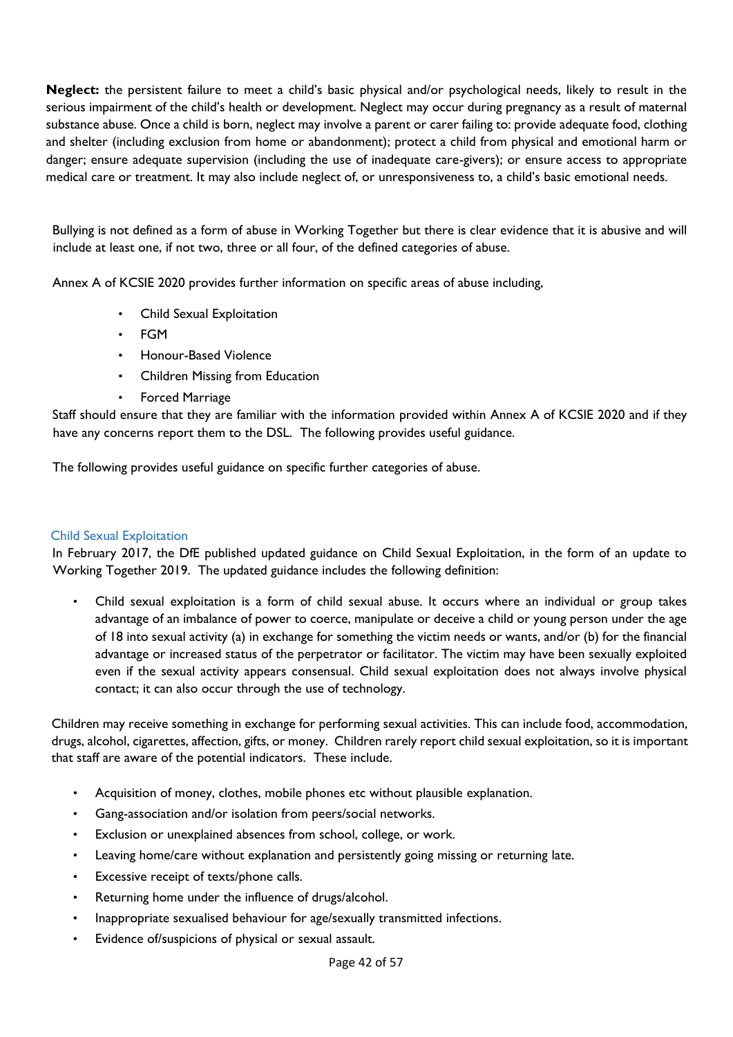**Neglect:** the persistent failure to meet a child's basic physical and/or psychological needs, likely to result in the serious impairment of the child's health or development. Neglect may occur during pregnancy as a result of maternal substance abuse. Once a child is born, neglect may involve a parent or carer failing to: provide adequate food, clothing and shelter (including exclusion from home or abandonment); protect a child from physical and emotional harm or danger; ensure adequate supervision (including the use of inadequate care-givers); or ensure access to appropriate medical care or treatment. It may also include neglect of, or unresponsiveness to, a child's basic emotional needs.

Bullying is not defined as a form of abuse in Working Together but there is clear evidence that it is abusive and will include at least one, if not two, three or all four, of the defined categories of abuse.

Annex A of KCSIE 2020 provides further information on specific areas of abuse including,

- Child Sexual Exploitation
- FGM
- Honour-Based Violence
- Children Missing from Education
- Forced Marriage

Staff should ensure that they are familiar with the information provided within Annex A of KCSIE 2020 and if they have any concerns report them to the DSL. The following provides useful guidance.

The following provides useful guidance on specific further categories of abuse.

### Child Sexual Exploitation

In February 2017, the DfE published updated guidance on Child Sexual Exploitation, in the form of an update to Working Together 2019. The updated guidance includes the following definition:

- Child sexual exploitation is a form of child sexual abuse. It occurs where an individual or group takes advantage of an imbalance of power to coerce, manipulate or deceive a child or young person under the age of 18 into sexual activity (a) in exchange for something the victim needs or wants, and/or (b) for the financial advantage or increased status of the perpetrator or facilitator. The victim may have been sexually exploited even if the sexual activity appears consensual. Child sexual exploitation does not always involve physical contact; it can also occur through the use of technology.

Children may receive something in exchange for performing sexual activities. This can include food, accommodation, drugs, alcohol, cigarettes, affection, gifts, or money. Children rarely report child sexual exploitation, so it is important that staff are aware of the potential indicators. These include.

- Acquisition of money, clothes, mobile phones etc without plausible explanation.
- Gang-association and/or isolation from peers/social networks.
- Exclusion or unexplained absences from school, college, or work.
- Leaving home/care without explanation and persistently going missing or returning late.
- Excessive receipt of texts/phone calls.
- Returning home under the influence of drugs/alcohol.
- Inappropriate sexualised behaviour for age/sexually transmitted infections.
- Evidence of/suspicions of physical or sexual assault.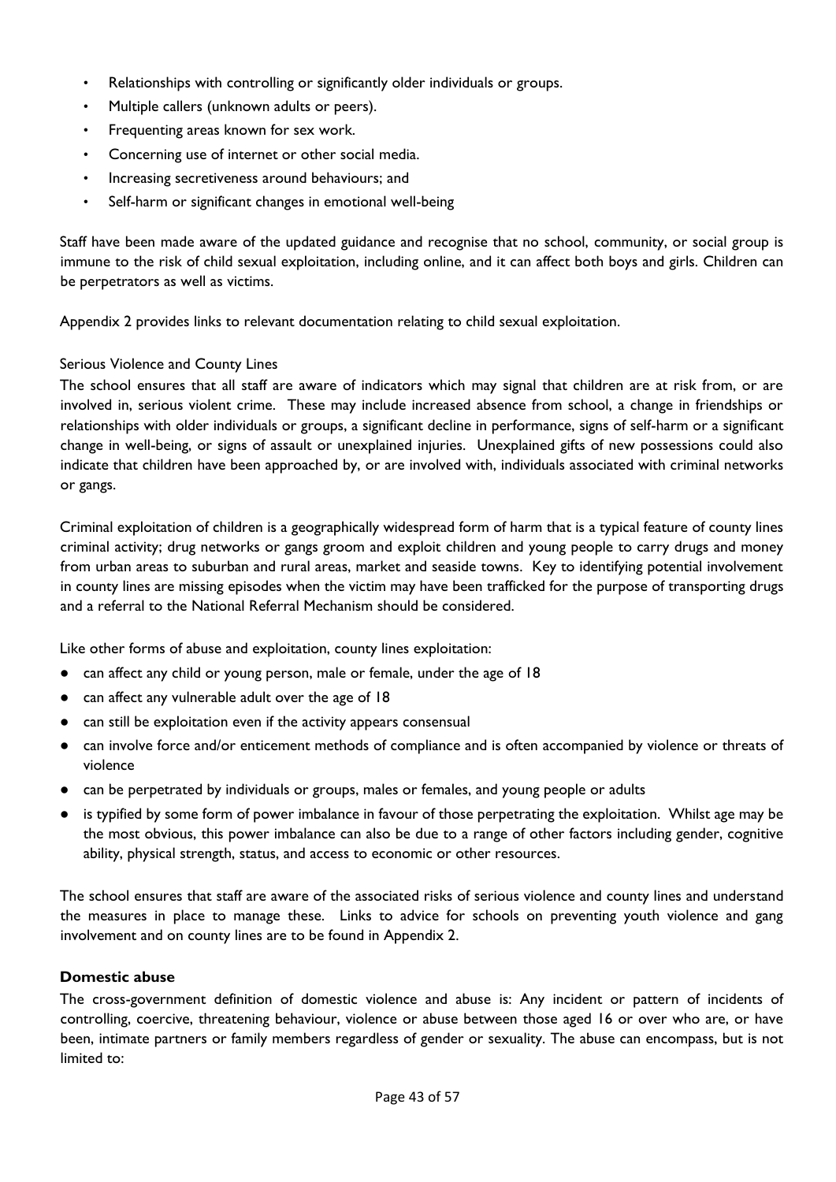- Relationships with controlling or significantly older individuals or groups.
- Multiple callers (unknown adults or peers).
- Frequenting areas known for sex work.
- Concerning use of internet or other social media.
- Increasing secretiveness around behaviours; and
- Self-harm or significant changes in emotional well-being

Staff have been made aware of the updated guidance and recognise that no school, community, or social group is immune to the risk of child sexual exploitation, including online, and it can affect both boys and girls. Children can be perpetrators as well as victims.

Appendix 2 provides links to relevant documentation relating to child sexual exploitation.

Serious Violence and County Lines

The school ensures that all staff are aware of indicators which may signal that children are at risk from, or are involved in, serious violent crime. These may include increased absence from school, a change in friendships or relationships with older individuals or groups, a significant decline in performance, signs of self-harm or a significant change in well-being, or signs of assault or unexplained injuries. Unexplained gifts of new possessions could also indicate that children have been approached by, or are involved with, individuals associated with criminal networks or gangs.

Criminal exploitation of children is a geographically widespread form of harm that is a typical feature of county lines criminal activity; drug networks or gangs groom and exploit children and young people to carry drugs and money from urban areas to suburban and rural areas, market and seaside towns. Key to identifying potential involvement in county lines are missing episodes when the victim may have been trafficked for the purpose of transporting drugs and a referral to the National Referral Mechanism should be considered.

Like other forms of abuse and exploitation, county lines exploitation:

- can affect any child or young person, male or female, under the age of 18
- can affect any vulnerable adult over the age of 18
- can still be exploitation even if the activity appears consensual
- can involve force and/or enticement methods of compliance and is often accompanied by violence or threats of violence
- can be perpetrated by individuals or groups, males or females, and young people or adults
- is typified by some form of power imbalance in favour of those perpetrating the exploitation. Whilst age may be the most obvious, this power imbalance can also be due to a range of other factors including gender, cognitive ability, physical strength, status, and access to economic or other resources.

The school ensures that staff are aware of the associated risks of serious violence and county lines and understand the measures in place to manage these. Links to advice for schools on preventing youth violence and gang involvement and on county lines are to be found in Appendix 2.

**Domestic abuse**

The cross-government definition of domestic violence and abuse is: Any incident or pattern of incidents of controlling, coercive, threatening behaviour, violence or abuse between those aged 16 or over who are, or have been, intimate partners or family members regardless of gender or sexuality. The abuse can encompass, but is not limited to: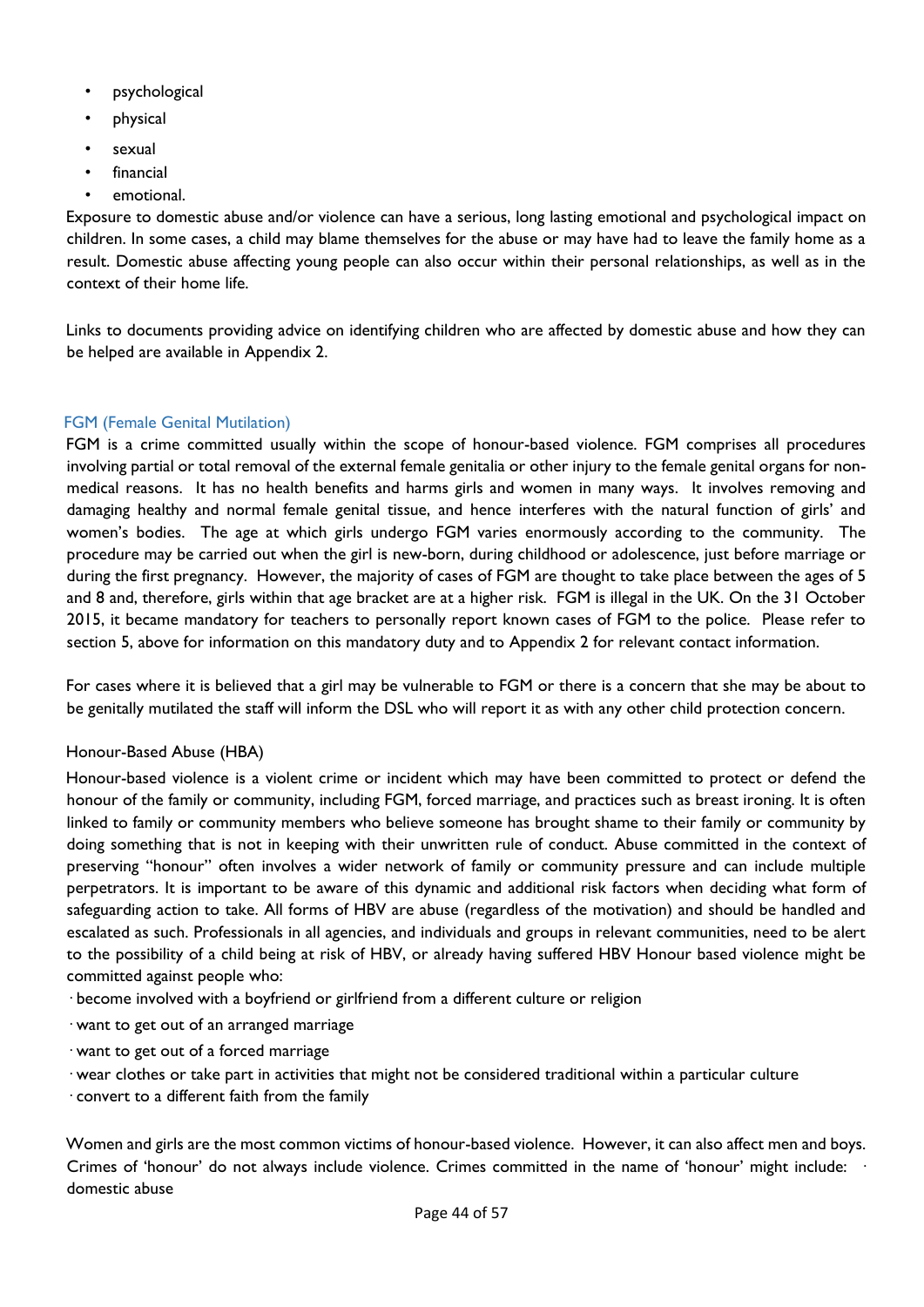- psychological
- physical
- sexual
- financial
- emotional.

Exposure to domestic abuse and/or violence can have a serious, long lasting emotional and psychological impact on children. In some cases, a child may blame themselves for the abuse or may have had to leave the family home as a result. Domestic abuse affecting young people can also occur within their personal relationships, as well as in the context of their home life.

Links to documents providing advice on identifying children who are affected by domestic abuse and how they can be helped are available in Appendix 2.

### FGM (Female Genital Mutilation)

FGM is a crime committed usually within the scope of honour-based violence. FGM comprises all procedures involving partial or total removal of the external female genitalia or other injury to the female genital organs for non-medical reasons. It has no health benefits and harms girls and women in many ways. It involves removing and damaging healthy and normal female genital tissue, and hence interferes with the natural function of girls' and women's bodies. The age at which girls undergo FGM varies enormously according to the community. The procedure may be carried out when the girl is new-born, during childhood or adolescence, just before marriage or during the first pregnancy. However, the majority of cases of FGM are thought to take place between the ages of 5 and 8 and, therefore, girls within that age bracket are at a higher risk. FGM is illegal in the UK. On the 31 October 2015, it became mandatory for teachers to personally report known cases of FGM to the police. Please refer to section 5, above for information on this mandatory duty and to Appendix 2 for relevant contact information.

For cases where it is believed that a girl may be vulnerable to FGM or there is a concern that she may be about to be genitally mutilated the staff will inform the DSL who will report it as with any other child protection concern.

### Honour-Based Abuse (HBA)

Honour-based violence is a violent crime or incident which may have been committed to protect or defend the honour of the family or community, including FGM, forced marriage, and practices such as breast ironing. It is often linked to family or community members who believe someone has brought shame to their family or community by doing something that is not in keeping with their unwritten rule of conduct. Abuse committed in the context of preserving "honour" often involves a wider network of family or community pressure and can include multiple perpetrators. It is important to be aware of this dynamic and additional risk factors when deciding what form of safeguarding action to take. All forms of HBV are abuse (regardless of the motivation) and should be handled and escalated as such. Professionals in all agencies, and individuals and groups in relevant communities, need to be alert to the possibility of a child being at risk of HBV, or already having suffered HBV Honour based violence might be committed against people who:

- become involved with a boyfriend or girlfriend from a different culture or religion
- want to get out of an arranged marriage
- want to get out of a forced marriage
- wear clothes or take part in activities that might not be considered traditional within a particular culture
- convert to a different faith from the family

Women and girls are the most common victims of honour-based violence. However, it can also affect men and boys. Crimes of 'honour' do not always include violence. Crimes committed in the name of 'honour' might include:

- domestic abuse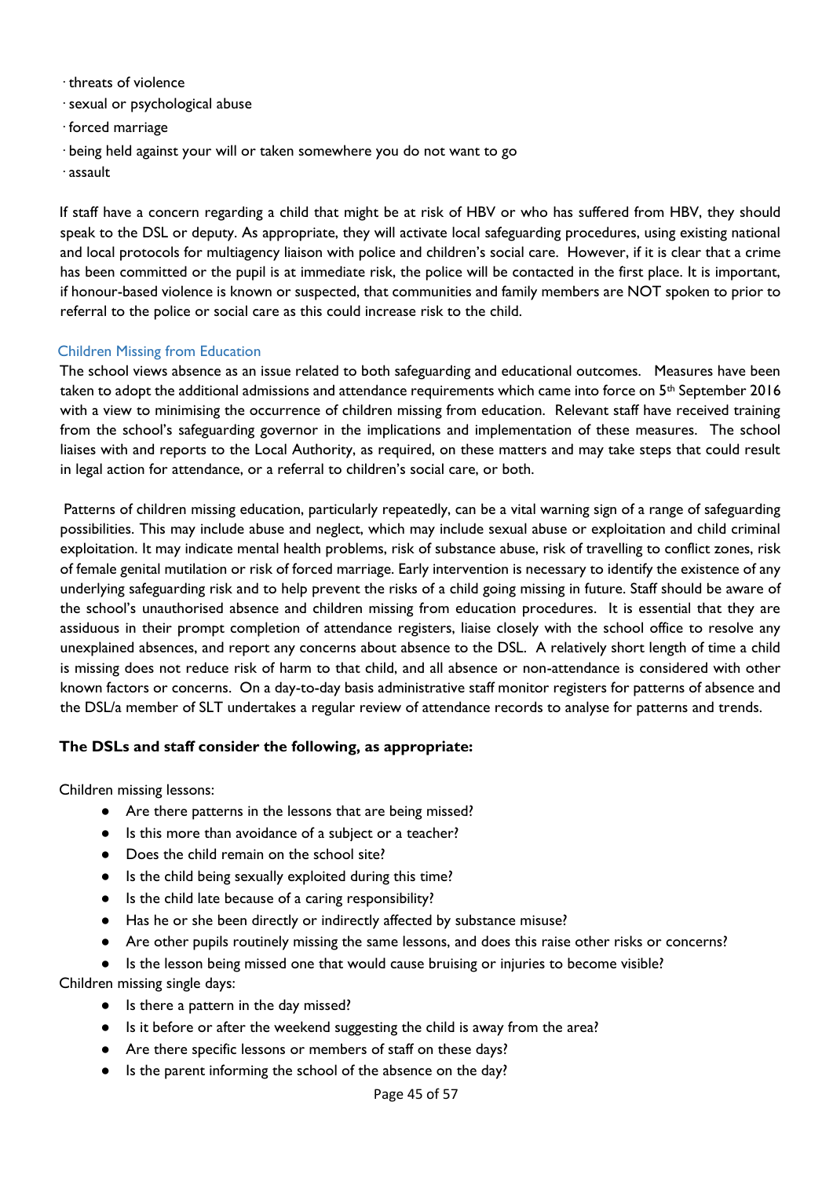- threats of violence
- sexual or psychological abuse
- forced marriage
- being held against your will or taken somewhere you do not want to go
- assault

If staff have a concern regarding a child that might be at risk of HBV or who has suffered from HBV, they should speak to the DSL or deputy. As appropriate, they will activate local safeguarding procedures, using existing national and local protocols for multiagency liaison with police and children's social care. However, if it is clear that a crime has been committed or the pupil is at immediate risk, the police will be contacted in the first place. It is important, if honour-based violence is known or suspected, that communities and family members are NOT spoken to prior to referral to the police or social care as this could increase risk to the child.

### Children Missing from Education

The school views absence as an issue related to both safeguarding and educational outcomes. Measures have been taken to adopt the additional admissions and attendance requirements which came into force on 5th September 2016 with a view to minimising the occurrence of children missing from education. Relevant staff have received training from the school's safeguarding governor in the implications and implementation of these measures. The school liaises with and reports to the Local Authority, as required, on these matters and may take steps that could result in legal action for attendance, or a referral to children's social care, or both.

Patterns of children missing education, particularly repeatedly, can be a vital warning sign of a range of safeguarding possibilities. This may include abuse and neglect, which may include sexual abuse or exploitation and child criminal exploitation. It may indicate mental health problems, risk of substance abuse, risk of travelling to conflict zones, risk of female genital mutilation or risk of forced marriage. Early intervention is necessary to identify the existence of any underlying safeguarding risk and to help prevent the risks of a child going missing in future. Staff should be aware of the school's unauthorised absence and children missing from education procedures. It is essential that they are assiduous in their prompt completion of attendance registers, liaise closely with the school office to resolve any unexplained absences, and report any concerns about absence to the DSL. A relatively short length of time a child is missing does not reduce risk of harm to that child, and all absence or non-attendance is considered with other known factors or concerns. On a day-to-day basis administrative staff monitor registers for patterns of absence and the DSL/a member of SLT undertakes a regular review of attendance records to analyse for patterns and trends.

**The DSLs and staff consider the following, as appropriate:**

Children missing lessons:

- Are there patterns in the lessons that are being missed?
- Is this more than avoidance of a subject or a teacher?
- Does the child remain on the school site?
- Is the child being sexually exploited during this time?
- Is the child late because of a caring responsibility?
- Has he or she been directly or indirectly affected by substance misuse?
- Are other pupils routinely missing the same lessons, and does this raise other risks or concerns?
- Is the lesson being missed one that would cause bruising or injuries to become visible?

Children missing single days:

- Is there a pattern in the day missed?
- Is it before or after the weekend suggesting the child is away from the area?
- Are there specific lessons or members of staff on these days?
- Is the parent informing the school of the absence on the day?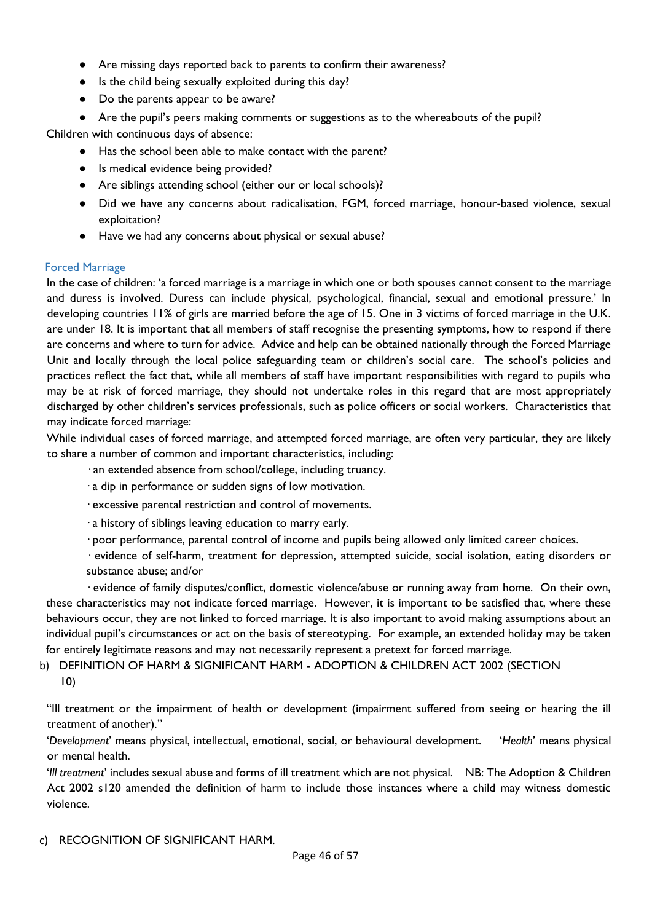- Are missing days reported back to parents to confirm their awareness?
- Is the child being sexually exploited during this day?
- Do the parents appear to be aware?
- Are the pupil's peers making comments or suggestions as to the whereabouts of the pupil?

Children with continuous days of absence:

- Has the school been able to make contact with the parent?
- Is medical evidence being provided?
- Are siblings attending school (either our or local schools)?
- Did we have any concerns about radicalisation, FGM, forced marriage, honour-based violence, sexual exploitation?
- Have we had any concerns about physical or sexual abuse?

### Forced Marriage

In the case of children: 'a forced marriage is a marriage in which one or both spouses cannot consent to the marriage and duress is involved. Duress can include physical, psychological, financial, sexual and emotional pressure.' In developing countries 11% of girls are married before the age of 15. One in 3 victims of forced marriage in the U.K. are under 18. It is important that all members of staff recognise the presenting symptoms, how to respond if there are concerns and where to turn for advice. Advice and help can be obtained nationally through the Forced Marriage Unit and locally through the local police safeguarding team or children's social care. The school's policies and practices reflect the fact that, while all members of staff have important responsibilities with regard to pupils who may be at risk of forced marriage, they should not undertake roles in this regard that are most appropriately discharged by other children's services professionals, such as police officers or social workers. Characteristics that may indicate forced marriage:

While individual cases of forced marriage, and attempted forced marriage, are often very particular, they are likely to share a number of common and important characteristics, including:

- an extended absence from school/college, including truancy.
- a dip in performance or sudden signs of low motivation.
- excessive parental restriction and control of movements.
- a history of siblings leaving education to marry early.
- poor performance, parental control of income and pupils being allowed only limited career choices.
- evidence of self-harm, treatment for depression, attempted suicide, social isolation, eating disorders or substance abuse; and/or
- evidence of family disputes/conflict, domestic violence/abuse or running away from home.

On their own, these characteristics may not indicate forced marriage. However, it is important to be satisfied that, where these behaviours occur, they are not linked to forced marriage. It is also important to avoid making assumptions about an individual pupil's circumstances or act on the basis of stereotyping. For example, an extended holiday may be taken for entirely legitimate reasons and may not necessarily represent a pretext for forced marriage.

b) DEFINITION OF HARM & SIGNIFICANT HARM - ADOPTION & CHILDREN ACT 2002 (SECTION 10)

"Ill treatment or the impairment of health or development (impairment suffered from seeing or hearing the ill treatment of another)."

'*Development*' means physical, intellectual, emotional, social, or behavioural development. '*Health*' means physical or mental health.

'*Ill treatment*' includes sexual abuse and forms of ill treatment which are not physical. NB: The Adoption & Children Act 2002 s120 amended the definition of harm to include those instances where a child may witness domestic violence.

c) RECOGNITION OF SIGNIFICANT HARM.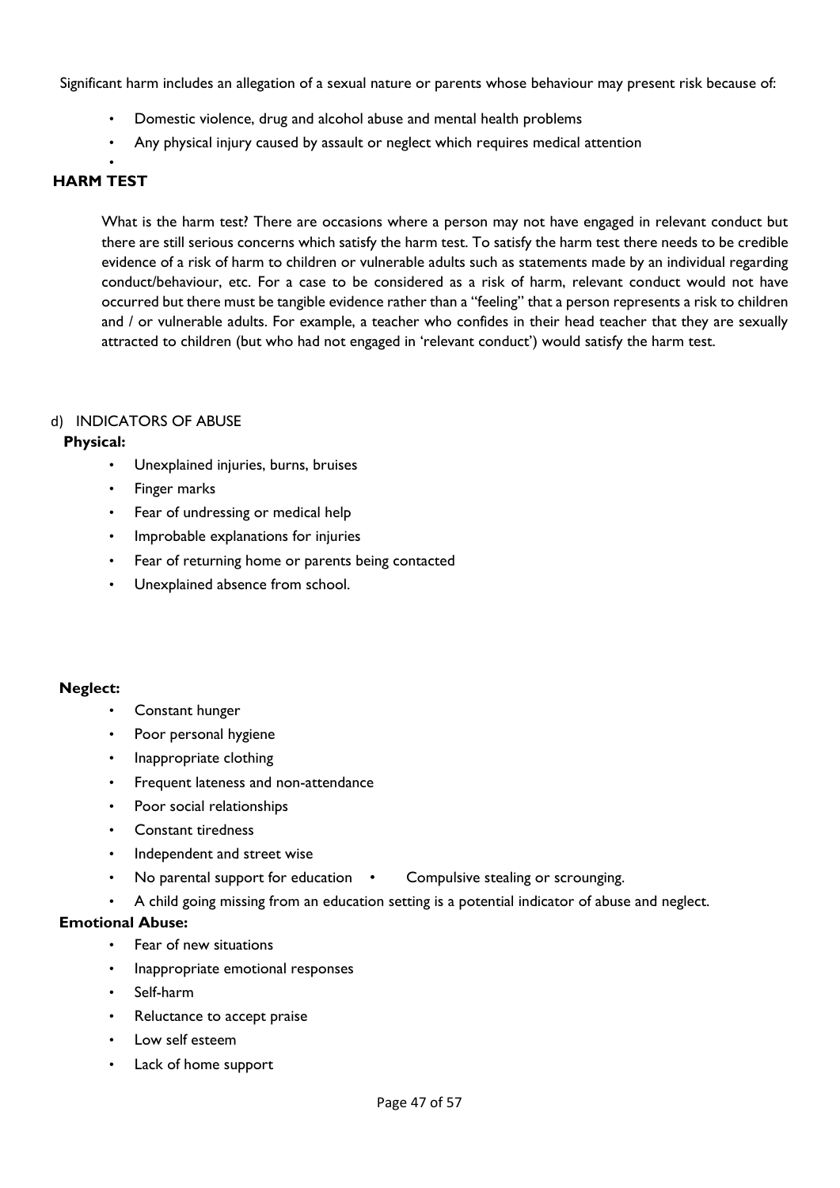Significant harm includes an allegation of a sexual nature or parents whose behaviour may present risk because of:

- Domestic violence, drug and alcohol abuse and mental health problems
- Any physical injury caused by assault or neglect which requires medical attention
-

**HARM TEST**

What is the harm test? There are occasions where a person may not have engaged in relevant conduct but there are still serious concerns which satisfy the harm test. To satisfy the harm test there needs to be credible evidence of a risk of harm to children or vulnerable adults such as statements made by an individual regarding conduct/behaviour, etc. For a case to be considered as a risk of harm, relevant conduct would not have occurred but there must be tangible evidence rather than a "feeling" that a person represents a risk to children and / or vulnerable adults. For example, a teacher who confides in their head teacher that they are sexually attracted to children (but who had not engaged in 'relevant conduct') would satisfy the harm test.

d) INDICATORS OF ABUSE

**Physical:**

- Unexplained injuries, burns, bruises
- Finger marks
- Fear of undressing or medical help
- Improbable explanations for injuries
- Fear of returning home or parents being contacted
- Unexplained absence from school.

**Neglect:**

- Constant hunger
- Poor personal hygiene
- Inappropriate clothing
- Frequent lateness and non-attendance
- Poor social relationships
- Constant tiredness
- Independent and street wise
- No parental support for education
- Compulsive stealing or scrounging.
- A child going missing from an education setting is a potential indicator of abuse and neglect.

**Emotional Abuse:**

- Fear of new situations
- Inappropriate emotional responses
- Self-harm
- Reluctance to accept praise
- Low self esteem
- Lack of home support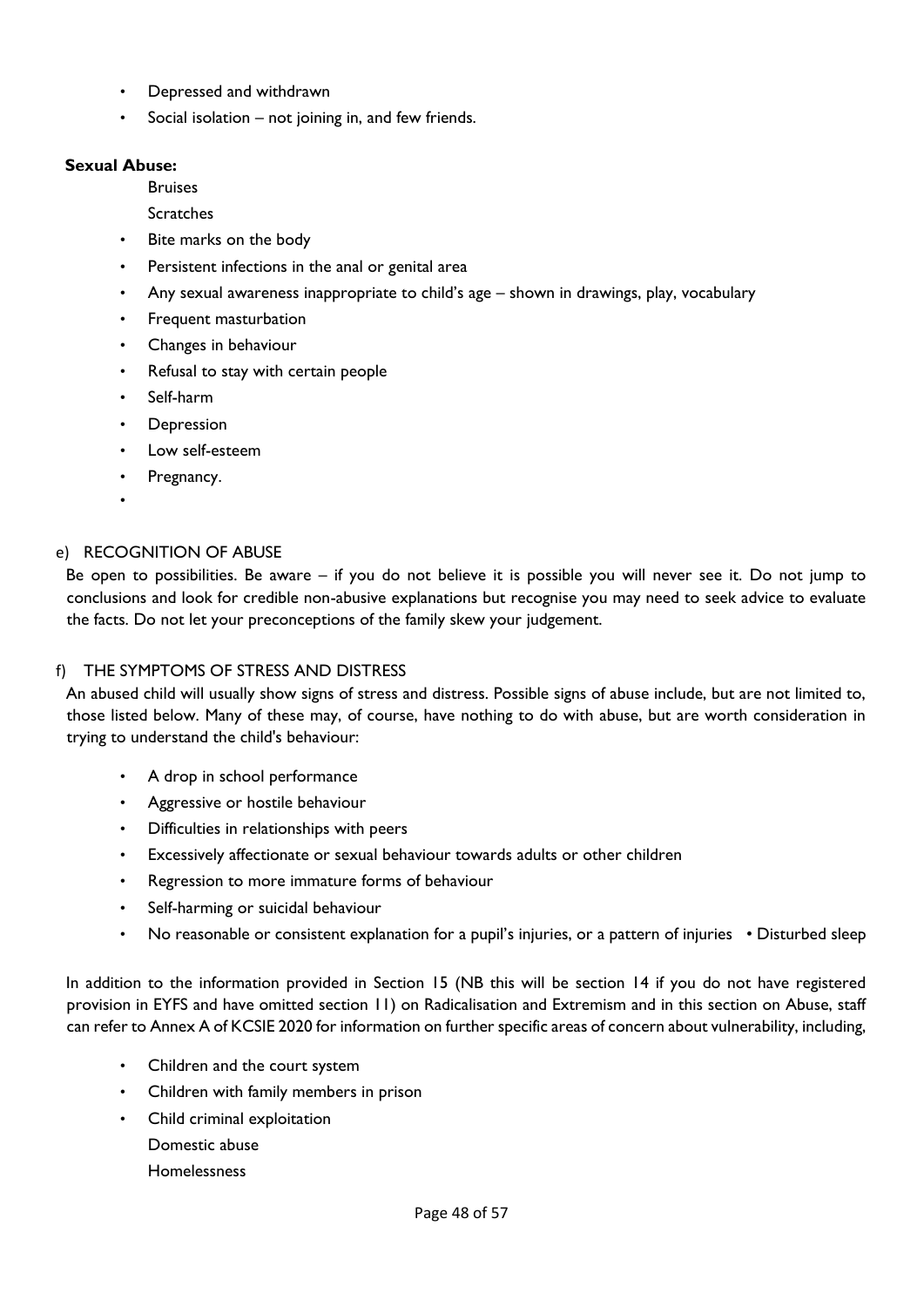- Depressed and withdrawn
- Social isolation – not joining in, and few friends.

**Sexual Abuse:**

- Bruises
- Scratches
- Bite marks on the body
- Persistent infections in the anal or genital area
- Any sexual awareness inappropriate to child's age – shown in drawings, play, vocabulary
- Frequent masturbation
- Changes in behaviour
- Refusal to stay with certain people
- Self-harm
- Depression
- Low self-esteem
- Pregnancy.

e) RECOGNITION OF ABUSE

Be open to possibilities. Be aware – if you do not believe it is possible you will never see it. Do not jump to conclusions and look for credible non-abusive explanations but recognise you may need to seek advice to evaluate the facts. Do not let your preconceptions of the family skew your judgement.

f) THE SYMPTOMS OF STRESS AND DISTRESS

An abused child will usually show signs of stress and distress. Possible signs of abuse include, but are not limited to, those listed below. Many of these may, of course, have nothing to do with abuse, but are worth consideration in trying to understand the child's behaviour:

- A drop in school performance
- Aggressive or hostile behaviour
- Difficulties in relationships with peers
- Excessively affectionate or sexual behaviour towards adults or other children
- Regression to more immature forms of behaviour
- Self-harming or suicidal behaviour
- No reasonable or consistent explanation for a pupil's injuries, or a pattern of injuries • Disturbed sleep

In addition to the information provided in Section 15 (NB this will be section 14 if you do not have registered provision in EYFS and have omitted section 11) on Radicalisation and Extremism and in this section on Abuse, staff can refer to Annex A of KCSIE 2020 for information on further specific areas of concern about vulnerability, including,

- Children and the court system
- Children with family members in prison
- Child criminal exploitation
- Domestic abuse
- Homelessness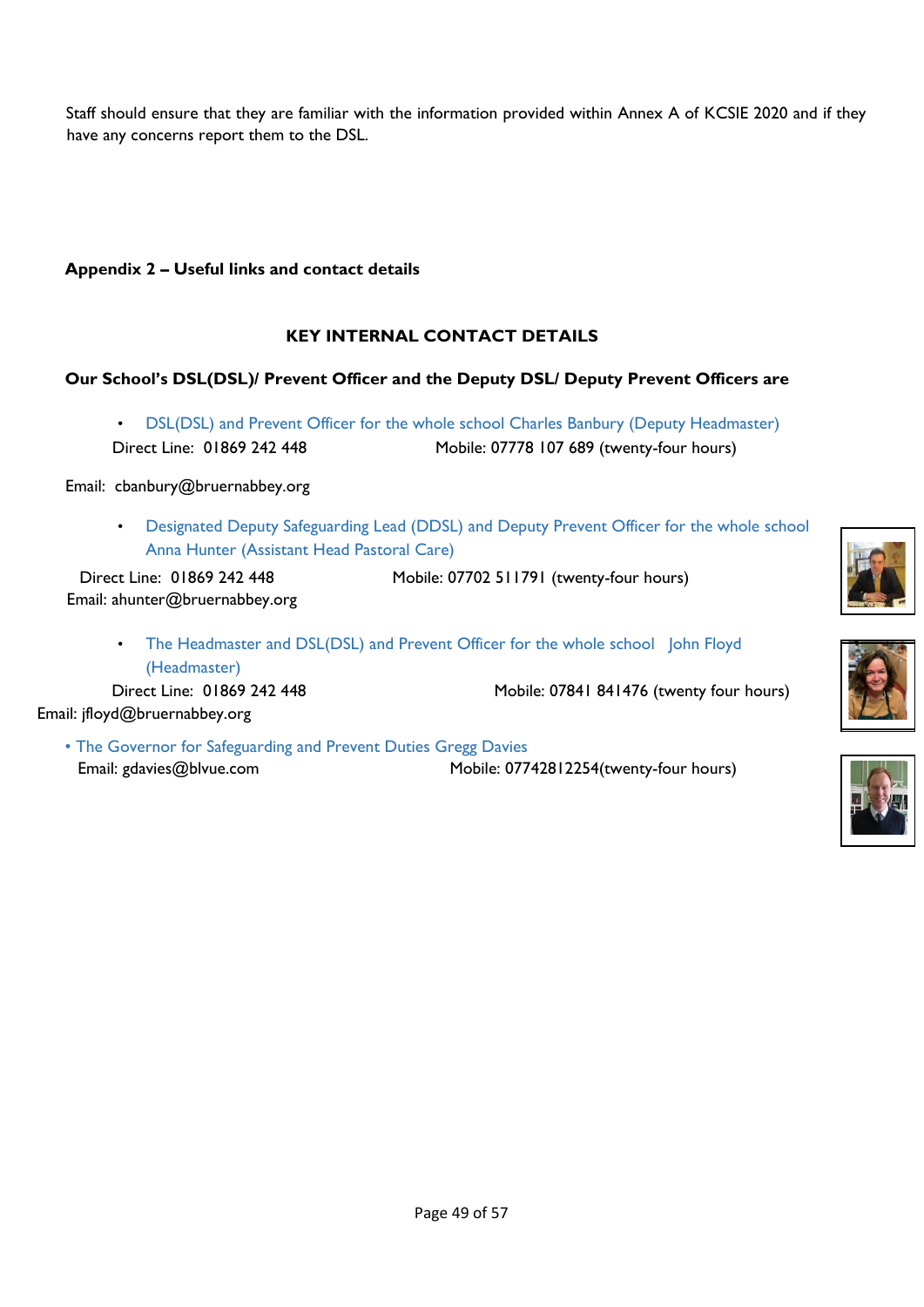Staff should ensure that they are familiar with the information provided within Annex A of KCSIE 2020 and if they have any concerns report them to the DSL.

**Appendix 2 – Useful links and contact details**

**KEY INTERNAL CONTACT DETAILS**

**Our School's DSL(DSL)/ Prevent Officer and the Deputy DSL/ Deputy Prevent Officers are**

- DSL(DSL) and Prevent Officer for the whole school Charles Banbury (Deputy Headmaster)

  Direct Line: 01869 242 448 Mobile: 07778 107 689 (twenty-four hours)

Email: cbanbury@bruernabbey.org

- Designated Deputy Safeguarding Lead (DDSL) and Deputy Prevent Officer for the whole school Anna Hunter (Assistant Head Pastoral Care)

  Direct Line: 01869 242 448 Mobile: 07702 511791 (twenty-four hours)

  Email: ahunter@bruernabbey.org

- The Headmaster and DSL(DSL) and Prevent Officer for the whole school John Floyd (Headmaster)

  Direct Line: 01869 242 448 Mobile: 07841 841476 (twenty four hours)

Email: jfloyd@bruernabbey.org

- The Governor for Safeguarding and Prevent Duties Gregg Davies

  Email: gdavies@blvue.com Mobile: 07742812254(twenty-four hours)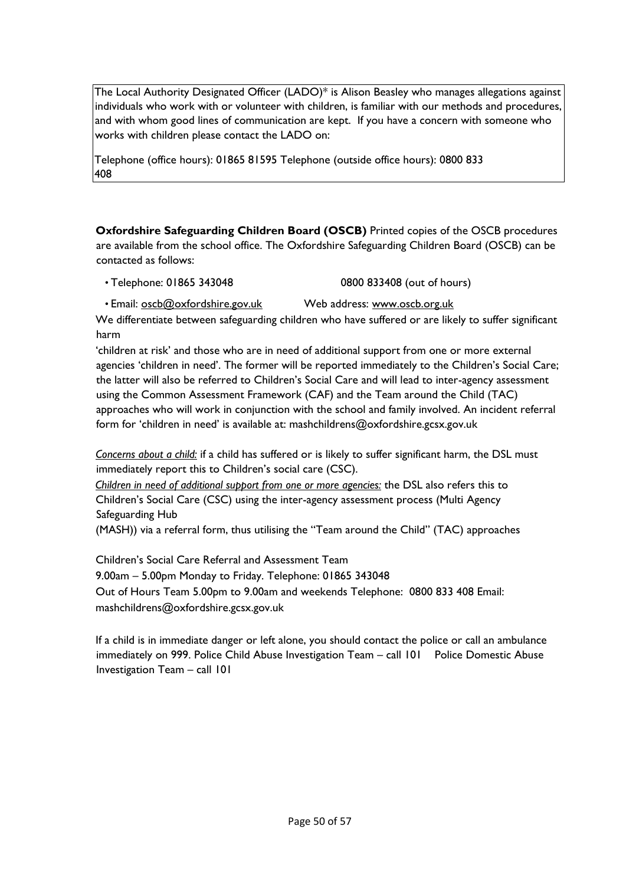The Local Authority Designated Officer (LADO)* is Alison Beasley who manages allegations against individuals who work with or volunteer with children, is familiar with our methods and procedures, and with whom good lines of communication are kept. If you have a concern with someone who works with children please contact the LADO on:

Telephone (office hours): 01865 81595 Telephone (outside office hours): 0800 833 408

**Oxfordshire Safeguarding Children Board (OSCB)** Printed copies of the OSCB procedures are available from the school office. The Oxfordshire Safeguarding Children Board (OSCB) can be contacted as follows:

- Telephone: 01865 343048 0800 833408 (out of hours)
- Email: oscb@oxfordshire.gov.uk Web address: www.oscb.org.uk

We differentiate between safeguarding children who have suffered or are likely to suffer significant harm

'children at risk' and those who are in need of additional support from one or more external agencies 'children in need'. The former will be reported immediately to the Children's Social Care; the latter will also be referred to Children's Social Care and will lead to inter-agency assessment using the Common Assessment Framework (CAF) and the Team around the Child (TAC) approaches who will work in conjunction with the school and family involved. An incident referral form for 'children in need' is available at: mashchildrens@oxfordshire.gcsx.gov.uk

*Concerns about a child:* if a child has suffered or is likely to suffer significant harm, the DSL must immediately report this to Children's social care (CSC).

*Children in need of additional support from one or more agencies:* the DSL also refers this to Children's Social Care (CSC) using the inter-agency assessment process (Multi Agency Safeguarding Hub (MASH)) via a referral form, thus utilising the "Team around the Child" (TAC) approaches

Children's Social Care Referral and Assessment Team

9.00am – 5.00pm Monday to Friday. Telephone: 01865 343048

Out of Hours Team 5.00pm to 9.00am and weekends Telephone: 0800 833 408 Email: mashchildrens@oxfordshire.gcsx.gov.uk

If a child is in immediate danger or left alone, you should contact the police or call an ambulance immediately on 999. Police Child Abuse Investigation Team – call 101 Police Domestic Abuse Investigation Team – call 101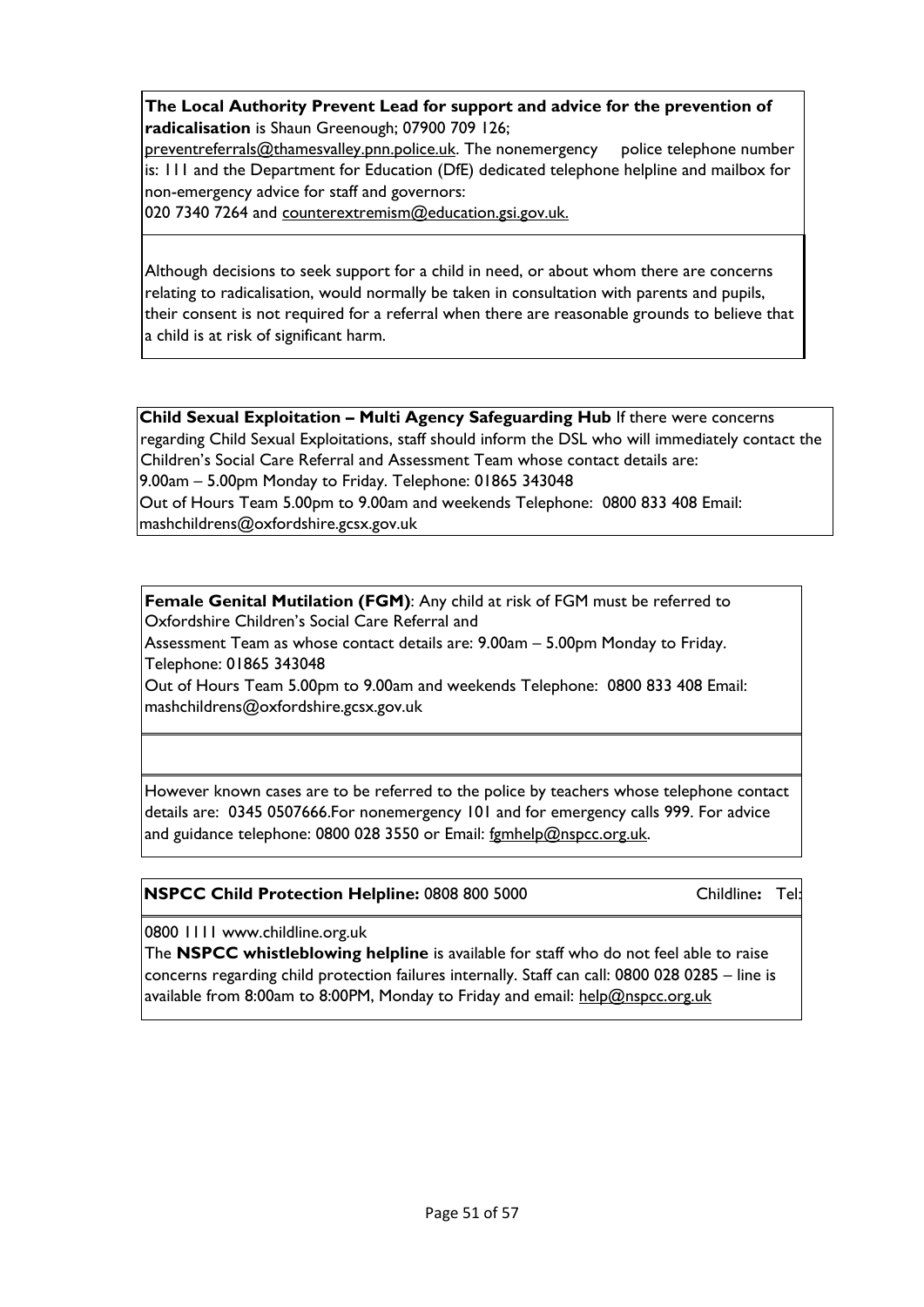**The Local Authority Prevent Lead for support and advice for the prevention of radicalisation** is Shaun Greenough; 07900 709 126; preventreferrals@thamesvalley.pnn.police.uk. The nonemergency police telephone number is: 111 and the Department for Education (DfE) dedicated telephone helpline and mailbox for non-emergency advice for staff and governors: 020 7340 7264 and counterextremism@education.gsi.gov.uk.

Although decisions to seek support for a child in need, or about whom there are concerns relating to radicalisation, would normally be taken in consultation with parents and pupils, their consent is not required for a referral when there are reasonable grounds to believe that a child is at risk of significant harm.

**Child Sexual Exploitation – Multi Agency Safeguarding Hub** If there were concerns regarding Child Sexual Exploitations, staff should inform the DSL who will immediately contact the Children's Social Care Referral and Assessment Team whose contact details are:
9.00am – 5.00pm Monday to Friday. Telephone: 01865 343048
Out of Hours Team 5.00pm to 9.00am and weekends Telephone: 0800 833 408 Email: mashchildrens@oxfordshire.gcsx.gov.uk

**Female Genital Mutilation (FGM)**: Any child at risk of FGM must be referred to Oxfordshire Children's Social Care Referral and
Assessment Team as whose contact details are: 9.00am – 5.00pm Monday to Friday. Telephone: 01865 343048
Out of Hours Team 5.00pm to 9.00am and weekends Telephone: 0800 833 408 Email: mashchildrens@oxfordshire.gcsx.gov.uk

However known cases are to be referred to the police by teachers whose telephone contact details are: 0345 0507666.For nonemergency 101 and for emergency calls 999. For advice and guidance telephone: 0800 028 3550 or Email: fgmhelp@nspcc.org.uk.

**NSPCC Child Protection Helpline:** 0808 800 5000 Childline**:** Tel: 0800 1111 www.childline.org.uk

The **NSPCC whistleblowing helpline** is available for staff who do not feel able to raise concerns regarding child protection failures internally. Staff can call: 0800 028 0285 – line is available from 8:00am to 8:00PM, Monday to Friday and email: help@nspcc.org.uk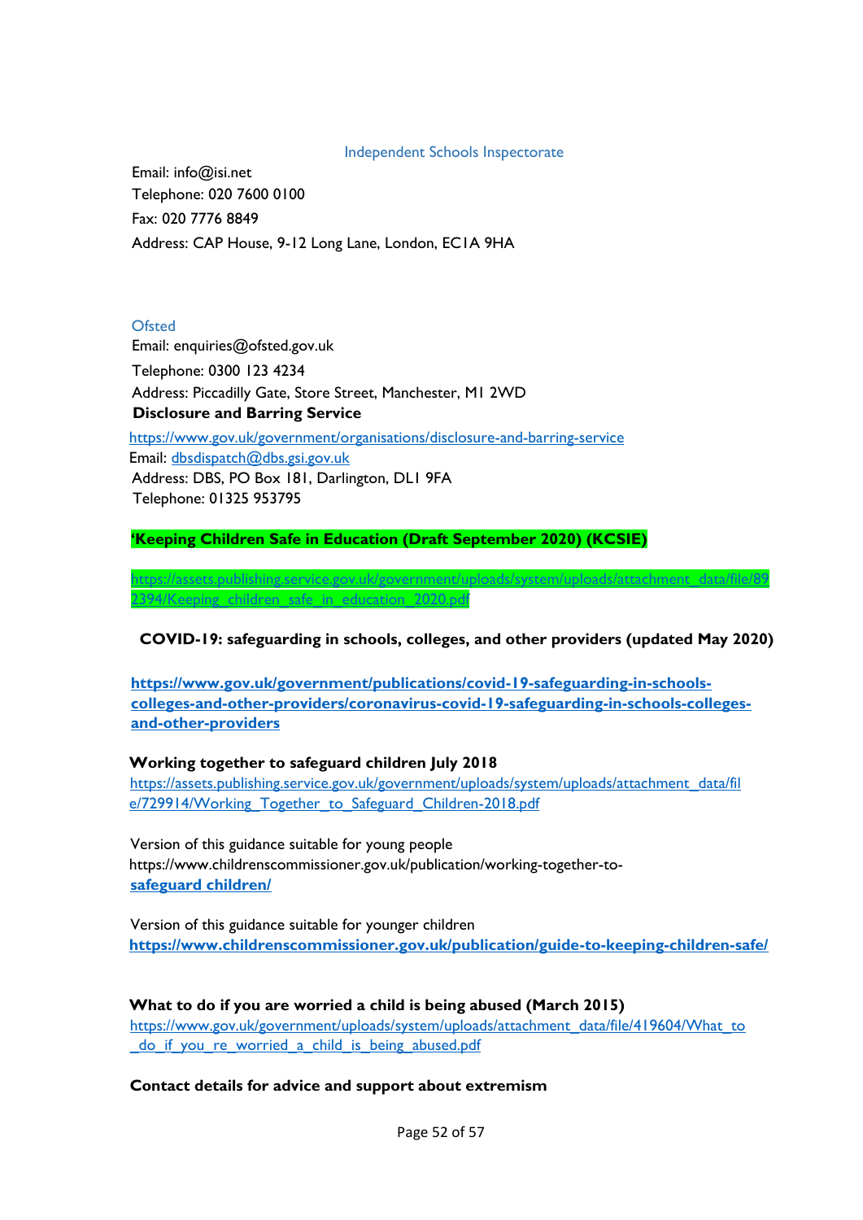Independent Schools Inspectorate

Email: info@isi.net
Telephone: 020 7600 0100
Fax: 020 7776 8849
Address: CAP House, 9-12 Long Lane, London, EC1A 9HA

Ofsted
Email: enquiries@ofsted.gov.uk
Telephone: 0300 123 4234
Address: Piccadilly Gate, Store Street, Manchester, M1 2WD

**Disclosure and Barring Service**

https://www.gov.uk/government/organisations/disclosure-and-barring-service
Email: dbsdispatch@dbs.gsi.gov.uk
Address: DBS, PO Box 181, Darlington, DL1 9FA
Telephone: 01325 953795

**'Keeping Children Safe in Education (Draft September 2020) (KCSIE)**

https://assets.publishing.service.gov.uk/government/uploads/system/uploads/attachment_data/file/892394/Keeping_children_safe_in_education_2020.pdf

**COVID-19: safeguarding in schools, colleges, and other providers (updated May 2020)**

**https://www.gov.uk/government/publications/covid-19-safeguarding-in-schools-colleges-and-other-providers/coronavirus-covid-19-safeguarding-in-schools-colleges-and-other-providers**

**Working together to safeguard children July 2018**
https://assets.publishing.service.gov.uk/government/uploads/system/uploads/attachment_data/file/729914/Working_Together_to_Safeguard_Children-2018.pdf

Version of this guidance suitable for young people
https://www.childrenscommissioner.gov.uk/publication/working-together-to-**safeguard children/**

Version of this guidance suitable for younger children
**https://www.childrenscommissioner.gov.uk/publication/guide-to-keeping-children-safe/**

**What to do if you are worried a child is being abused (March 2015)**
https://www.gov.uk/government/uploads/system/uploads/attachment_data/file/419604/What_to_do_if_you_re_worried_a_child_is_being_abused.pdf

**Contact details for advice and support about extremism**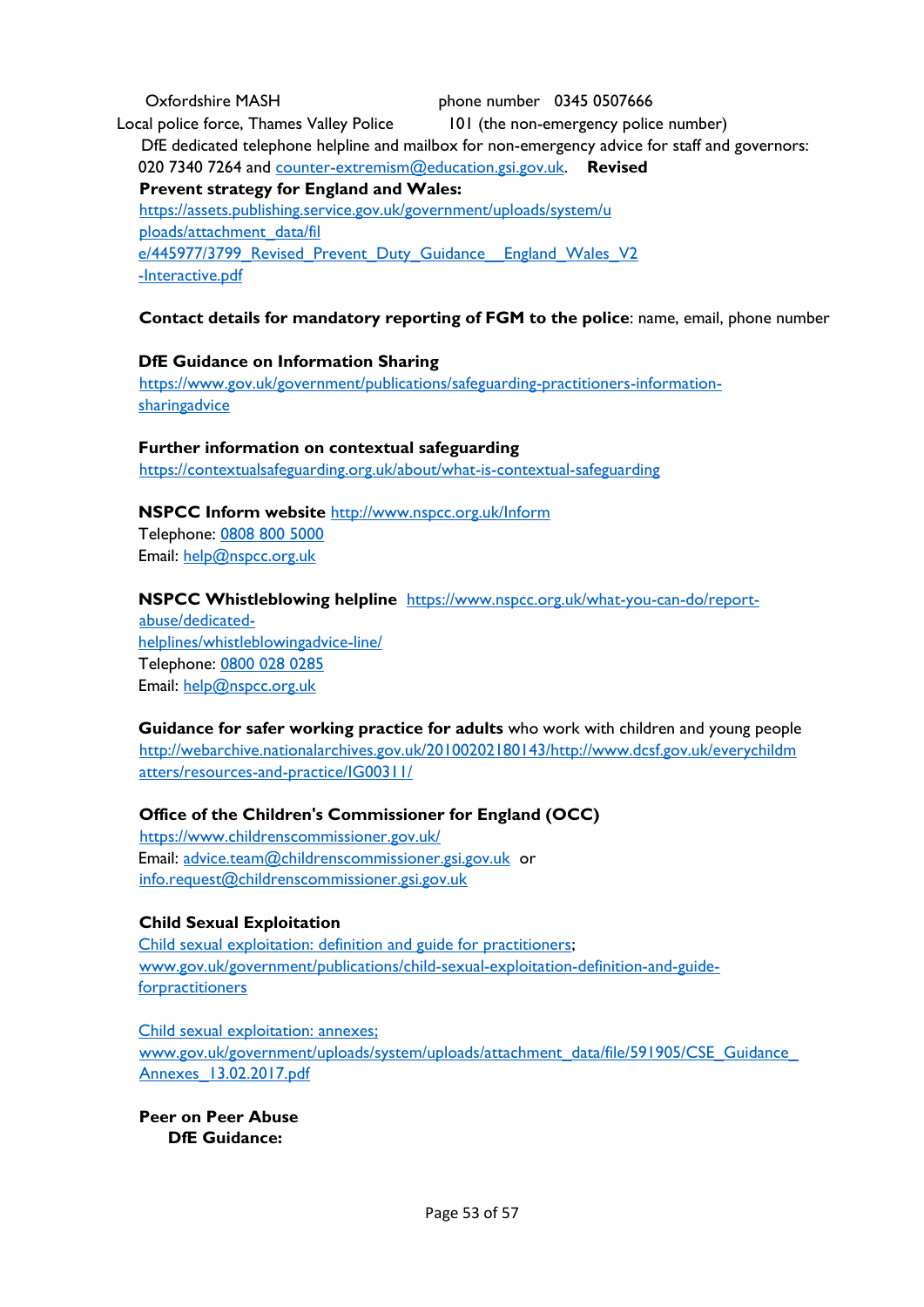Oxfordshire MASH phone number 0345 0507666

Local police force, Thames Valley Police 101 (the non-emergency police number)

DfE dedicated telephone helpline and mailbox for non-emergency advice for staff and governors: 020 7340 7264 and counter-extremism@education.gsi.gov.uk. **Revised**

**Prevent strategy for England and Wales:**
https://assets.publishing.service.gov.uk/government/uploads/system/uploads/attachment_data/file/445977/3799_Revised_Prevent_Duty_Guidance__England_Wales_V2-Interactive.pdf

**Contact details for mandatory reporting of FGM to the police**: name, email, phone number

**DfE Guidance on Information Sharing**
https://www.gov.uk/government/publications/safeguarding-practitioners-information-sharingadvice

**Further information on contextual safeguarding**
https://contextualsafeguarding.org.uk/about/what-is-contextual-safeguarding

**NSPCC Inform website** http://www.nspcc.org.uk/Inform
Telephone: 0808 800 5000
Email: help@nspcc.org.uk

**NSPCC Whistleblowing helpline** https://www.nspcc.org.uk/what-you-can-do/report-abuse/dedicated-helplines/whistleblowingadvice-line/
Telephone: 0800 028 0285
Email: help@nspcc.org.uk

**Guidance for safer working practice for adults** who work with children and young people
http://webarchive.nationalarchives.gov.uk/20100202180143/http://www.dcsf.gov.uk/everychildmatters/resources-and-practice/IG00311/

**Office of the Children's Commissioner for England (OCC)**
https://www.childrenscommissioner.gov.uk/
Email: advice.team@childrenscommissioner.gsi.gov.uk or info.request@childrenscommissioner.gsi.gov.uk

**Child Sexual Exploitation**
Child sexual exploitation: definition and guide for practitioners;
www.gov.uk/government/publications/child-sexual-exploitation-definition-and-guide-forpractitioners

Child sexual exploitation: annexes;
www.gov.uk/government/uploads/system/uploads/attachment_data/file/591905/CSE_Guidance_Annexes_13.02.2017.pdf

**Peer on Peer Abuse**

**DfE Guidance:**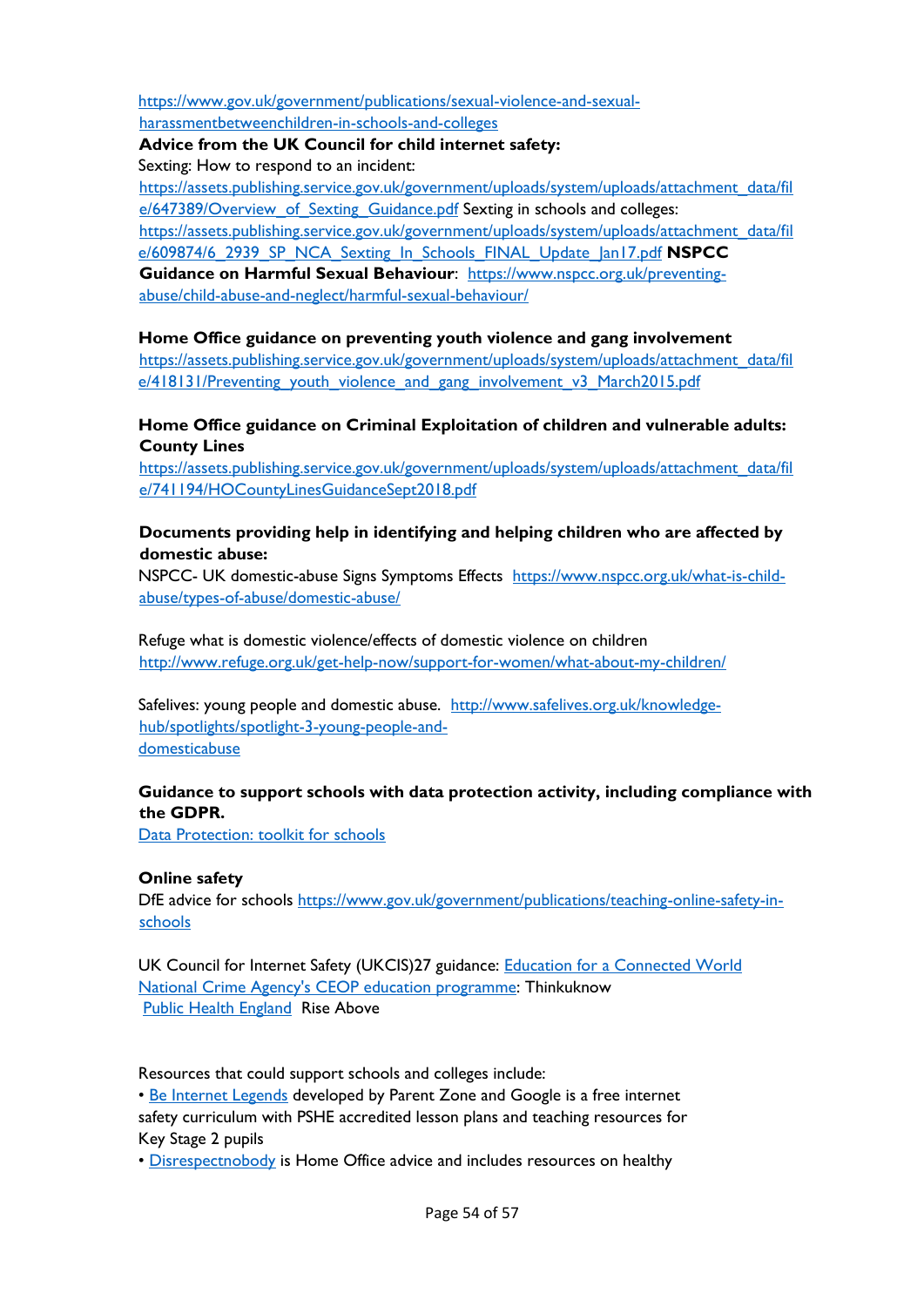https://www.gov.uk/government/publications/sexual-violence-and-sexual-harassmentbetweenchildren-in-schools-and-colleges

**Advice from the UK Council for child internet safety:**

Sexting: How to respond to an incident: https://assets.publishing.service.gov.uk/government/uploads/system/uploads/attachment_data/file/647389/Overview_of_Sexting_Guidance.pdf Sexting in schools and colleges: https://assets.publishing.service.gov.uk/government/uploads/system/uploads/attachment_data/file/609874/6_2939_SP_NCA_Sexting_In_Schools_FINAL_Update_Jan17.pdf **NSPCC Guidance on Harmful Sexual Behaviour**: https://www.nspcc.org.uk/preventing-abuse/child-abuse-and-neglect/harmful-sexual-behaviour/

**Home Office guidance on preventing youth violence and gang involvement**
https://assets.publishing.service.gov.uk/government/uploads/system/uploads/attachment_data/file/418131/Preventing_youth_violence_and_gang_involvement_v3_March2015.pdf

**Home Office guidance on Criminal Exploitation of children and vulnerable adults: County Lines**
https://assets.publishing.service.gov.uk/government/uploads/system/uploads/attachment_data/file/741194/HOCountyLinesGuidanceSept2018.pdf

**Documents providing help in identifying and helping children who are affected by domestic abuse:**

NSPCC- UK domestic-abuse Signs Symptoms Effects https://www.nspcc.org.uk/what-is-child-abuse/types-of-abuse/domestic-abuse/

Refuge what is domestic violence/effects of domestic violence on children
http://www.refuge.org.uk/get-help-now/support-for-women/what-about-my-children/

Safelives: young people and domestic abuse. http://www.safelives.org.uk/knowledge-hub/spotlights/spotlight-3-young-people-and-domesticabuse

**Guidance to support schools with data protection activity, including compliance with the GDPR.**

Data Protection: toolkit for schools

**Online safety**

DfE advice for schools https://www.gov.uk/government/publications/teaching-online-safety-in-schools

UK Council for Internet Safety (UKCIS)27 guidance: Education for a Connected World
National Crime Agency's CEOP education programme: Thinkuknow
Public Health England Rise Above

Resources that could support schools and colleges include:

- Be Internet Legends developed by Parent Zone and Google is a free internet safety curriculum with PSHE accredited lesson plans and teaching resources for Key Stage 2 pupils
- Disrespectnobody is Home Office advice and includes resources on healthy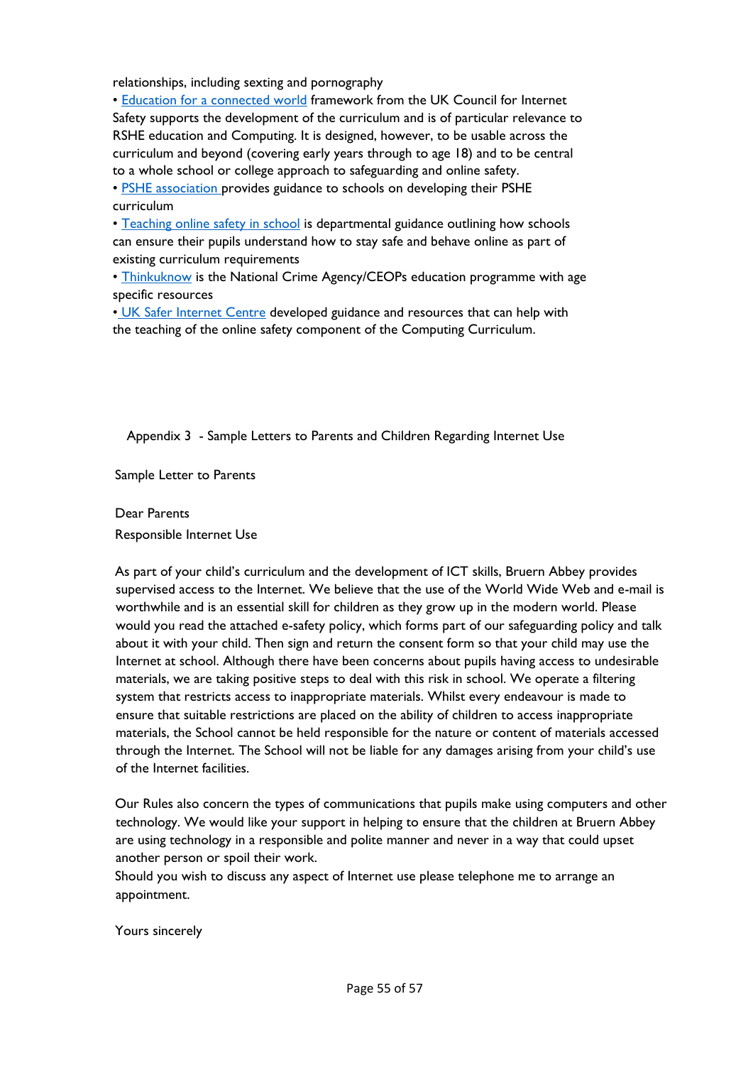relationships, including sexting and pornography

- Education for a connected world framework from the UK Council for Internet Safety supports the development of the curriculum and is of particular relevance to RSHE education and Computing. It is designed, however, to be usable across the curriculum and beyond (covering early years through to age 18) and to be central to a whole school or college approach to safeguarding and online safety.
- PSHE association provides guidance to schools on developing their PSHE curriculum
- Teaching online safety in school is departmental guidance outlining how schools can ensure their pupils understand how to stay safe and behave online as part of existing curriculum requirements
- Thinkuknow is the National Crime Agency/CEOPs education programme with age specific resources
- UK Safer Internet Centre developed guidance and resources that can help with the teaching of the online safety component of the Computing Curriculum.

## Appendix 3 - Sample Letters to Parents and Children Regarding Internet Use

Sample Letter to Parents

Dear Parents

Responsible Internet Use

As part of your child's curriculum and the development of ICT skills, Bruern Abbey provides supervised access to the Internet. We believe that the use of the World Wide Web and e-mail is worthwhile and is an essential skill for children as they grow up in the modern world. Please would you read the attached e-safety policy, which forms part of our safeguarding policy and talk about it with your child. Then sign and return the consent form so that your child may use the Internet at school. Although there have been concerns about pupils having access to undesirable materials, we are taking positive steps to deal with this risk in school. We operate a filtering system that restricts access to inappropriate materials. Whilst every endeavour is made to ensure that suitable restrictions are placed on the ability of children to access inappropriate materials, the School cannot be held responsible for the nature or content of materials accessed through the Internet. The School will not be liable for any damages arising from your child's use of the Internet facilities.

Our Rules also concern the types of communications that pupils make using computers and other technology. We would like your support in helping to ensure that the children at Bruern Abbey are using technology in a responsible and polite manner and never in a way that could upset another person or spoil their work.

Should you wish to discuss any aspect of Internet use please telephone me to arrange an appointment.

Yours sincerely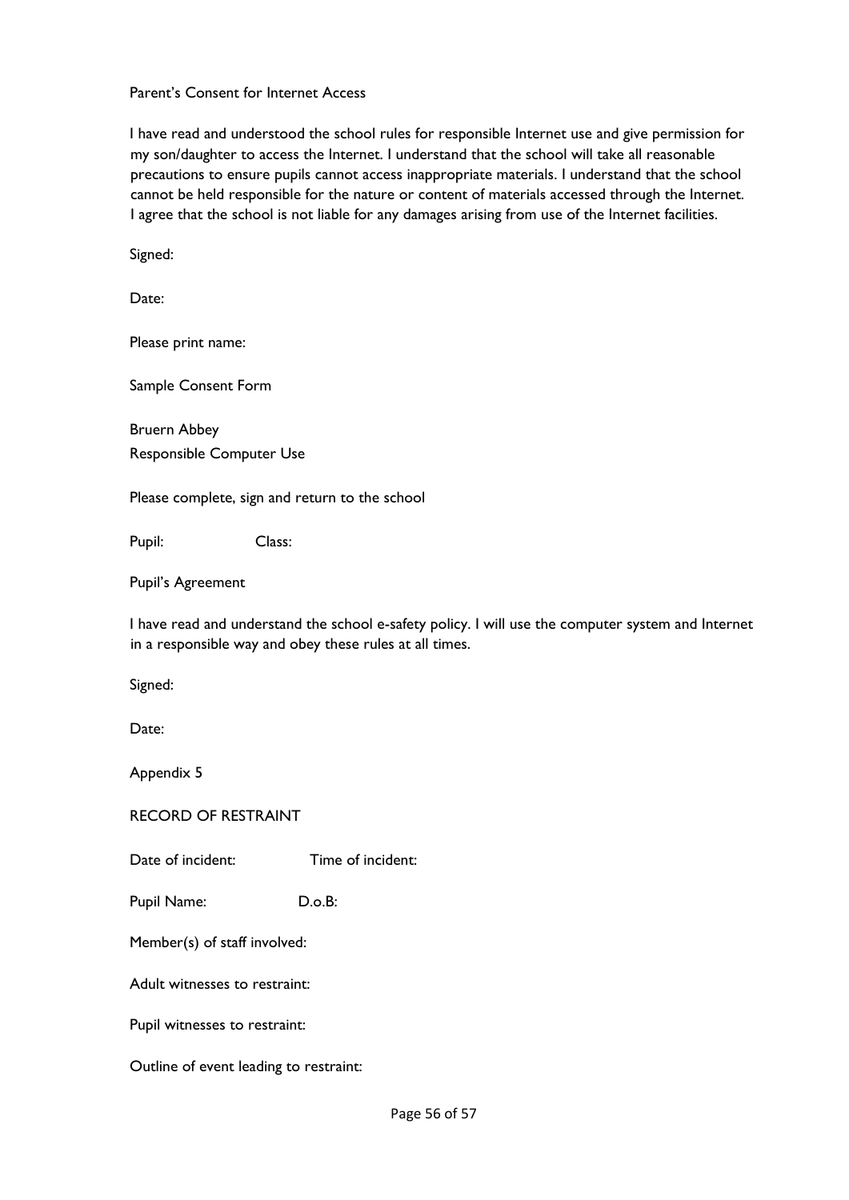Parent's Consent for Internet Access

I have read and understood the school rules for responsible Internet use and give permission for my son/daughter to access the Internet. I understand that the school will take all reasonable precautions to ensure pupils cannot access inappropriate materials. I understand that the school cannot be held responsible for the nature or content of materials accessed through the Internet. I agree that the school is not liable for any damages arising from use of the Internet facilities.

Signed:

Date:

Please print name:

Sample Consent Form

Bruern Abbey
Responsible Computer Use

Please complete, sign and return to the school

Pupil: Class:

Pupil's Agreement

I have read and understand the school e-safety policy. I will use the computer system and Internet in a responsible way and obey these rules at all times.

Signed:

Date:

Appendix 5

RECORD OF RESTRAINT

Date of incident: Time of incident:

Pupil Name: D.o.B:

Member(s) of staff involved:

Adult witnesses to restraint:

Pupil witnesses to restraint:

Outline of event leading to restraint: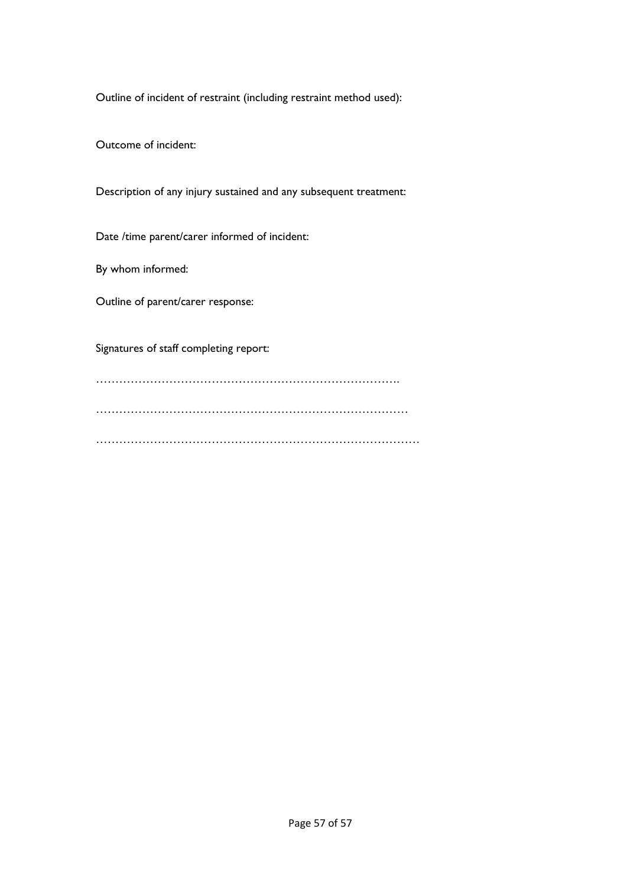Outline of incident of restraint (including restraint method used):

Outcome of incident:

Description of any injury sustained and any subsequent treatment:

Date /time parent/carer informed of incident:

By whom informed:

Outline of parent/carer response:

Signatures of staff completing report:

……………………………………………………………………….

…………………………………………………………………………

…………………………………………………………………………